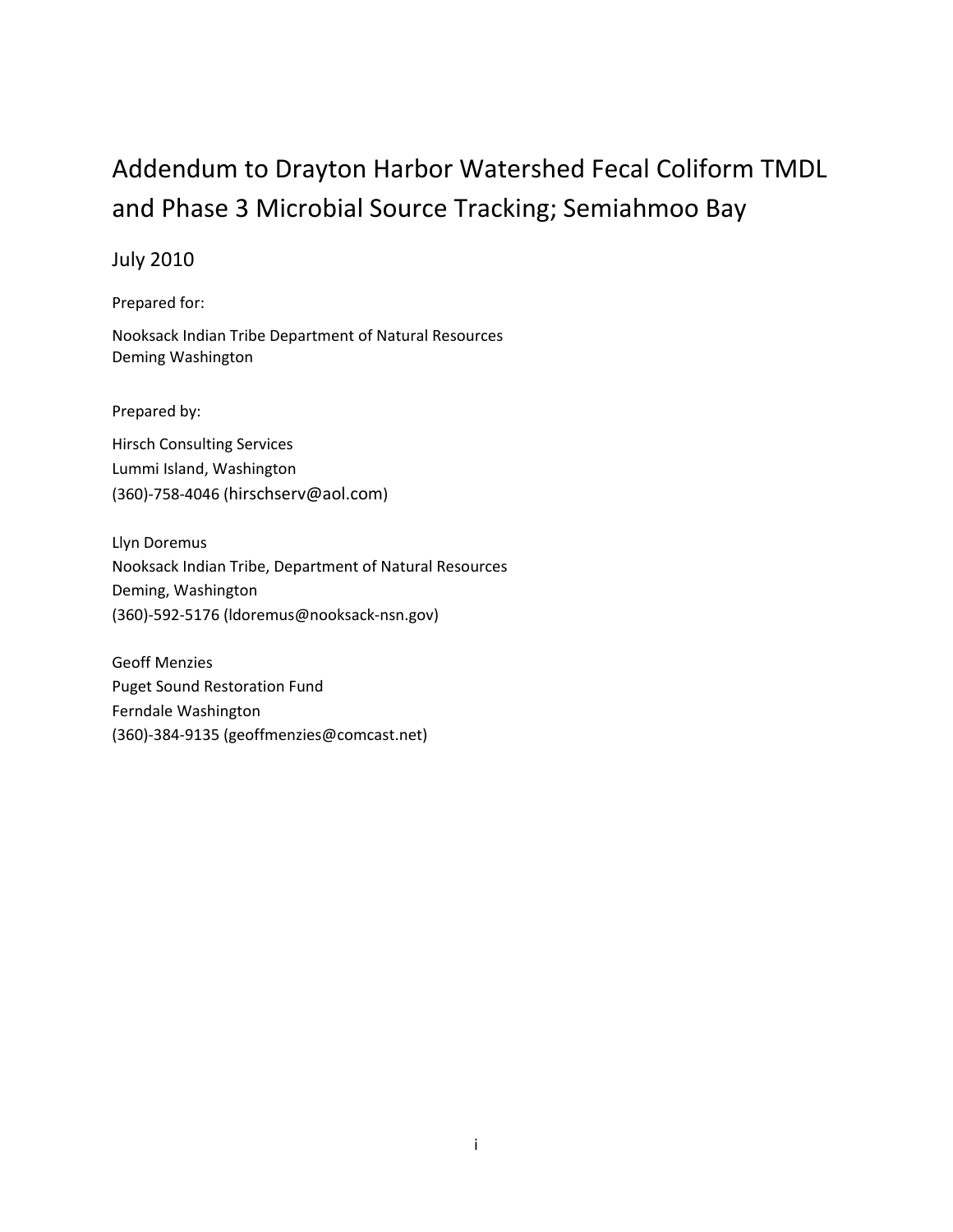# Addendum to Drayton Harbor Watershed Fecal Coliform TMDL and Phase 3 Microbial Source Tracking; Semiahmoo Bay

July 2010

Prepared for:

Nooksack Indian Tribe Department of Natural Resources
Deming Washington

Prepared by:

Hirsch Consulting Services
Lummi Island, Washington
(360)-758-4046 (hirschserv@aol.com)

Llyn Doremus
Nooksack Indian Tribe, Department of Natural Resources
Deming, Washington
(360)-592-5176 (ldoremus@nooksack-nsn.gov)

Geoff Menzies
Puget Sound Restoration Fund
Ferndale Washington
(360)-384-9135 (geoffmenzies@comcast.net)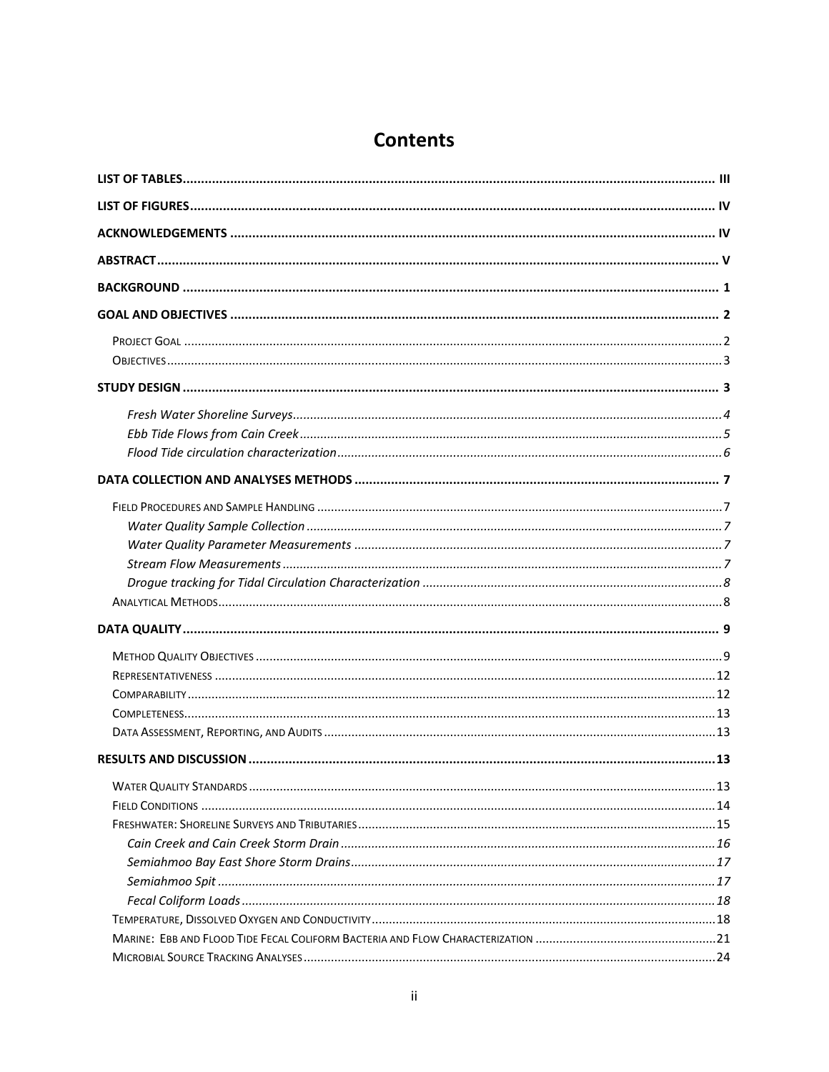# Contents

**LIST OF TABLES** ..... III

**LIST OF FIGURES** ..... IV

**ACKNOWLEDGEMENTS** ..... IV

**ABSTRACT** ..... V

**BACKGROUND** ..... 1

**GOAL AND OBJECTIVES** ..... 2

- PROJECT GOAL ..... 2
- OBJECTIVES ..... 3

**STUDY DESIGN** ..... 3

- *Fresh Water Shoreline Surveys* ..... 4
- *Ebb Tide Flows from Cain Creek* ..... 5
- *Flood Tide circulation characterization* ..... 6

**DATA COLLECTION AND ANALYSES METHODS** ..... 7

- FIELD PROCEDURES AND SAMPLE HANDLING ..... 7
  - *Water Quality Sample Collection* ..... 7
  - *Water Quality Parameter Measurements* ..... 7
  - *Stream Flow Measurements* ..... 7
  - *Drogue tracking for Tidal Circulation Characterization* ..... 8
- ANALYTICAL METHODS ..... 8

**DATA QUALITY** ..... 9

- METHOD QUALITY OBJECTIVES ..... 9
- REPRESENTATIVENESS ..... 12
- COMPARABILITY ..... 12
- COMPLETENESS ..... 13
- DATA ASSESSMENT, REPORTING, AND AUDITS ..... 13

**RESULTS AND DISCUSSION** ..... 13

- WATER QUALITY STANDARDS ..... 13
- FIELD CONDITIONS ..... 14
- FRESHWATER: SHORELINE SURVEYS AND TRIBUTARIES ..... 15
  - *Cain Creek and Cain Creek Storm Drain* ..... 16
  - *Semiahmoo Bay East Shore Storm Drains* ..... 17
  - *Semiahmoo Spit* ..... 17
  - *Fecal Coliform Loads* ..... 18
- TEMPERATURE, DISSOLVED OXYGEN AND CONDUCTIVITY ..... 18
- MARINE: EBB AND FLOOD TIDE FECAL COLIFORM BACTERIA AND FLOW CHARACTERIZATION ..... 21
- MICROBIAL SOURCE TRACKING ANALYSES ..... 24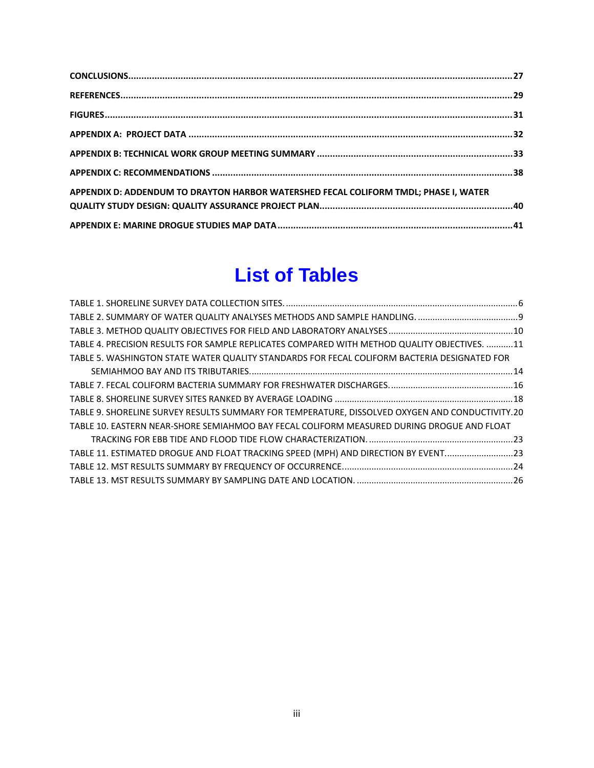**CONCLUSIONS** ........................................................................................................................................ **27**

**REFERENCES** ......................................................................................................................................... **29**

**FIGURES** ................................................................................................................................................. **31**

**APPENDIX A: PROJECT DATA** ............................................................................................................... **32**

**APPENDIX B: TECHNICAL WORK GROUP MEETING SUMMARY** .............................................................. **33**

**APPENDIX C: RECOMMENDATIONS** ....................................................................................................... **38**

**APPENDIX D: ADDENDUM TO DRAYTON HARBOR WATERSHED FECAL COLIFORM TMDL; PHASE I, WATER QUALITY STUDY DESIGN: QUALITY ASSURANCE PROJECT PLAN** .............................................................. **40**

**APPENDIX E: MARINE DROGUE STUDIES MAP DATA** ............................................................................. **41**

# List of Tables

TABLE 1. SHORELINE SURVEY DATA COLLECTION SITES. ............................................................................ 6

TABLE 2. SUMMARY OF WATER QUALITY ANALYSES METHODS AND SAMPLE HANDLING. ........................................ 9

TABLE 3. METHOD QUALITY OBJECTIVES FOR FIELD AND LABORATORY ANALYSES .............................................. 10

TABLE 4. PRECISION RESULTS FOR SAMPLE REPLICATES COMPARED WITH METHOD QUALITY OBJECTIVES. ........... 11

TABLE 5. WASHINGTON STATE WATER QUALITY STANDARDS FOR FECAL COLIFORM BACTERIA DESIGNATED FOR SEMIAHMOO BAY AND ITS TRIBUTARIES. ........................................................................................ 14

TABLE 7. FECAL COLIFORM BACTERIA SUMMARY FOR FRESHWATER DISCHARGES. .............................................. 16

TABLE 8. SHORELINE SURVEY SITES RANKED BY AVERAGE LOADING ............................................................ 18

TABLE 9. SHORELINE SURVEY RESULTS SUMMARY FOR TEMPERATURE, DISSOLVED OXYGEN AND CONDUCTIVITY. 20

TABLE 10. EASTERN NEAR-SHORE SEMIAHMOO BAY FECAL COLIFORM MEASURED DURING DROGUE AND FLOAT TRACKING FOR EBB TIDE AND FLOOD TIDE FLOW CHARACTERIZATION. ................................................ 23

TABLE 11. ESTIMATED DROGUE AND FLOAT TRACKING SPEED (MPH) AND DIRECTION BY EVENT. .......................... 23

TABLE 12. MST RESULTS SUMMARY BY FREQUENCY OF OCCURRENCE. ......................................................... 24

TABLE 13. MST RESULTS SUMMARY BY SAMPLING DATE AND LOCATION. ....................................................... 26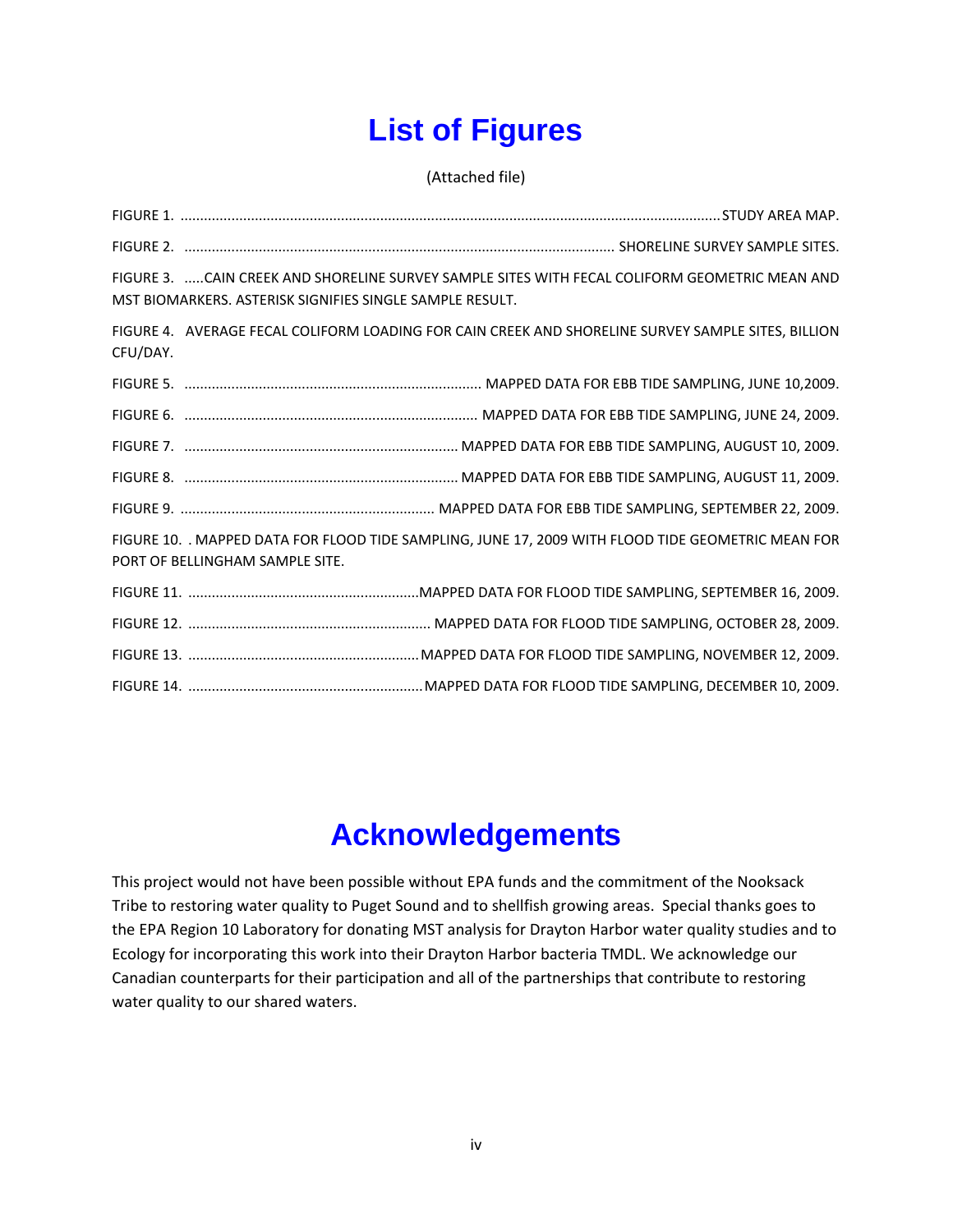# List of Figures

(Attached file)

FIGURE 1. ........................................................................................................................................STUDY AREA MAP.

FIGURE 2. ............................................................................................................ SHORELINE SURVEY SAMPLE SITES.

FIGURE 3. .....CAIN CREEK AND SHORELINE SURVEY SAMPLE SITES WITH FECAL COLIFORM GEOMETRIC MEAN AND MST BIOMARKERS. ASTERISK SIGNIFIES SINGLE SAMPLE RESULT.

FIGURE 4. AVERAGE FECAL COLIFORM LOADING FOR CAIN CREEK AND SHORELINE SURVEY SAMPLE SITES, BILLION CFU/DAY.

FIGURE 5. ........................................................................... MAPPED DATA FOR EBB TIDE SAMPLING, JUNE 10,2009.

FIGURE 6. .......................................................................... MAPPED DATA FOR EBB TIDE SAMPLING, JUNE 24, 2009.

FIGURE 7. ..................................................................... MAPPED DATA FOR EBB TIDE SAMPLING, AUGUST 10, 2009.

FIGURE 8. ..................................................................... MAPPED DATA FOR EBB TIDE SAMPLING, AUGUST 11, 2009.

FIGURE 9. ................................................................ MAPPED DATA FOR EBB TIDE SAMPLING, SEPTEMBER 22, 2009.

FIGURE 10. . MAPPED DATA FOR FLOOD TIDE SAMPLING, JUNE 17, 2009 WITH FLOOD TIDE GEOMETRIC MEAN FOR PORT OF BELLINGHAM SAMPLE SITE.

FIGURE 11. ..........................................................MAPPED DATA FOR FLOOD TIDE SAMPLING, SEPTEMBER 16, 2009.

FIGURE 12. ............................................................. MAPPED DATA FOR FLOOD TIDE SAMPLING, OCTOBER 28, 2009.

FIGURE 13. ..........................................................MAPPED DATA FOR FLOOD TIDE SAMPLING, NOVEMBER 12, 2009.

FIGURE 14. ...........................................................MAPPED DATA FOR FLOOD TIDE SAMPLING, DECEMBER 10, 2009.

# Acknowledgements

This project would not have been possible without EPA funds and the commitment of the Nooksack Tribe to restoring water quality to Puget Sound and to shellfish growing areas. Special thanks goes to the EPA Region 10 Laboratory for donating MST analysis for Drayton Harbor water quality studies and to Ecology for incorporating this work into their Drayton Harbor bacteria TMDL. We acknowledge our Canadian counterparts for their participation and all of the partnerships that contribute to restoring water quality to our shared waters.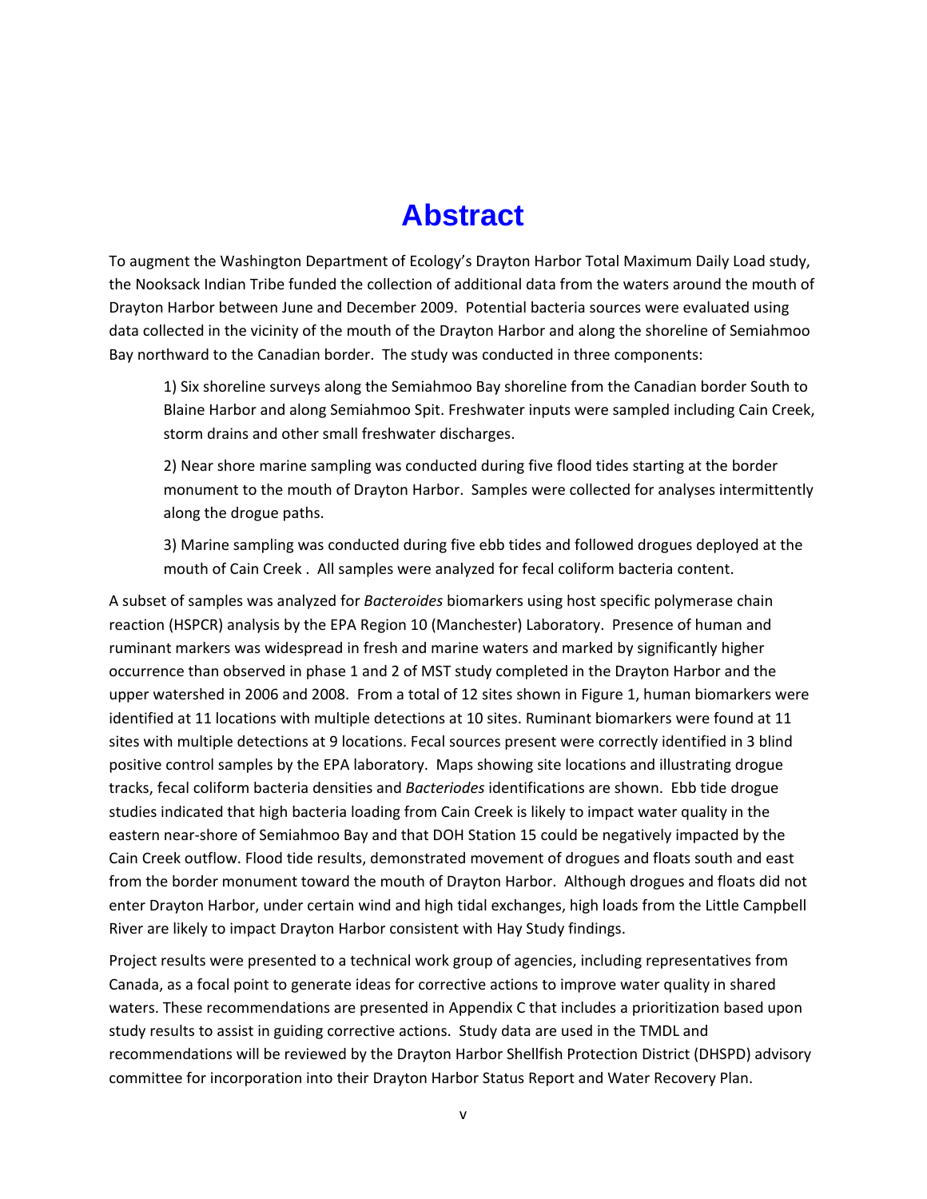# Abstract

To augment the Washington Department of Ecology's Drayton Harbor Total Maximum Daily Load study, the Nooksack Indian Tribe funded the collection of additional data from the waters around the mouth of Drayton Harbor between June and December 2009. Potential bacteria sources were evaluated using data collected in the vicinity of the mouth of the Drayton Harbor and along the shoreline of Semiahmoo Bay northward to the Canadian border. The study was conducted in three components:

1) Six shoreline surveys along the Semiahmoo Bay shoreline from the Canadian border South to Blaine Harbor and along Semiahmoo Spit. Freshwater inputs were sampled including Cain Creek, storm drains and other small freshwater discharges.

2) Near shore marine sampling was conducted during five flood tides starting at the border monument to the mouth of Drayton Harbor. Samples were collected for analyses intermittently along the drogue paths.

3) Marine sampling was conducted during five ebb tides and followed drogues deployed at the mouth of Cain Creek . All samples were analyzed for fecal coliform bacteria content.

A subset of samples was analyzed for *Bacteroides* biomarkers using host specific polymerase chain reaction (HSPCR) analysis by the EPA Region 10 (Manchester) Laboratory. Presence of human and ruminant markers was widespread in fresh and marine waters and marked by significantly higher occurrence than observed in phase 1 and 2 of MST study completed in the Drayton Harbor and the upper watershed in 2006 and 2008. From a total of 12 sites shown in Figure 1, human biomarkers were identified at 11 locations with multiple detections at 10 sites. Ruminant biomarkers were found at 11 sites with multiple detections at 9 locations. Fecal sources present were correctly identified in 3 blind positive control samples by the EPA laboratory. Maps showing site locations and illustrating drogue tracks, fecal coliform bacteria densities and *Bacteriodes* identifications are shown. Ebb tide drogue studies indicated that high bacteria loading from Cain Creek is likely to impact water quality in the eastern near-shore of Semiahmoo Bay and that DOH Station 15 could be negatively impacted by the Cain Creek outflow. Flood tide results, demonstrated movement of drogues and floats south and east from the border monument toward the mouth of Drayton Harbor. Although drogues and floats did not enter Drayton Harbor, under certain wind and high tidal exchanges, high loads from the Little Campbell River are likely to impact Drayton Harbor consistent with Hay Study findings.

Project results were presented to a technical work group of agencies, including representatives from Canada, as a focal point to generate ideas for corrective actions to improve water quality in shared waters. These recommendations are presented in Appendix C that includes a prioritization based upon study results to assist in guiding corrective actions. Study data are used in the TMDL and recommendations will be reviewed by the Drayton Harbor Shellfish Protection District (DHSPD) advisory committee for incorporation into their Drayton Harbor Status Report and Water Recovery Plan.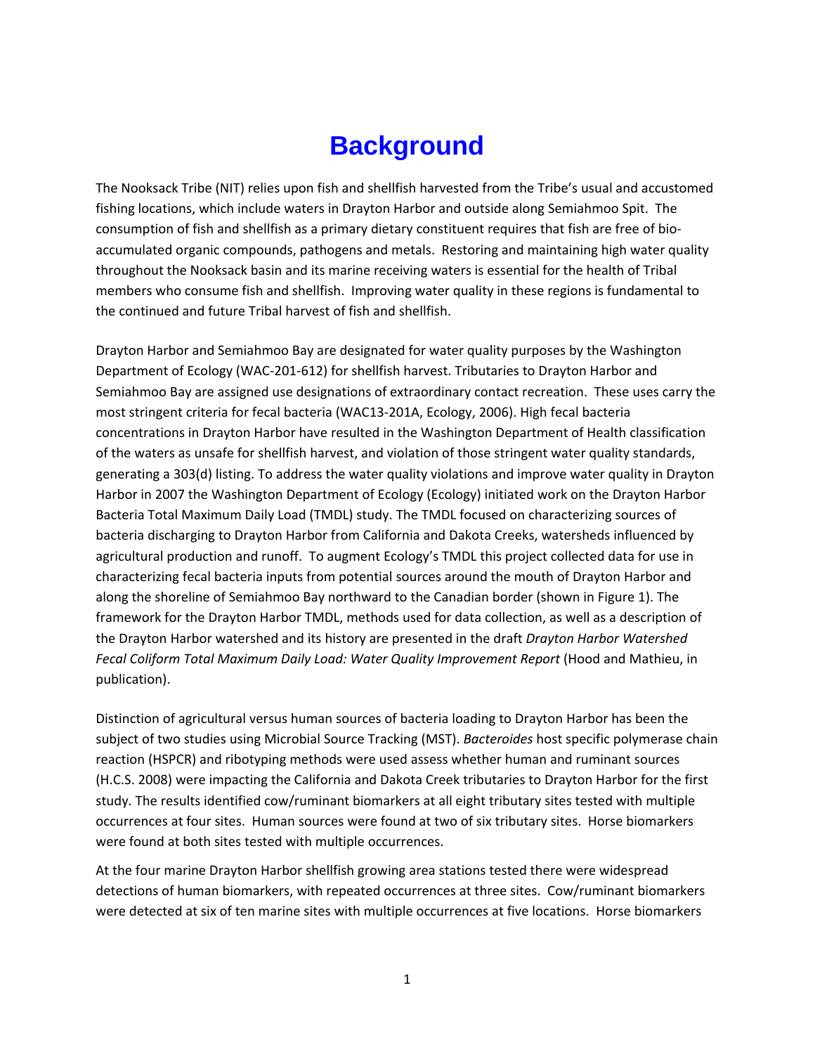# Background

The Nooksack Tribe (NIT) relies upon fish and shellfish harvested from the Tribe's usual and accustomed fishing locations, which include waters in Drayton Harbor and outside along Semiahmoo Spit. The consumption of fish and shellfish as a primary dietary constituent requires that fish are free of bio-accumulated organic compounds, pathogens and metals. Restoring and maintaining high water quality throughout the Nooksack basin and its marine receiving waters is essential for the health of Tribal members who consume fish and shellfish. Improving water quality in these regions is fundamental to the continued and future Tribal harvest of fish and shellfish.

Drayton Harbor and Semiahmoo Bay are designated for water quality purposes by the Washington Department of Ecology (WAC-201-612) for shellfish harvest. Tributaries to Drayton Harbor and Semiahmoo Bay are assigned use designations of extraordinary contact recreation. These uses carry the most stringent criteria for fecal bacteria (WAC13-201A, Ecology, 2006). High fecal bacteria concentrations in Drayton Harbor have resulted in the Washington Department of Health classification of the waters as unsafe for shellfish harvest, and violation of those stringent water quality standards, generating a 303(d) listing. To address the water quality violations and improve water quality in Drayton Harbor in 2007 the Washington Department of Ecology (Ecology) initiated work on the Drayton Harbor Bacteria Total Maximum Daily Load (TMDL) study. The TMDL focused on characterizing sources of bacteria discharging to Drayton Harbor from California and Dakota Creeks, watersheds influenced by agricultural production and runoff. To augment Ecology's TMDL this project collected data for use in characterizing fecal bacteria inputs from potential sources around the mouth of Drayton Harbor and along the shoreline of Semiahmoo Bay northward to the Canadian border (shown in Figure 1). The framework for the Drayton Harbor TMDL, methods used for data collection, as well as a description of the Drayton Harbor watershed and its history are presented in the draft *Drayton Harbor Watershed Fecal Coliform Total Maximum Daily Load: Water Quality Improvement Report* (Hood and Mathieu, in publication).

Distinction of agricultural versus human sources of bacteria loading to Drayton Harbor has been the subject of two studies using Microbial Source Tracking (MST). *Bacteroides* host specific polymerase chain reaction (HSPCR) and ribotyping methods were used assess whether human and ruminant sources (H.C.S. 2008) were impacting the California and Dakota Creek tributaries to Drayton Harbor for the first study. The results identified cow/ruminant biomarkers at all eight tributary sites tested with multiple occurrences at four sites. Human sources were found at two of six tributary sites. Horse biomarkers were found at both sites tested with multiple occurrences.

At the four marine Drayton Harbor shellfish growing area stations tested there were widespread detections of human biomarkers, with repeated occurrences at three sites. Cow/ruminant biomarkers were detected at six of ten marine sites with multiple occurrences at five locations. Horse biomarkers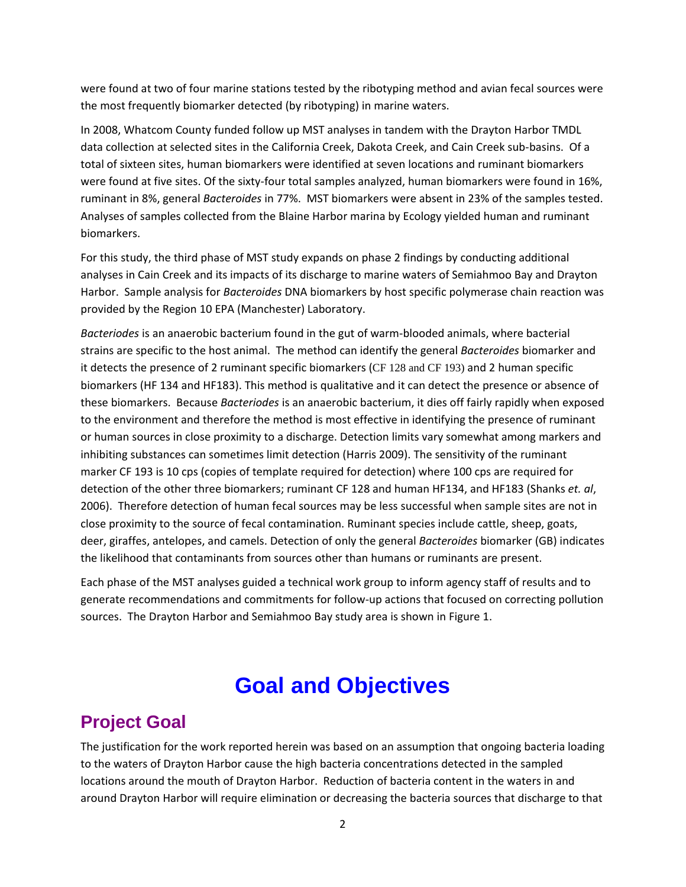were found at two of four marine stations tested by the ribotyping method and avian fecal sources were the most frequently biomarker detected (by ribotyping) in marine waters.

In 2008, Whatcom County funded follow up MST analyses in tandem with the Drayton Harbor TMDL data collection at selected sites in the California Creek, Dakota Creek, and Cain Creek sub-basins. Of a total of sixteen sites, human biomarkers were identified at seven locations and ruminant biomarkers were found at five sites. Of the sixty-four total samples analyzed, human biomarkers were found in 16%, ruminant in 8%, general *Bacteroides* in 77%. MST biomarkers were absent in 23% of the samples tested. Analyses of samples collected from the Blaine Harbor marina by Ecology yielded human and ruminant biomarkers.

For this study, the third phase of MST study expands on phase 2 findings by conducting additional analyses in Cain Creek and its impacts of its discharge to marine waters of Semiahmoo Bay and Drayton Harbor. Sample analysis for *Bacteroides* DNA biomarkers by host specific polymerase chain reaction was provided by the Region 10 EPA (Manchester) Laboratory.

*Bacteriodes* is an anaerobic bacterium found in the gut of warm-blooded animals, where bacterial strains are specific to the host animal. The method can identify the general *Bacteroides* biomarker and it detects the presence of 2 ruminant specific biomarkers (CF 128 and CF 193) and 2 human specific biomarkers (HF 134 and HF183). This method is qualitative and it can detect the presence or absence of these biomarkers. Because *Bacteriodes* is an anaerobic bacterium, it dies off fairly rapidly when exposed to the environment and therefore the method is most effective in identifying the presence of ruminant or human sources in close proximity to a discharge. Detection limits vary somewhat among markers and inhibiting substances can sometimes limit detection (Harris 2009). The sensitivity of the ruminant marker CF 193 is 10 cps (copies of template required for detection) where 100 cps are required for detection of the other three biomarkers; ruminant CF 128 and human HF134, and HF183 (Shanks *et. al*, 2006). Therefore detection of human fecal sources may be less successful when sample sites are not in close proximity to the source of fecal contamination. Ruminant species include cattle, sheep, goats, deer, giraffes, antelopes, and camels. Detection of only the general *Bacteroides* biomarker (GB) indicates the likelihood that contaminants from sources other than humans or ruminants are present.

Each phase of the MST analyses guided a technical work group to inform agency staff of results and to generate recommendations and commitments for follow-up actions that focused on correcting pollution sources. The Drayton Harbor and Semiahmoo Bay study area is shown in Figure 1.

# Goal and Objectives

## Project Goal

The justification for the work reported herein was based on an assumption that ongoing bacteria loading to the waters of Drayton Harbor cause the high bacteria concentrations detected in the sampled locations around the mouth of Drayton Harbor. Reduction of bacteria content in the waters in and around Drayton Harbor will require elimination or decreasing the bacteria sources that discharge to that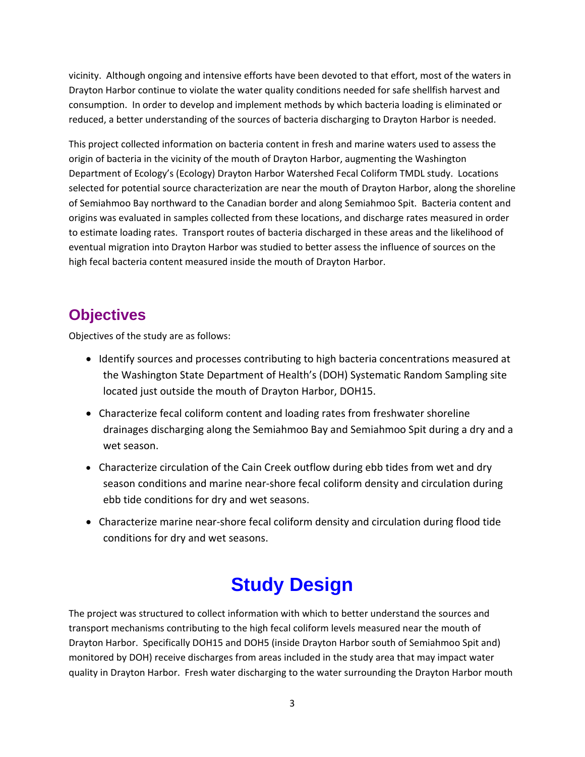vicinity. Although ongoing and intensive efforts have been devoted to that effort, most of the waters in Drayton Harbor continue to violate the water quality conditions needed for safe shellfish harvest and consumption. In order to develop and implement methods by which bacteria loading is eliminated or reduced, a better understanding of the sources of bacteria discharging to Drayton Harbor is needed.

This project collected information on bacteria content in fresh and marine waters used to assess the origin of bacteria in the vicinity of the mouth of Drayton Harbor, augmenting the Washington Department of Ecology's (Ecology) Drayton Harbor Watershed Fecal Coliform TMDL study. Locations selected for potential source characterization are near the mouth of Drayton Harbor, along the shoreline of Semiahmoo Bay northward to the Canadian border and along Semiahmoo Spit. Bacteria content and origins was evaluated in samples collected from these locations, and discharge rates measured in order to estimate loading rates. Transport routes of bacteria discharged in these areas and the likelihood of eventual migration into Drayton Harbor was studied to better assess the influence of sources on the high fecal bacteria content measured inside the mouth of Drayton Harbor.

## Objectives

Objectives of the study are as follows:

- Identify sources and processes contributing to high bacteria concentrations measured at the Washington State Department of Health's (DOH) Systematic Random Sampling site located just outside the mouth of Drayton Harbor, DOH15.
- Characterize fecal coliform content and loading rates from freshwater shoreline drainages discharging along the Semiahmoo Bay and Semiahmoo Spit during a dry and a wet season.
- Characterize circulation of the Cain Creek outflow during ebb tides from wet and dry season conditions and marine near-shore fecal coliform density and circulation during ebb tide conditions for dry and wet seasons.
- Characterize marine near-shore fecal coliform density and circulation during flood tide conditions for dry and wet seasons.

# Study Design

The project was structured to collect information with which to better understand the sources and transport mechanisms contributing to the high fecal coliform levels measured near the mouth of Drayton Harbor. Specifically DOH15 and DOH5 (inside Drayton Harbor south of Semiahmoo Spit and) monitored by DOH) receive discharges from areas included in the study area that may impact water quality in Drayton Harbor. Fresh water discharging to the water surrounding the Drayton Harbor mouth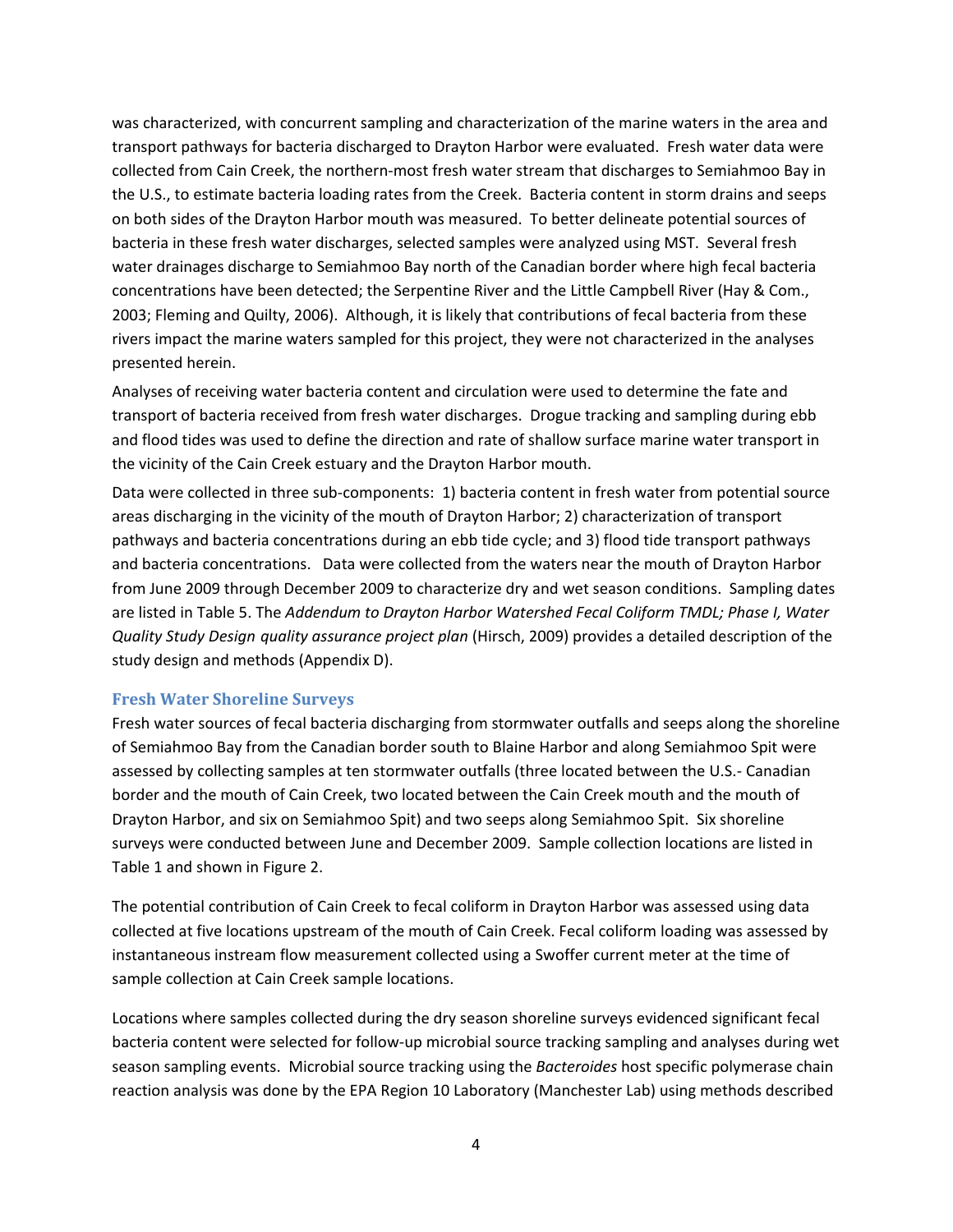was characterized, with concurrent sampling and characterization of the marine waters in the area and transport pathways for bacteria discharged to Drayton Harbor were evaluated. Fresh water data were collected from Cain Creek, the northern-most fresh water stream that discharges to Semiahmoo Bay in the U.S., to estimate bacteria loading rates from the Creek. Bacteria content in storm drains and seeps on both sides of the Drayton Harbor mouth was measured. To better delineate potential sources of bacteria in these fresh water discharges, selected samples were analyzed using MST. Several fresh water drainages discharge to Semiahmoo Bay north of the Canadian border where high fecal bacteria concentrations have been detected; the Serpentine River and the Little Campbell River (Hay & Com., 2003; Fleming and Quilty, 2006). Although, it is likely that contributions of fecal bacteria from these rivers impact the marine waters sampled for this project, they were not characterized in the analyses presented herein.

Analyses of receiving water bacteria content and circulation were used to determine the fate and transport of bacteria received from fresh water discharges. Drogue tracking and sampling during ebb and flood tides was used to define the direction and rate of shallow surface marine water transport in the vicinity of the Cain Creek estuary and the Drayton Harbor mouth.

Data were collected in three sub-components: 1) bacteria content in fresh water from potential source areas discharging in the vicinity of the mouth of Drayton Harbor; 2) characterization of transport pathways and bacteria concentrations during an ebb tide cycle; and 3) flood tide transport pathways and bacteria concentrations. Data were collected from the waters near the mouth of Drayton Harbor from June 2009 through December 2009 to characterize dry and wet season conditions. Sampling dates are listed in Table 5. The *Addendum to Drayton Harbor Watershed Fecal Coliform TMDL; Phase I, Water Quality Study Design quality assurance project plan* (Hirsch, 2009) provides a detailed description of the study design and methods (Appendix D).

### Fresh Water Shoreline Surveys

Fresh water sources of fecal bacteria discharging from stormwater outfalls and seeps along the shoreline of Semiahmoo Bay from the Canadian border south to Blaine Harbor and along Semiahmoo Spit were assessed by collecting samples at ten stormwater outfalls (three located between the U.S.- Canadian border and the mouth of Cain Creek, two located between the Cain Creek mouth and the mouth of Drayton Harbor, and six on Semiahmoo Spit) and two seeps along Semiahmoo Spit. Six shoreline surveys were conducted between June and December 2009. Sample collection locations are listed in Table 1 and shown in Figure 2.

The potential contribution of Cain Creek to fecal coliform in Drayton Harbor was assessed using data collected at five locations upstream of the mouth of Cain Creek. Fecal coliform loading was assessed by instantaneous instream flow measurement collected using a Swoffer current meter at the time of sample collection at Cain Creek sample locations.

Locations where samples collected during the dry season shoreline surveys evidenced significant fecal bacteria content were selected for follow-up microbial source tracking sampling and analyses during wet season sampling events. Microbial source tracking using the *Bacteroides* host specific polymerase chain reaction analysis was done by the EPA Region 10 Laboratory (Manchester Lab) using methods described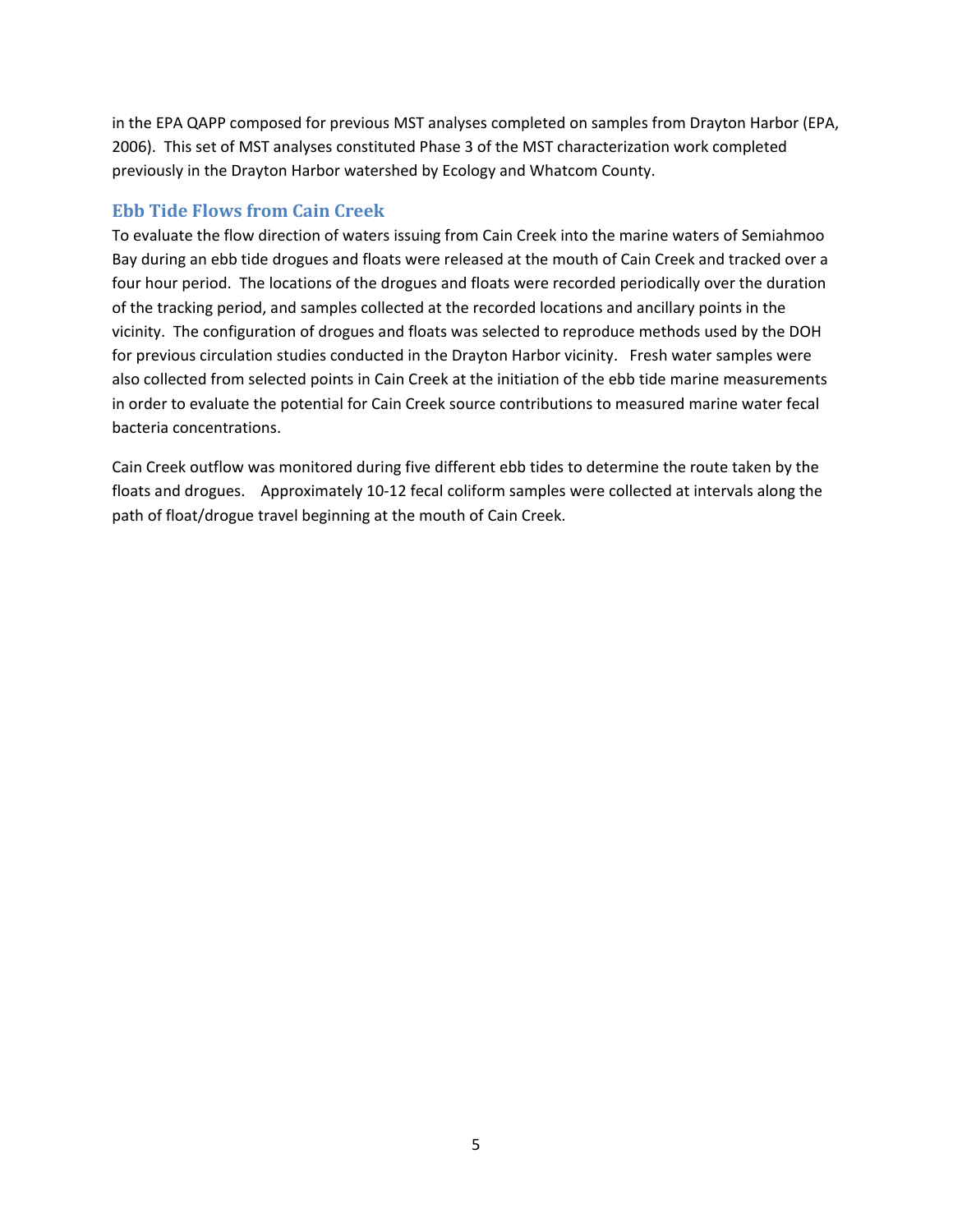in the EPA QAPP composed for previous MST analyses completed on samples from Drayton Harbor (EPA, 2006). This set of MST analyses constituted Phase 3 of the MST characterization work completed previously in the Drayton Harbor watershed by Ecology and Whatcom County.

## Ebb Tide Flows from Cain Creek

To evaluate the flow direction of waters issuing from Cain Creek into the marine waters of Semiahmoo Bay during an ebb tide drogues and floats were released at the mouth of Cain Creek and tracked over a four hour period. The locations of the drogues and floats were recorded periodically over the duration of the tracking period, and samples collected at the recorded locations and ancillary points in the vicinity. The configuration of drogues and floats was selected to reproduce methods used by the DOH for previous circulation studies conducted in the Drayton Harbor vicinity. Fresh water samples were also collected from selected points in Cain Creek at the initiation of the ebb tide marine measurements in order to evaluate the potential for Cain Creek source contributions to measured marine water fecal bacteria concentrations.

Cain Creek outflow was monitored during five different ebb tides to determine the route taken by the floats and drogues. Approximately 10-12 fecal coliform samples were collected at intervals along the path of float/drogue travel beginning at the mouth of Cain Creek.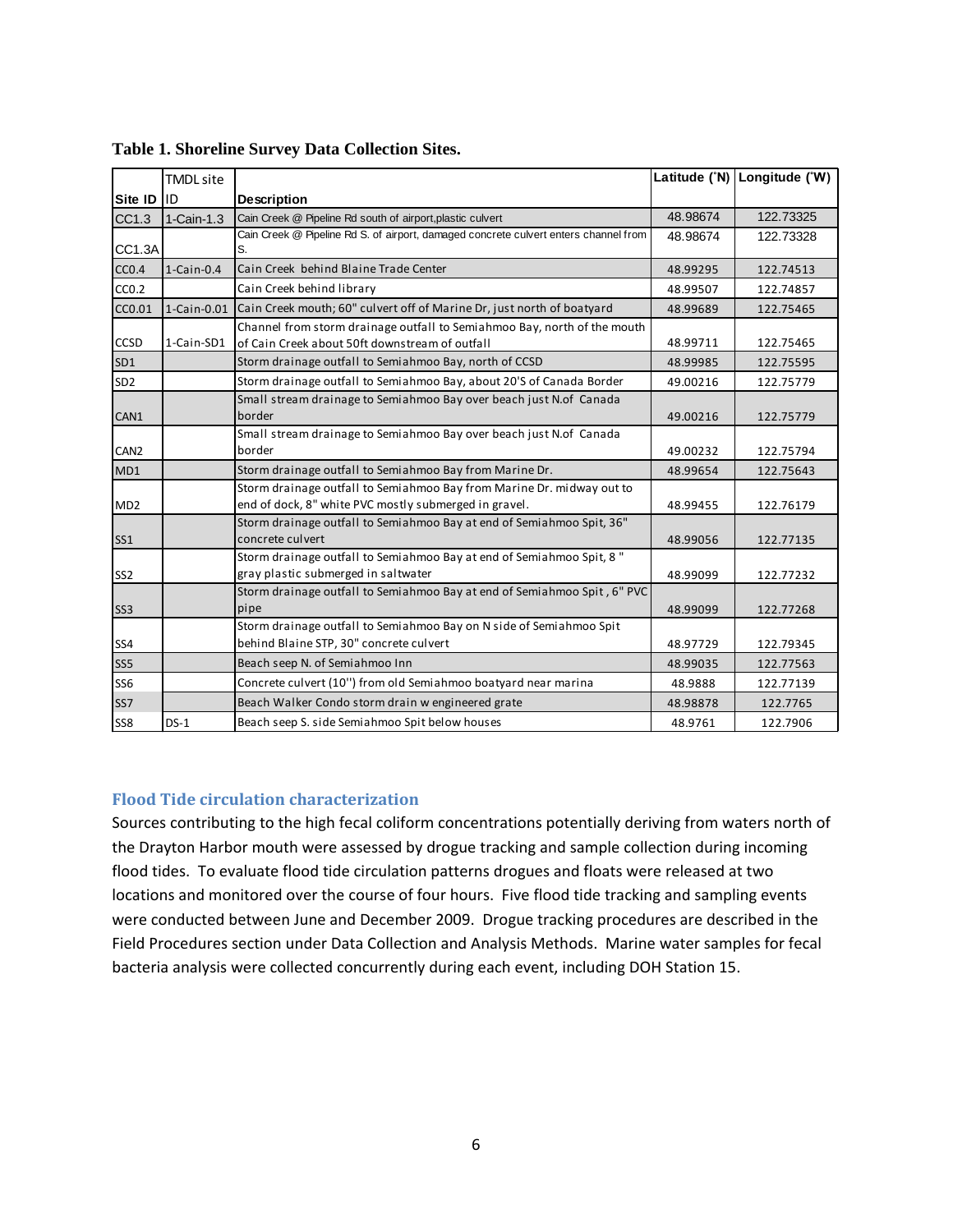**Table 1. Shoreline Survey Data Collection Sites.**

| Site ID | TMDL site ID | Description | Latitude (˚N) | Longitude (˚W) |
|---|---|---|---|---|
| CC1.3 | 1-Cain-1.3 | Cain Creek @ Pipeline Rd south of airport,plastic culvert | 48.98674 | 122.73325 |
| CC1.3A | | Cain Creek @ Pipeline Rd S. of airport, damaged concrete culvert enters channel from S. | 48.98674 | 122.73328 |
| CC0.4 | 1-Cain-0.4 | Cain Creek behind Blaine Trade Center | 48.99295 | 122.74513 |
| CC0.2 | | Cain Creek behind library | 48.99507 | 122.74857 |
| CC0.01 | 1-Cain-0.01 | Cain Creek mouth; 60" culvert off of Marine Dr, just north of boatyard | 48.99689 | 122.75465 |
| CCSD | 1-Cain-SD1 | Channel from storm drainage outfall to Semiahmoo Bay, north of the mouth of Cain Creek about 50ft downstream of outfall | 48.99711 | 122.75465 |
| SD1 | | Storm drainage outfall to Semiahmoo Bay, north of CCSD | 48.99985 | 122.75595 |
| SD2 | | Storm drainage outfall to Semiahmoo Bay, about 20'S of Canada Border | 49.00216 | 122.75779 |
| CAN1 | | Small stream drainage to Semiahmoo Bay over beach just N.of Canada border | 49.00216 | 122.75779 |
| CAN2 | | Small stream drainage to Semiahmoo Bay over beach just N.of Canada border | 49.00232 | 122.75794 |
| MD1 | | Storm drainage outfall to Semiahmoo Bay from Marine Dr. | 48.99654 | 122.75643 |
| MD2 | | Storm drainage outfall to Semiahmoo Bay from Marine Dr. midway out to end of dock, 8" white PVC mostly submerged in gravel. | 48.99455 | 122.76179 |
| SS1 | | Storm drainage outfall to Semiahmoo Bay at end of Semiahmoo Spit, 36" concrete culvert | 48.99056 | 122.77135 |
| SS2 | | Storm drainage outfall to Semiahmoo Bay at end of Semiahmoo Spit, 8 " gray plastic submerged in saltwater | 48.99099 | 122.77232 |
| SS3 | | Storm drainage outfall to Semiahmoo Bay at end of Semiahmoo Spit , 6" PVC pipe | 48.99099 | 122.77268 |
| SS4 | | Storm drainage outfall to Semiahmoo Bay on N side of Semiahmoo Spit behind Blaine STP, 30" concrete culvert | 48.97729 | 122.79345 |
| SS5 | | Beach seep N. of Semiahmoo Inn | 48.99035 | 122.77563 |
| SS6 | | Concrete culvert (10'') from old Semiahmoo boatyard near marina | 48.9888 | 122.77139 |
| SS7 | | Beach Walker Condo storm drain w engineered grate | 48.98878 | 122.7765 |
| SS8 | DS-1 | Beach seep S. side Semiahmoo Spit below houses | 48.9761 | 122.7906 |

### Flood Tide circulation characterization

Sources contributing to the high fecal coliform concentrations potentially deriving from waters north of the Drayton Harbor mouth were assessed by drogue tracking and sample collection during incoming flood tides. To evaluate flood tide circulation patterns drogues and floats were released at two locations and monitored over the course of four hours. Five flood tide tracking and sampling events were conducted between June and December 2009. Drogue tracking procedures are described in the Field Procedures section under Data Collection and Analysis Methods. Marine water samples for fecal bacteria analysis were collected concurrently during each event, including DOH Station 15.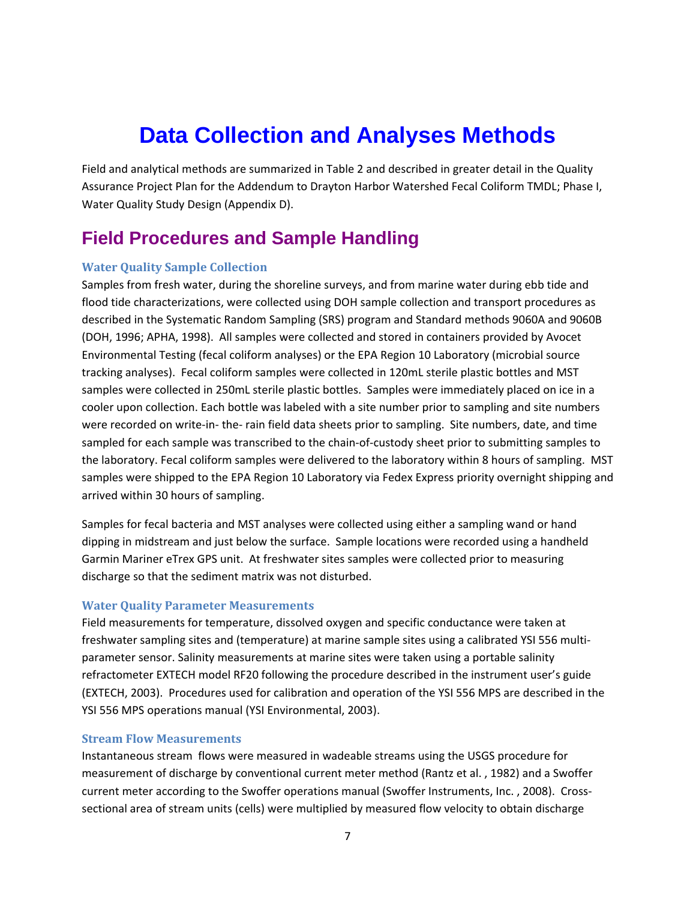# Data Collection and Analyses Methods

Field and analytical methods are summarized in Table 2 and described in greater detail in the Quality Assurance Project Plan for the Addendum to Drayton Harbor Watershed Fecal Coliform TMDL; Phase I, Water Quality Study Design (Appendix D).

## Field Procedures and Sample Handling

### Water Quality Sample Collection

Samples from fresh water, during the shoreline surveys, and from marine water during ebb tide and flood tide characterizations, were collected using DOH sample collection and transport procedures as described in the Systematic Random Sampling (SRS) program and Standard methods 9060A and 9060B (DOH, 1996; APHA, 1998). All samples were collected and stored in containers provided by Avocet Environmental Testing (fecal coliform analyses) or the EPA Region 10 Laboratory (microbial source tracking analyses). Fecal coliform samples were collected in 120mL sterile plastic bottles and MST samples were collected in 250mL sterile plastic bottles. Samples were immediately placed on ice in a cooler upon collection. Each bottle was labeled with a site number prior to sampling and site numbers were recorded on write-in- the- rain field data sheets prior to sampling. Site numbers, date, and time sampled for each sample was transcribed to the chain-of-custody sheet prior to submitting samples to the laboratory. Fecal coliform samples were delivered to the laboratory within 8 hours of sampling. MST samples were shipped to the EPA Region 10 Laboratory via Fedex Express priority overnight shipping and arrived within 30 hours of sampling.

Samples for fecal bacteria and MST analyses were collected using either a sampling wand or hand dipping in midstream and just below the surface. Sample locations were recorded using a handheld Garmin Mariner eTrex GPS unit. At freshwater sites samples were collected prior to measuring discharge so that the sediment matrix was not disturbed.

### Water Quality Parameter Measurements

Field measurements for temperature, dissolved oxygen and specific conductance were taken at freshwater sampling sites and (temperature) at marine sample sites using a calibrated YSI 556 multi-parameter sensor. Salinity measurements at marine sites were taken using a portable salinity refractometer EXTECH model RF20 following the procedure described in the instrument user's guide (EXTECH, 2003). Procedures used for calibration and operation of the YSI 556 MPS are described in the YSI 556 MPS operations manual (YSI Environmental, 2003).

### Stream Flow Measurements

Instantaneous stream flows were measured in wadeable streams using the USGS procedure for measurement of discharge by conventional current meter method (Rantz et al. , 1982) and a Swoffer current meter according to the Swoffer operations manual (Swoffer Instruments, Inc. , 2008). Cross-sectional area of stream units (cells) were multiplied by measured flow velocity to obtain discharge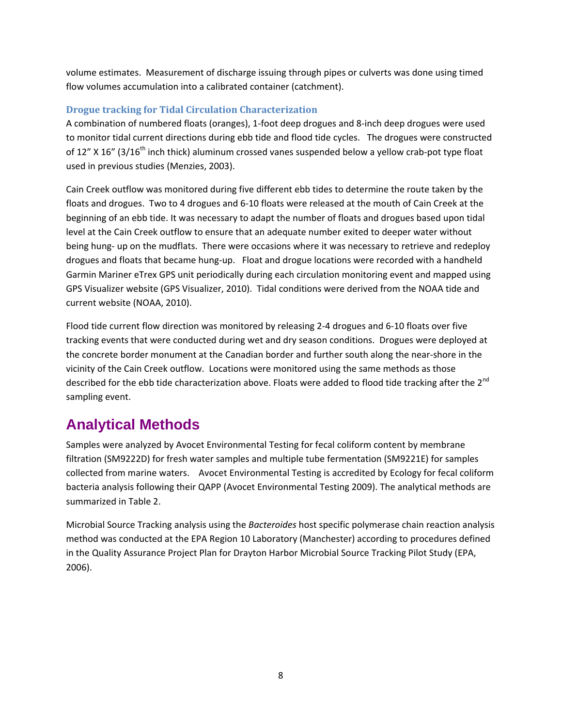volume estimates. Measurement of discharge issuing through pipes or culverts was done using timed flow volumes accumulation into a calibrated container (catchment).

### Drogue tracking for Tidal Circulation Characterization

A combination of numbered floats (oranges), 1-foot deep drogues and 8-inch deep drogues were used to monitor tidal current directions during ebb tide and flood tide cycles. The drogues were constructed of 12" X 16" (3/16th inch thick) aluminum crossed vanes suspended below a yellow crab-pot type float used in previous studies (Menzies, 2003).

Cain Creek outflow was monitored during five different ebb tides to determine the route taken by the floats and drogues. Two to 4 drogues and 6-10 floats were released at the mouth of Cain Creek at the beginning of an ebb tide. It was necessary to adapt the number of floats and drogues based upon tidal level at the Cain Creek outflow to ensure that an adequate number exited to deeper water without being hung- up on the mudflats. There were occasions where it was necessary to retrieve and redeploy drogues and floats that became hung-up. Float and drogue locations were recorded with a handheld Garmin Mariner eTrex GPS unit periodically during each circulation monitoring event and mapped using GPS Visualizer website (GPS Visualizer, 2010). Tidal conditions were derived from the NOAA tide and current website (NOAA, 2010).

Flood tide current flow direction was monitored by releasing 2-4 drogues and 6-10 floats over five tracking events that were conducted during wet and dry season conditions. Drogues were deployed at the concrete border monument at the Canadian border and further south along the near-shore in the vicinity of the Cain Creek outflow. Locations were monitored using the same methods as those described for the ebb tide characterization above. Floats were added to flood tide tracking after the 2nd sampling event.

## Analytical Methods

Samples were analyzed by Avocet Environmental Testing for fecal coliform content by membrane filtration (SM9222D) for fresh water samples and multiple tube fermentation (SM9221E) for samples collected from marine waters. Avocet Environmental Testing is accredited by Ecology for fecal coliform bacteria analysis following their QAPP (Avocet Environmental Testing 2009). The analytical methods are summarized in Table 2.

Microbial Source Tracking analysis using the *Bacteroides* host specific polymerase chain reaction analysis method was conducted at the EPA Region 10 Laboratory (Manchester) according to procedures defined in the Quality Assurance Project Plan for Drayton Harbor Microbial Source Tracking Pilot Study (EPA, 2006).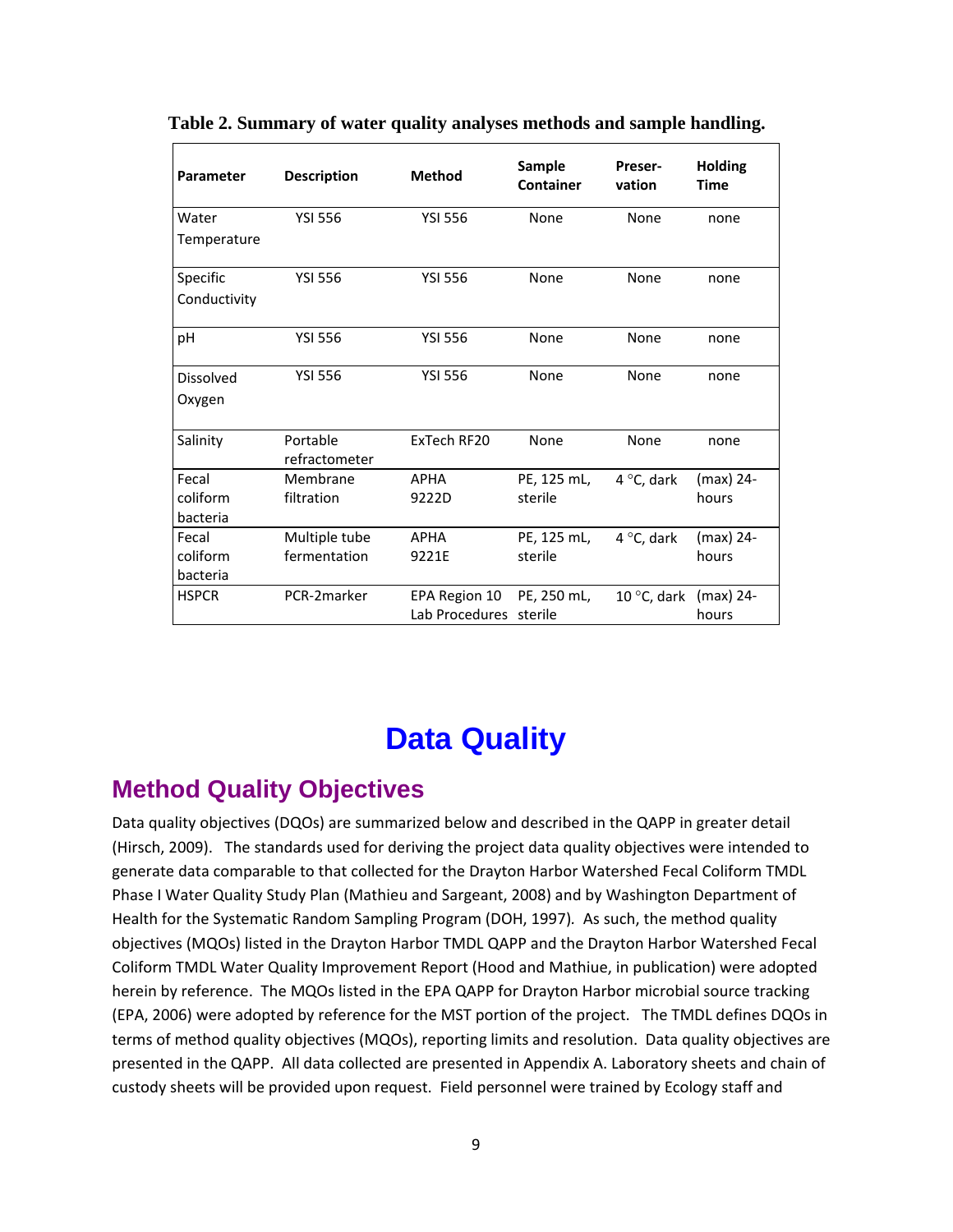**Table 2. Summary of water quality analyses methods and sample handling.**

| Parameter | Description | Method | Sample Container | Preser-vation | Holding Time |
|---|---|---|---|---|---|
| Water Temperature | YSI 556 | YSI 556 | None | None | none |
| Specific Conductivity | YSI 556 | YSI 556 | None | None | none |
| pH | YSI 556 | YSI 556 | None | None | none |
| Dissolved Oxygen | YSI 556 | YSI 556 | None | None | none |
| Salinity | Portable refractometer | ExTech RF20 | None | None | none |
| Fecal coliform bacteria | Membrane filtration | APHA 9222D | PE, 125 mL, sterile | 4 °C, dark | (max) 24-hours |
| Fecal coliform bacteria | Multiple tube fermentation | APHA 9221E | PE, 125 mL, sterile | 4 °C, dark | (max) 24-hours |
| HSPCR | PCR-2marker | EPA Region 10 Lab Procedures | PE, 250 mL, sterile | 10 °C, dark | (max) 24-hours |

# Data Quality

## Method Quality Objectives

Data quality objectives (DQOs) are summarized below and described in the QAPP in greater detail (Hirsch, 2009). The standards used for deriving the project data quality objectives were intended to generate data comparable to that collected for the Drayton Harbor Watershed Fecal Coliform TMDL Phase I Water Quality Study Plan (Mathieu and Sargeant, 2008) and by Washington Department of Health for the Systematic Random Sampling Program (DOH, 1997). As such, the method quality objectives (MQOs) listed in the Drayton Harbor TMDL QAPP and the Drayton Harbor Watershed Fecal Coliform TMDL Water Quality Improvement Report (Hood and Mathiue, in publication) were adopted herein by reference. The MQOs listed in the EPA QAPP for Drayton Harbor microbial source tracking (EPA, 2006) were adopted by reference for the MST portion of the project. The TMDL defines DQOs in terms of method quality objectives (MQOs), reporting limits and resolution. Data quality objectives are presented in the QAPP. All data collected are presented in Appendix A. Laboratory sheets and chain of custody sheets will be provided upon request. Field personnel were trained by Ecology staff and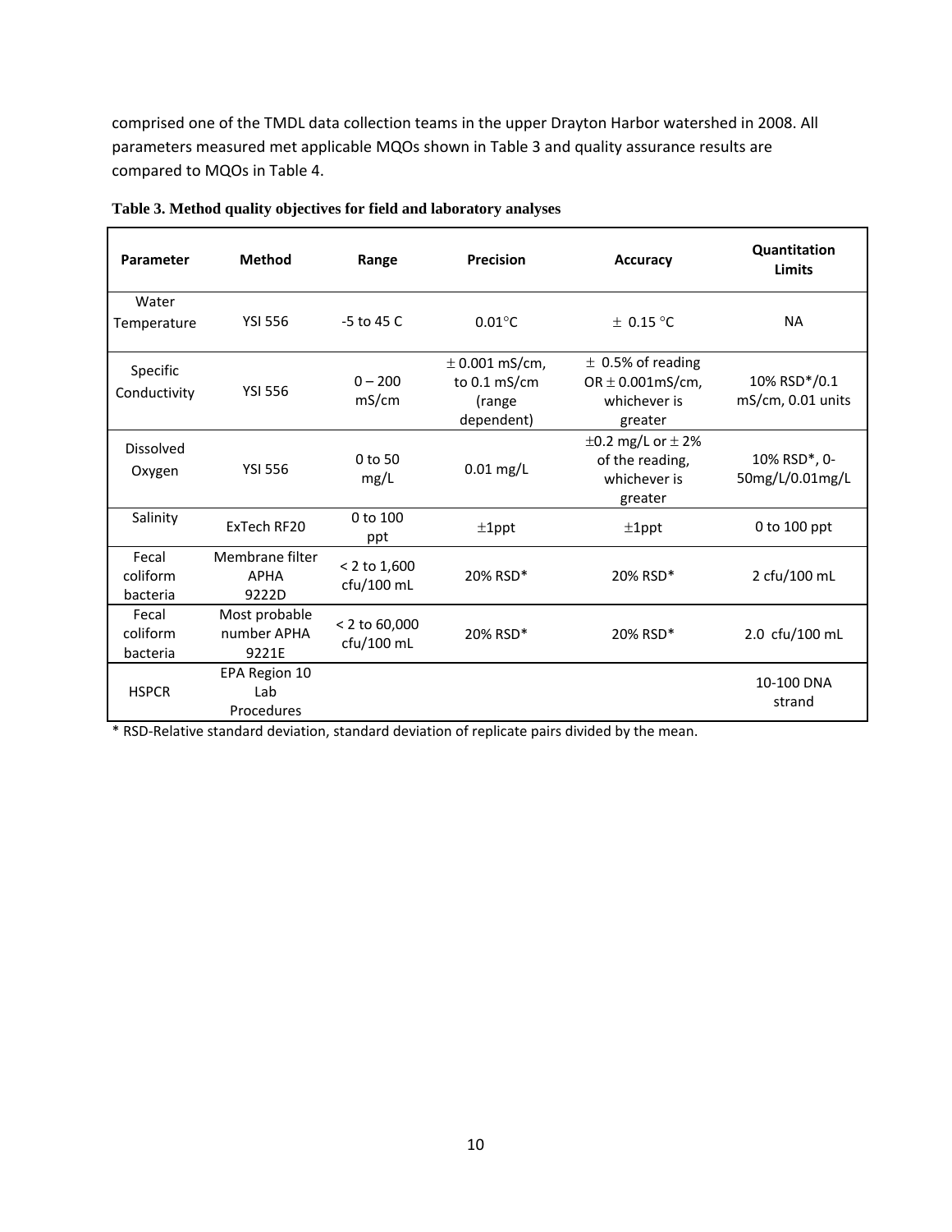comprised one of the TMDL data collection teams in the upper Drayton Harbor watershed in 2008. All parameters measured met applicable MQOs shown in Table 3 and quality assurance results are compared to MQOs in Table 4.

**Table 3. Method quality objectives for field and laboratory analyses**

| Parameter | Method | Range | Precision | Accuracy | Quantitation Limits |
|---|---|---|---|---|---|
| Water Temperature | YSI 556 | -5 to 45 C | 0.01°C | ± 0.15 °C | NA |
| Specific Conductivity | YSI 556 | 0 – 200 mS/cm | ± 0.001 mS/cm, to 0.1 mS/cm (range dependent) | ± 0.5% of reading OR ± 0.001mS/cm, whichever is greater | 10% RSD*/0.1 mS/cm, 0.01 units |
| Dissolved Oxygen | YSI 556 | 0 to 50 mg/L | 0.01 mg/L | ±0.2 mg/L or ± 2% of the reading, whichever is greater | 10% RSD*, 0-50mg/L/0.01mg/L |
| Salinity | ExTech RF20 | 0 to 100 ppt | ±1ppt | ±1ppt | 0 to 100 ppt |
| Fecal coliform bacteria | Membrane filter APHA 9222D | < 2 to 1,600 cfu/100 mL | 20% RSD* | 20% RSD* | 2 cfu/100 mL |
| Fecal coliform bacteria | Most probable number APHA 9221E | < 2 to 60,000 cfu/100 mL | 20% RSD* | 20% RSD* | 2.0 cfu/100 mL |
| HSPCR | EPA Region 10 Lab Procedures | | | | 10-100 DNA strand |

* RSD-Relative standard deviation, standard deviation of replicate pairs divided by the mean.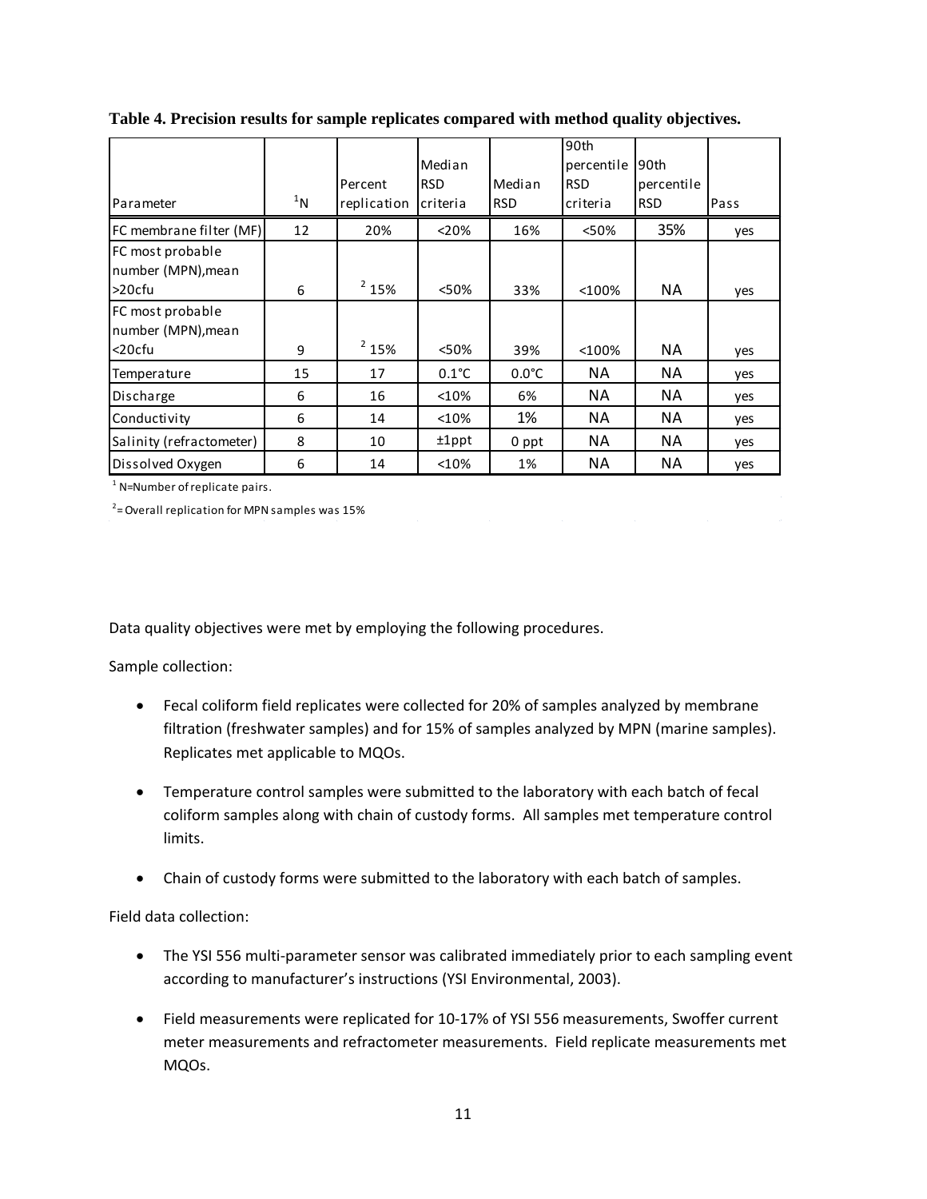**Table 4. Precision results for sample replicates compared with method quality objectives.**

| Parameter | [1]N | Percent replication | Median RSD criteria | Median RSD | 90th percentile RSD criteria | 90th percentile RSD | Pass |
|---|---|---|---|---|---|---|---|
| FC membrane filter (MF) | 12 | 20% | <20% | 16% | <50% | 35% | yes |
| FC most probable number (MPN),mean >20cfu | 6 | [2] 15% | <50% | 33% | <100% | NA | yes |
| FC most probable number (MPN),mean <20cfu | 9 | [2] 15% | <50% | 39% | <100% | NA | yes |
| Temperature | 15 | 17 | 0.1°C | 0.0°C | NA | NA | yes |
| Discharge | 6 | 16 | <10% | 6% | NA | NA | yes |
| Conductivity | 6 | 14 | <10% | 1% | NA | NA | yes |
| Salinity (refractometer) | 8 | 10 | ±1ppt | 0 ppt | NA | NA | yes |
| Dissolved Oxygen | 6 | 14 | <10% | 1% | NA | NA | yes |

[1] N=Number of replicate pairs.

[2]= Overall replication for MPN samples was 15%

Data quality objectives were met by employing the following procedures.

Sample collection:

- Fecal coliform field replicates were collected for 20% of samples analyzed by membrane filtration (freshwater samples) and for 15% of samples analyzed by MPN (marine samples). Replicates met applicable to MQOs.
- Temperature control samples were submitted to the laboratory with each batch of fecal coliform samples along with chain of custody forms. All samples met temperature control limits.
- Chain of custody forms were submitted to the laboratory with each batch of samples.

Field data collection:

- The YSI 556 multi-parameter sensor was calibrated immediately prior to each sampling event according to manufacturer's instructions (YSI Environmental, 2003).
- Field measurements were replicated for 10-17% of YSI 556 measurements, Swoffer current meter measurements and refractometer measurements. Field replicate measurements met MQOs.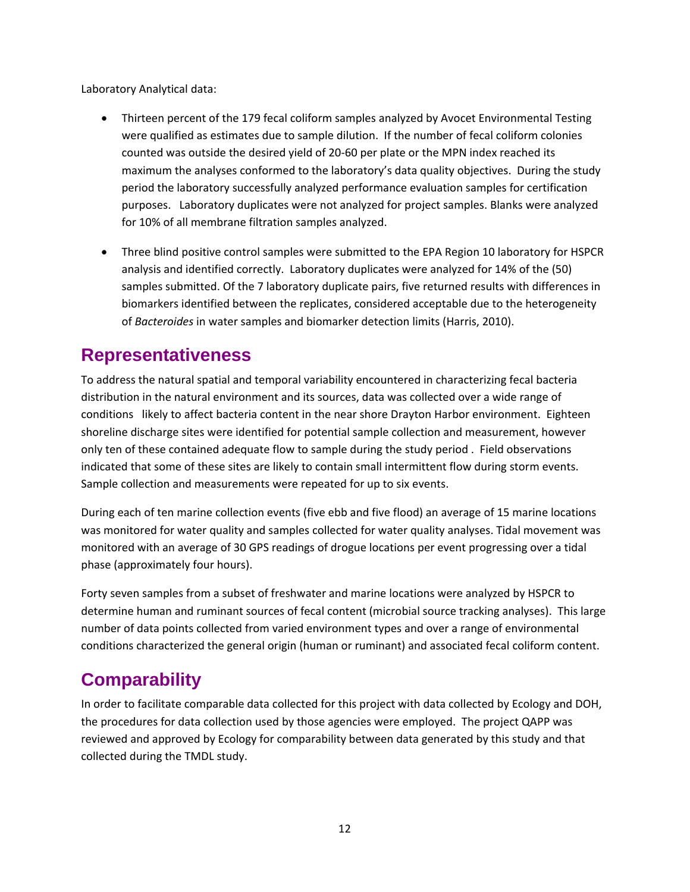Laboratory Analytical data:

- Thirteen percent of the 179 fecal coliform samples analyzed by Avocet Environmental Testing were qualified as estimates due to sample dilution. If the number of fecal coliform colonies counted was outside the desired yield of 20-60 per plate or the MPN index reached its maximum the analyses conformed to the laboratory's data quality objectives. During the study period the laboratory successfully analyzed performance evaluation samples for certification purposes. Laboratory duplicates were not analyzed for project samples. Blanks were analyzed for 10% of all membrane filtration samples analyzed.

- Three blind positive control samples were submitted to the EPA Region 10 laboratory for HSPCR analysis and identified correctly. Laboratory duplicates were analyzed for 14% of the (50) samples submitted. Of the 7 laboratory duplicate pairs, five returned results with differences in biomarkers identified between the replicates, considered acceptable due to the heterogeneity of *Bacteroides* in water samples and biomarker detection limits (Harris, 2010).

## Representativeness

To address the natural spatial and temporal variability encountered in characterizing fecal bacteria distribution in the natural environment and its sources, data was collected over a wide range of conditions likely to affect bacteria content in the near shore Drayton Harbor environment. Eighteen shoreline discharge sites were identified for potential sample collection and measurement, however only ten of these contained adequate flow to sample during the study period . Field observations indicated that some of these sites are likely to contain small intermittent flow during storm events. Sample collection and measurements were repeated for up to six events.

During each of ten marine collection events (five ebb and five flood) an average of 15 marine locations was monitored for water quality and samples collected for water quality analyses. Tidal movement was monitored with an average of 30 GPS readings of drogue locations per event progressing over a tidal phase (approximately four hours).

Forty seven samples from a subset of freshwater and marine locations were analyzed by HSPCR to determine human and ruminant sources of fecal content (microbial source tracking analyses). This large number of data points collected from varied environment types and over a range of environmental conditions characterized the general origin (human or ruminant) and associated fecal coliform content.

## Comparability

In order to facilitate comparable data collected for this project with data collected by Ecology and DOH, the procedures for data collection used by those agencies were employed. The project QAPP was reviewed and approved by Ecology for comparability between data generated by this study and that collected during the TMDL study.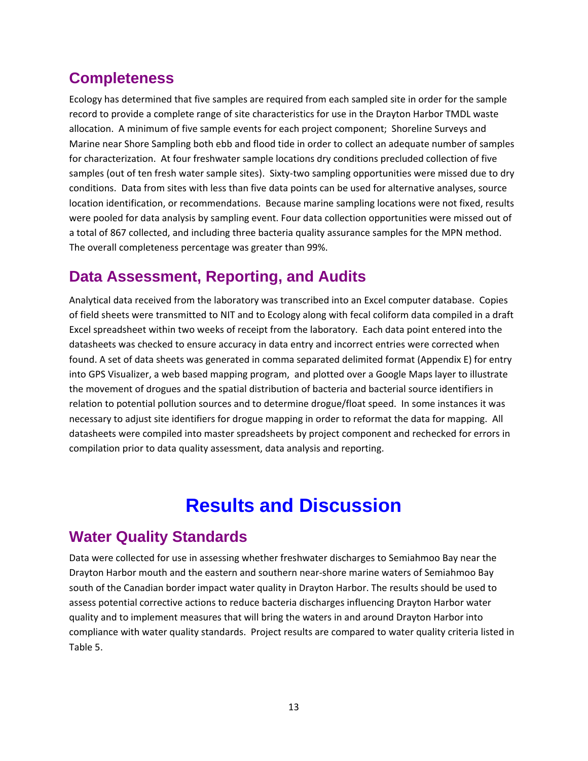## Completeness

Ecology has determined that five samples are required from each sampled site in order for the sample record to provide a complete range of site characteristics for use in the Drayton Harbor TMDL waste allocation. A minimum of five sample events for each project component; Shoreline Surveys and Marine near Shore Sampling both ebb and flood tide in order to collect an adequate number of samples for characterization. At four freshwater sample locations dry conditions precluded collection of five samples (out of ten fresh water sample sites). Sixty-two sampling opportunities were missed due to dry conditions. Data from sites with less than five data points can be used for alternative analyses, source location identification, or recommendations. Because marine sampling locations were not fixed, results were pooled for data analysis by sampling event. Four data collection opportunities were missed out of a total of 867 collected, and including three bacteria quality assurance samples for the MPN method. The overall completeness percentage was greater than 99%.

## Data Assessment, Reporting, and Audits

Analytical data received from the laboratory was transcribed into an Excel computer database. Copies of field sheets were transmitted to NIT and to Ecology along with fecal coliform data compiled in a draft Excel spreadsheet within two weeks of receipt from the laboratory. Each data point entered into the datasheets was checked to ensure accuracy in data entry and incorrect entries were corrected when found. A set of data sheets was generated in comma separated delimited format (Appendix E) for entry into GPS Visualizer, a web based mapping program, and plotted over a Google Maps layer to illustrate the movement of drogues and the spatial distribution of bacteria and bacterial source identifiers in relation to potential pollution sources and to determine drogue/float speed. In some instances it was necessary to adjust site identifiers for drogue mapping in order to reformat the data for mapping. All datasheets were compiled into master spreadsheets by project component and rechecked for errors in compilation prior to data quality assessment, data analysis and reporting.

# Results and Discussion

## Water Quality Standards

Data were collected for use in assessing whether freshwater discharges to Semiahmoo Bay near the Drayton Harbor mouth and the eastern and southern near-shore marine waters of Semiahmoo Bay south of the Canadian border impact water quality in Drayton Harbor. The results should be used to assess potential corrective actions to reduce bacteria discharges influencing Drayton Harbor water quality and to implement measures that will bring the waters in and around Drayton Harbor into compliance with water quality standards. Project results are compared to water quality criteria listed in Table 5.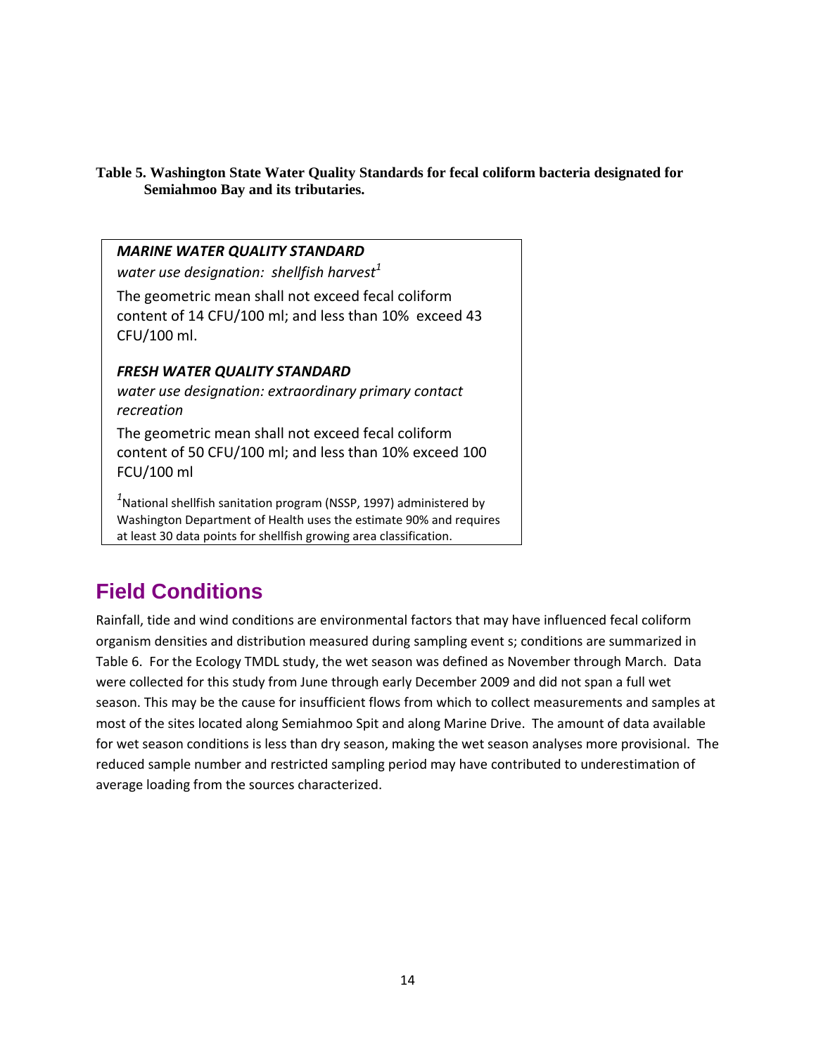**Table 5. Washington State Water Quality Standards for fecal coliform bacteria designated for Semiahmoo Bay and its tributaries.**

***MARINE WATER QUALITY STANDARD***

*water use designation: shellfish harvest*[1]

The geometric mean shall not exceed fecal coliform content of 14 CFU/100 ml; and less than 10% exceed 43 CFU/100 ml.

***FRESH WATER QUALITY STANDARD***

*water use designation: extraordinary primary contact recreation*

The geometric mean shall not exceed fecal coliform content of 50 CFU/100 ml; and less than 10% exceed 100 FCU/100 ml

[1]National shellfish sanitation program (NSSP, 1997) administered by Washington Department of Health uses the estimate 90% and requires at least 30 data points for shellfish growing area classification.

## Field Conditions

Rainfall, tide and wind conditions are environmental factors that may have influenced fecal coliform organism densities and distribution measured during sampling event s; conditions are summarized in Table 6. For the Ecology TMDL study, the wet season was defined as November through March. Data were collected for this study from June through early December 2009 and did not span a full wet season. This may be the cause for insufficient flows from which to collect measurements and samples at most of the sites located along Semiahmoo Spit and along Marine Drive. The amount of data available for wet season conditions is less than dry season, making the wet season analyses more provisional. The reduced sample number and restricted sampling period may have contributed to underestimation of average loading from the sources characterized.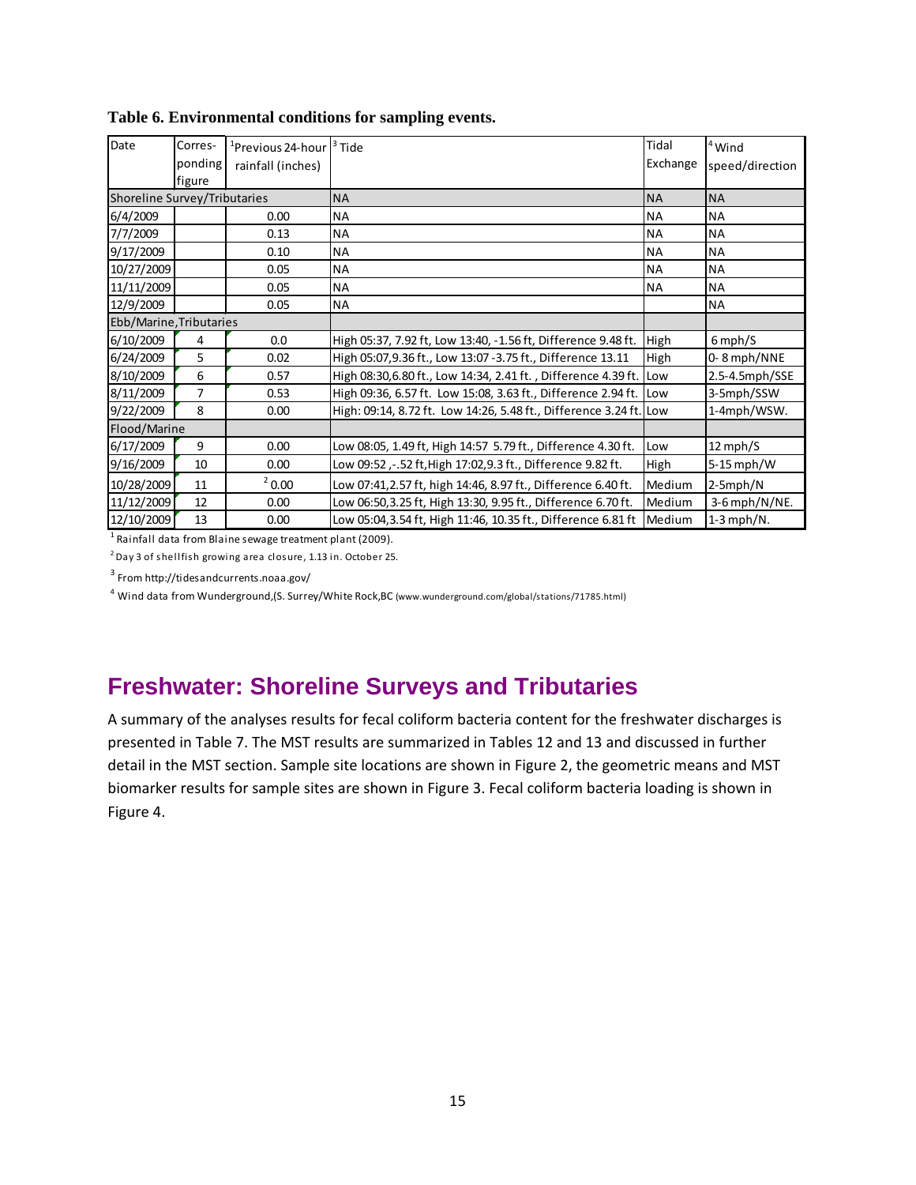**Table 6. Environmental conditions for sampling events.**

| Date | Corres-ponding figure | [1]Previous 24-hour rainfall (inches) | [3] Tide | Tidal Exchange | [4] Wind speed/direction |
|---|---|---|---|---|---|
| Shoreline Survey/Tributaries | | | NA | NA | NA |
| 6/4/2009 | | 0.00 | NA | NA | NA |
| 7/7/2009 | | 0.13 | NA | NA | NA |
| 9/17/2009 | | 0.10 | NA | NA | NA |
| 10/27/2009 | | 0.05 | NA | NA | NA |
| 11/11/2009 | | 0.05 | NA | NA | NA |
| 12/9/2009 | | 0.05 | NA | | NA |
| Ebb/Marine, Tributaries | | | | | |
| 6/10/2009 | 4 | 0.0 | High 05:37, 7.92 ft, Low 13:40, -1.56 ft, Difference 9.48 ft. | High | 6 mph/S |
| 6/24/2009 | 5 | 0.02 | High 05:07,9.36 ft., Low 13:07 -3.75 ft., Difference 13.11 | High | 0- 8 mph/NNE |
| 8/10/2009 | 6 | 0.57 | High 08:30,6.80 ft., Low 14:34, 2.41 ft. , Difference 4.39 ft. | Low | 2.5-4.5mph/SSE |
| 8/11/2009 | 7 | 0.53 | High 09:36, 6.57 ft. Low 15:08, 3.63 ft., Difference 2.94 ft. | Low | 3-5mph/SSW |
| 9/22/2009 | 8 | 0.00 | High: 09:14, 8.72 ft. Low 14:26, 5.48 ft., Difference 3.24 ft. | Low | 1-4mph/WSW. |
| Flood/Marine | | | | | |
| 6/17/2009 | 9 | 0.00 | Low 08:05, 1.49 ft, High 14:57 5.79 ft., Difference 4.30 ft. | Low | 12 mph/S |
| 9/16/2009 | 10 | 0.00 | Low 09:52 ,-.52 ft,High 17:02,9.3 ft., Difference 9.82 ft. | High | 5-15 mph/W |
| 10/28/2009 | 11 | [2] 0.00 | Low 07:41,2.57 ft, high 14:46, 8.97 ft., Difference 6.40 ft. | Medium | 2-5mph/N |
| 11/12/2009 | 12 | 0.00 | Low 06:50,3.25 ft, High 13:30, 9.95 ft., Difference 6.70 ft. | Medium | 3-6 mph/N/NE. |
| 12/10/2009 | 13 | 0.00 | Low 05:04,3.54 ft, High 11:46, 10.35 ft., Difference 6.81 ft | Medium | 1-3 mph/N. |

[1] Rainfall data from Blaine sewage treatment plant (2009).

[2] Day 3 of shellfish growing area closure, 1.13 in. October 25.

[3] From http://tidesandcurrents.noaa.gov/

[4] Wind data from Wunderground,(S. Surrey/White Rock,BC (www.wunderground.com/global/stations/71785.html)

## Freshwater: Shoreline Surveys and Tributaries

A summary of the analyses results for fecal coliform bacteria content for the freshwater discharges is presented in Table 7. The MST results are summarized in Tables 12 and 13 and discussed in further detail in the MST section. Sample site locations are shown in Figure 2, the geometric means and MST biomarker results for sample sites are shown in Figure 3. Fecal coliform bacteria loading is shown in Figure 4.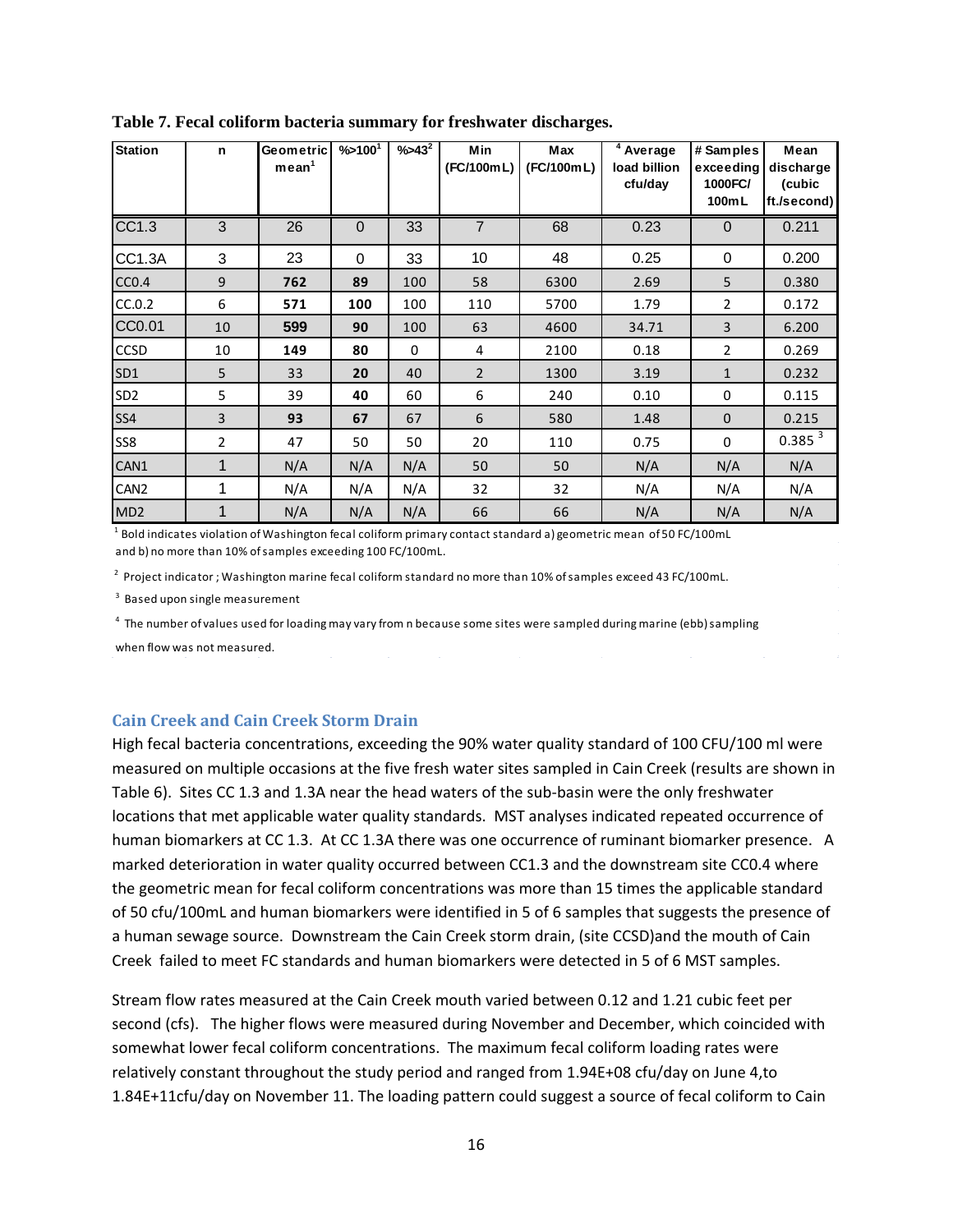**Table 7. Fecal coliform bacteria summary for freshwater discharges.**

| Station | n | Geometric mean[1] | %>100[1] | %>43[2] | Min (FC/100mL) | Max (FC/100mL) | [4] Average load billion cfu/day | # Samples exceeding 1000FC/ 100mL | Mean discharge (cubic ft./second) |
|---|---|---|---|---|---|---|---|---|---|
| CC1.3 | 3 | 26 | 0 | 33 | 7 | 68 | 0.23 | 0 | 0.211 |
| CC1.3A | 3 | 23 | 0 | 33 | 10 | 48 | 0.25 | 0 | 0.200 |
| CC0.4 | 9 | **762** | **89** | 100 | 58 | 6300 | 2.69 | 5 | 0.380 |
| CC.0.2 | 6 | **571** | **100** | 100 | 110 | 5700 | 1.79 | 2 | 0.172 |
| CC0.01 | 10 | **599** | **90** | 100 | 63 | 4600 | 34.71 | 3 | 6.200 |
| CCSD | 10 | **149** | **80** | 0 | 4 | 2100 | 0.18 | 2 | 0.269 |
| SD1 | 5 | 33 | **20** | 40 | 2 | 1300 | 3.19 | 1 | 0.232 |
| SD2 | 5 | 39 | **40** | 60 | 6 | 240 | 0.10 | 0 | 0.115 |
| SS4 | 3 | **93** | **67** | 67 | 6 | 580 | 1.48 | 0 | 0.215 |
| SS8 | 2 | 47 | 50 | 50 | 20 | 110 | 0.75 | 0 | 0.385 [3] |
| CAN1 | 1 | N/A | N/A | N/A | 50 | 50 | N/A | N/A | N/A |
| CAN2 | 1 | N/A | N/A | N/A | 32 | 32 | N/A | N/A | N/A |
| MD2 | 1 | N/A | N/A | N/A | 66 | 66 | N/A | N/A | N/A |

[1] Bold indicates violation of Washington fecal coliform primary contact standard a) geometric mean of 50 FC/100mL and b) no more than 10% of samples exceeding 100 FC/100mL.

[2] Project indicator ; Washington marine fecal coliform standard no more than 10% of samples exceed 43 FC/100mL.

[3] Based upon single measurement

[4] The number of values used for loading may vary from n because some sites were sampled during marine (ebb) sampling when flow was not measured.

### Cain Creek and Cain Creek Storm Drain

High fecal bacteria concentrations, exceeding the 90% water quality standard of 100 CFU/100 ml were measured on multiple occasions at the five fresh water sites sampled in Cain Creek (results are shown in Table 6). Sites CC 1.3 and 1.3A near the head waters of the sub-basin were the only freshwater locations that met applicable water quality standards. MST analyses indicated repeated occurrence of human biomarkers at CC 1.3. At CC 1.3A there was one occurrence of ruminant biomarker presence. A marked deterioration in water quality occurred between CC1.3 and the downstream site CC0.4 where the geometric mean for fecal coliform concentrations was more than 15 times the applicable standard of 50 cfu/100mL and human biomarkers were identified in 5 of 6 samples that suggests the presence of a human sewage source. Downstream the Cain Creek storm drain, (site CCSD)and the mouth of Cain Creek failed to meet FC standards and human biomarkers were detected in 5 of 6 MST samples.

Stream flow rates measured at the Cain Creek mouth varied between 0.12 and 1.21 cubic feet per second (cfs). The higher flows were measured during November and December, which coincided with somewhat lower fecal coliform concentrations. The maximum fecal coliform loading rates were relatively constant throughout the study period and ranged from 1.94E+08 cfu/day on June 4,to 1.84E+11cfu/day on November 11. The loading pattern could suggest a source of fecal coliform to Cain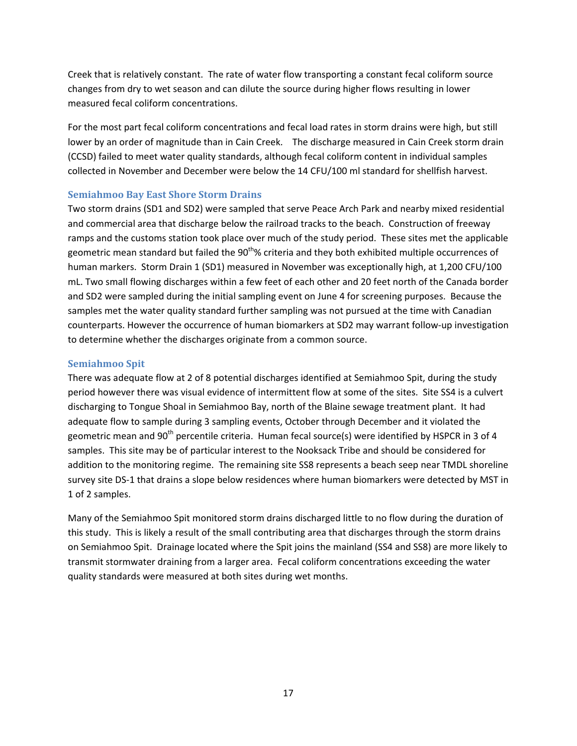Creek that is relatively constant. The rate of water flow transporting a constant fecal coliform source changes from dry to wet season and can dilute the source during higher flows resulting in lower measured fecal coliform concentrations.

For the most part fecal coliform concentrations and fecal load rates in storm drains were high, but still lower by an order of magnitude than in Cain Creek. The discharge measured in Cain Creek storm drain (CCSD) failed to meet water quality standards, although fecal coliform content in individual samples collected in November and December were below the 14 CFU/100 ml standard for shellfish harvest.

### Semiahmoo Bay East Shore Storm Drains

Two storm drains (SD1 and SD2) were sampled that serve Peace Arch Park and nearby mixed residential and commercial area that discharge below the railroad tracks to the beach. Construction of freeway ramps and the customs station took place over much of the study period. These sites met the applicable geometric mean standard but failed the 90$^{th}$% criteria and they both exhibited multiple occurrences of human markers. Storm Drain 1 (SD1) measured in November was exceptionally high, at 1,200 CFU/100 mL. Two small flowing discharges within a few feet of each other and 20 feet north of the Canada border and SD2 were sampled during the initial sampling event on June 4 for screening purposes. Because the samples met the water quality standard further sampling was not pursued at the time with Canadian counterparts. However the occurrence of human biomarkers at SD2 may warrant follow-up investigation to determine whether the discharges originate from a common source.

### Semiahmoo Spit

There was adequate flow at 2 of 8 potential discharges identified at Semiahmoo Spit, during the study period however there was visual evidence of intermittent flow at some of the sites. Site SS4 is a culvert discharging to Tongue Shoal in Semiahmoo Bay, north of the Blaine sewage treatment plant. It had adequate flow to sample during 3 sampling events, October through December and it violated the geometric mean and 90$^{th}$ percentile criteria. Human fecal source(s) were identified by HSPCR in 3 of 4 samples. This site may be of particular interest to the Nooksack Tribe and should be considered for addition to the monitoring regime. The remaining site SS8 represents a beach seep near TMDL shoreline survey site DS-1 that drains a slope below residences where human biomarkers were detected by MST in 1 of 2 samples.

Many of the Semiahmoo Spit monitored storm drains discharged little to no flow during the duration of this study. This is likely a result of the small contributing area that discharges through the storm drains on Semiahmoo Spit. Drainage located where the Spit joins the mainland (SS4 and SS8) are more likely to transmit stormwater draining from a larger area. Fecal coliform concentrations exceeding the water quality standards were measured at both sites during wet months.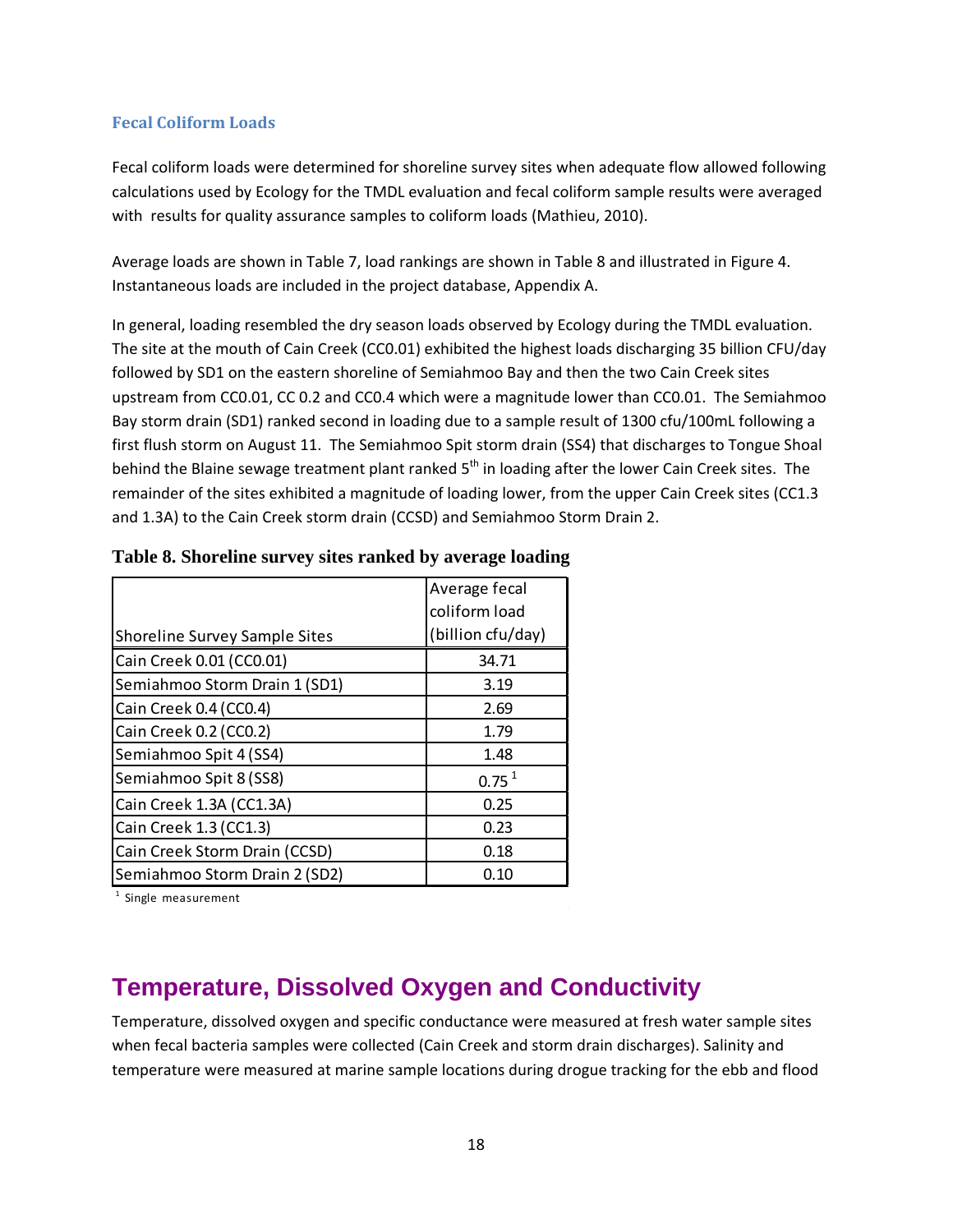### Fecal Coliform Loads

Fecal coliform loads were determined for shoreline survey sites when adequate flow allowed following calculations used by Ecology for the TMDL evaluation and fecal coliform sample results were averaged with results for quality assurance samples to coliform loads (Mathieu, 2010).

Average loads are shown in Table 7, load rankings are shown in Table 8 and illustrated in Figure 4. Instantaneous loads are included in the project database, Appendix A.

In general, loading resembled the dry season loads observed by Ecology during the TMDL evaluation. The site at the mouth of Cain Creek (CC0.01) exhibited the highest loads discharging 35 billion CFU/day followed by SD1 on the eastern shoreline of Semiahmoo Bay and then the two Cain Creek sites upstream from CC0.01, CC 0.2 and CC0.4 which were a magnitude lower than CC0.01. The Semiahmoo Bay storm drain (SD1) ranked second in loading due to a sample result of 1300 cfu/100mL following a first flush storm on August 11. The Semiahmoo Spit storm drain (SS4) that discharges to Tongue Shoal behind the Blaine sewage treatment plant ranked 5th in loading after the lower Cain Creek sites. The remainder of the sites exhibited a magnitude of loading lower, from the upper Cain Creek sites (CC1.3 and 1.3A) to the Cain Creek storm drain (CCSD) and Semiahmoo Storm Drain 2.

**Table 8. Shoreline survey sites ranked by average loading**

| Shoreline Survey Sample Sites | Average fecal coliform load (billion cfu/day) |
|---|---|
| Cain Creek 0.01 (CC0.01) | 34.71 |
| Semiahmoo Storm Drain 1 (SD1) | 3.19 |
| Cain Creek 0.4 (CC0.4) | 2.69 |
| Cain Creek 0.2 (CC0.2) | 1.79 |
| Semiahmoo Spit 4 (SS4) | 1.48 |
| Semiahmoo Spit 8 (SS8) | 0.75 [1] |
| Cain Creek 1.3A (CC1.3A) | 0.25 |
| Cain Creek 1.3 (CC1.3) | 0.23 |
| Cain Creek Storm Drain (CCSD) | 0.18 |
| Semiahmoo Storm Drain 2 (SD2) | 0.10 |

[1] Single measurement

## Temperature, Dissolved Oxygen and Conductivity

Temperature, dissolved oxygen and specific conductance were measured at fresh water sample sites when fecal bacteria samples were collected (Cain Creek and storm drain discharges). Salinity and temperature were measured at marine sample locations during drogue tracking for the ebb and flood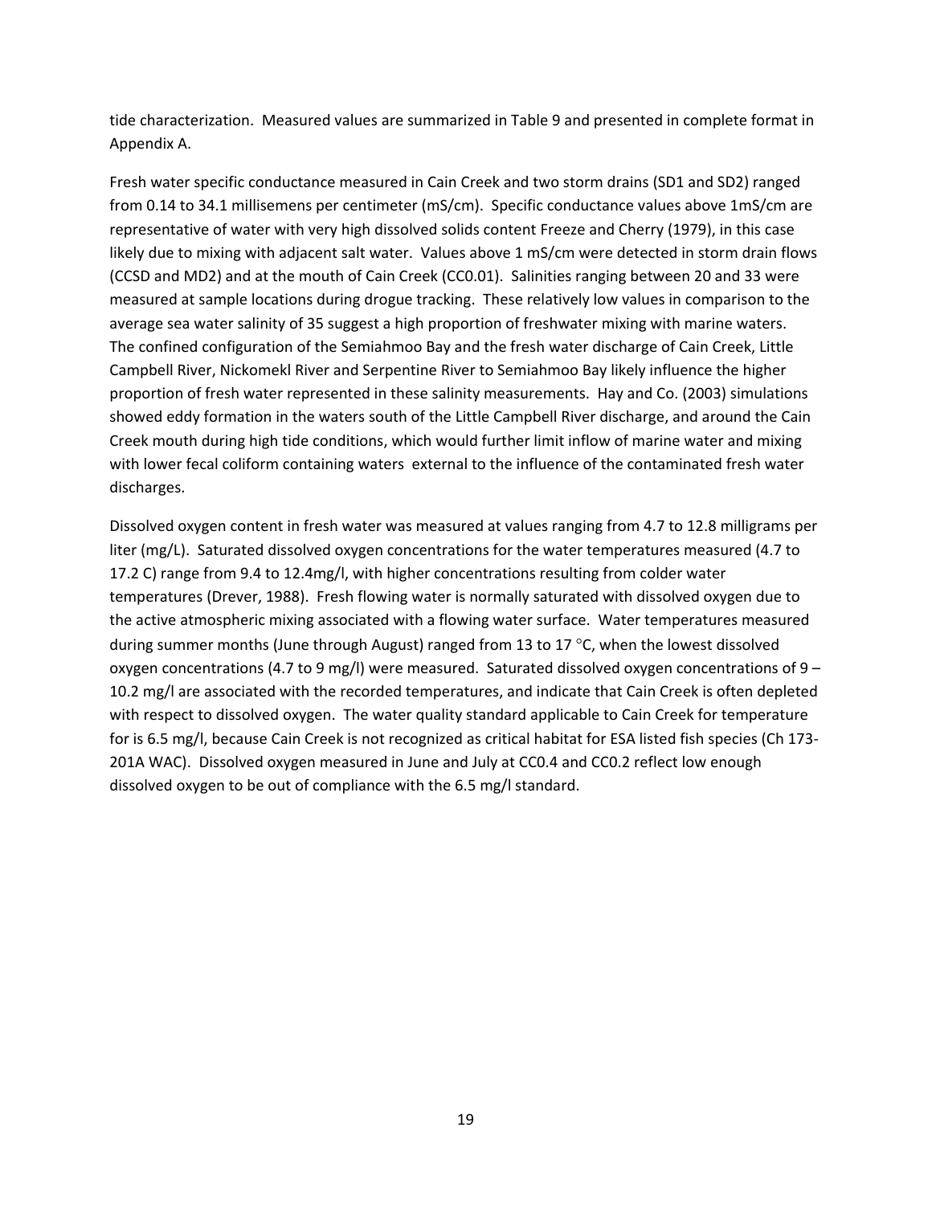tide characterization. Measured values are summarized in Table 9 and presented in complete format in Appendix A.

Fresh water specific conductance measured in Cain Creek and two storm drains (SD1 and SD2) ranged from 0.14 to 34.1 millisemens per centimeter (mS/cm). Specific conductance values above 1mS/cm are representative of water with very high dissolved solids content Freeze and Cherry (1979), in this case likely due to mixing with adjacent salt water. Values above 1 mS/cm were detected in storm drain flows (CCSD and MD2) and at the mouth of Cain Creek (CC0.01). Salinities ranging between 20 and 33 were measured at sample locations during drogue tracking. These relatively low values in comparison to the average sea water salinity of 35 suggest a high proportion of freshwater mixing with marine waters. The confined configuration of the Semiahmoo Bay and the fresh water discharge of Cain Creek, Little Campbell River, Nickomekl River and Serpentine River to Semiahmoo Bay likely influence the higher proportion of fresh water represented in these salinity measurements. Hay and Co. (2003) simulations showed eddy formation in the waters south of the Little Campbell River discharge, and around the Cain Creek mouth during high tide conditions, which would further limit inflow of marine water and mixing with lower fecal coliform containing waters external to the influence of the contaminated fresh water discharges.

Dissolved oxygen content in fresh water was measured at values ranging from 4.7 to 12.8 milligrams per liter (mg/L). Saturated dissolved oxygen concentrations for the water temperatures measured (4.7 to 17.2 C) range from 9.4 to 12.4mg/l, with higher concentrations resulting from colder water temperatures (Drever, 1988). Fresh flowing water is normally saturated with dissolved oxygen due to the active atmospheric mixing associated with a flowing water surface. Water temperatures measured during summer months (June through August) ranged from 13 to 17 °C, when the lowest dissolved oxygen concentrations (4.7 to 9 mg/l) were measured. Saturated dissolved oxygen concentrations of 9 – 10.2 mg/l are associated with the recorded temperatures, and indicate that Cain Creek is often depleted with respect to dissolved oxygen. The water quality standard applicable to Cain Creek for temperature for is 6.5 mg/l, because Cain Creek is not recognized as critical habitat for ESA listed fish species (Ch 173-201A WAC). Dissolved oxygen measured in June and July at CC0.4 and CC0.2 reflect low enough dissolved oxygen to be out of compliance with the 6.5 mg/l standard.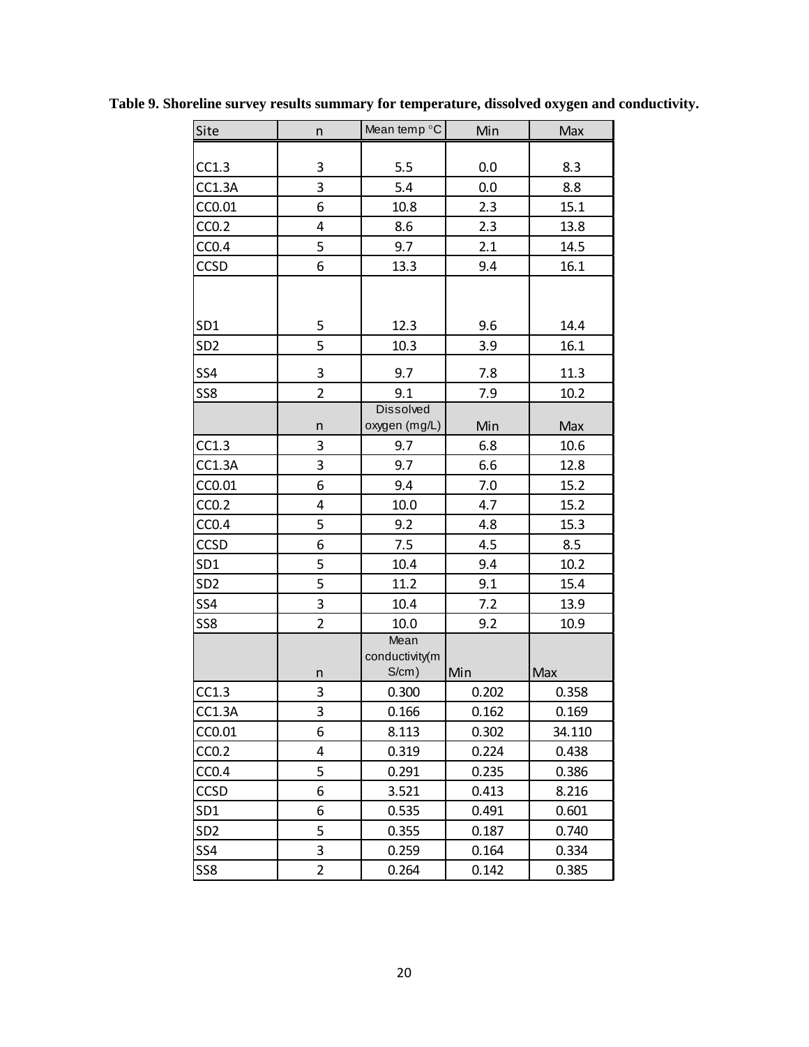**Table 9. Shoreline survey results summary for temperature, dissolved oxygen and conductivity.**

| Site | n | Mean temp °C | Min | Max |
|---|---|---|---|---|
| CC1.3 | 3 | 5.5 | 0.0 | 8.3 |
| CC1.3A | 3 | 5.4 | 0.0 | 8.8 |
| CC0.01 | 6 | 10.8 | 2.3 | 15.1 |
| CC0.2 | 4 | 8.6 | 2.3 | 13.8 |
| CC0.4 | 5 | 9.7 | 2.1 | 14.5 |
| CCSD | 6 | 13.3 | 9.4 | 16.1 |
| SD1 | 5 | 12.3 | 9.6 | 14.4 |
| SD2 | 5 | 10.3 | 3.9 | 16.1 |
| SS4 | 3 | 9.7 | 7.8 | 11.3 |
| SS8 | 2 | 9.1 | 7.9 | 10.2 |
| | n | Dissolved oxygen (mg/L) | Min | Max |
| CC1.3 | 3 | 9.7 | 6.8 | 10.6 |
| CC1.3A | 3 | 9.7 | 6.6 | 12.8 |
| CC0.01 | 6 | 9.4 | 7.0 | 15.2 |
| CC0.2 | 4 | 10.0 | 4.7 | 15.2 |
| CC0.4 | 5 | 9.2 | 4.8 | 15.3 |
| CCSD | 6 | 7.5 | 4.5 | 8.5 |
| SD1 | 5 | 10.4 | 9.4 | 10.2 |
| SD2 | 5 | 11.2 | 9.1 | 15.4 |
| SS4 | 3 | 10.4 | 7.2 | 13.9 |
| SS8 | 2 | 10.0 | 9.2 | 10.9 |
| | n | Mean conductivity(mS/cm) | Min | Max |
| CC1.3 | 3 | 0.300 | 0.202 | 0.358 |
| CC1.3A | 3 | 0.166 | 0.162 | 0.169 |
| CC0.01 | 6 | 8.113 | 0.302 | 34.110 |
| CC0.2 | 4 | 0.319 | 0.224 | 0.438 |
| CC0.4 | 5 | 0.291 | 0.235 | 0.386 |
| CCSD | 6 | 3.521 | 0.413 | 8.216 |
| SD1 | 6 | 0.535 | 0.491 | 0.601 |
| SD2 | 5 | 0.355 | 0.187 | 0.740 |
| SS4 | 3 | 0.259 | 0.164 | 0.334 |
| SS8 | 2 | 0.264 | 0.142 | 0.385 |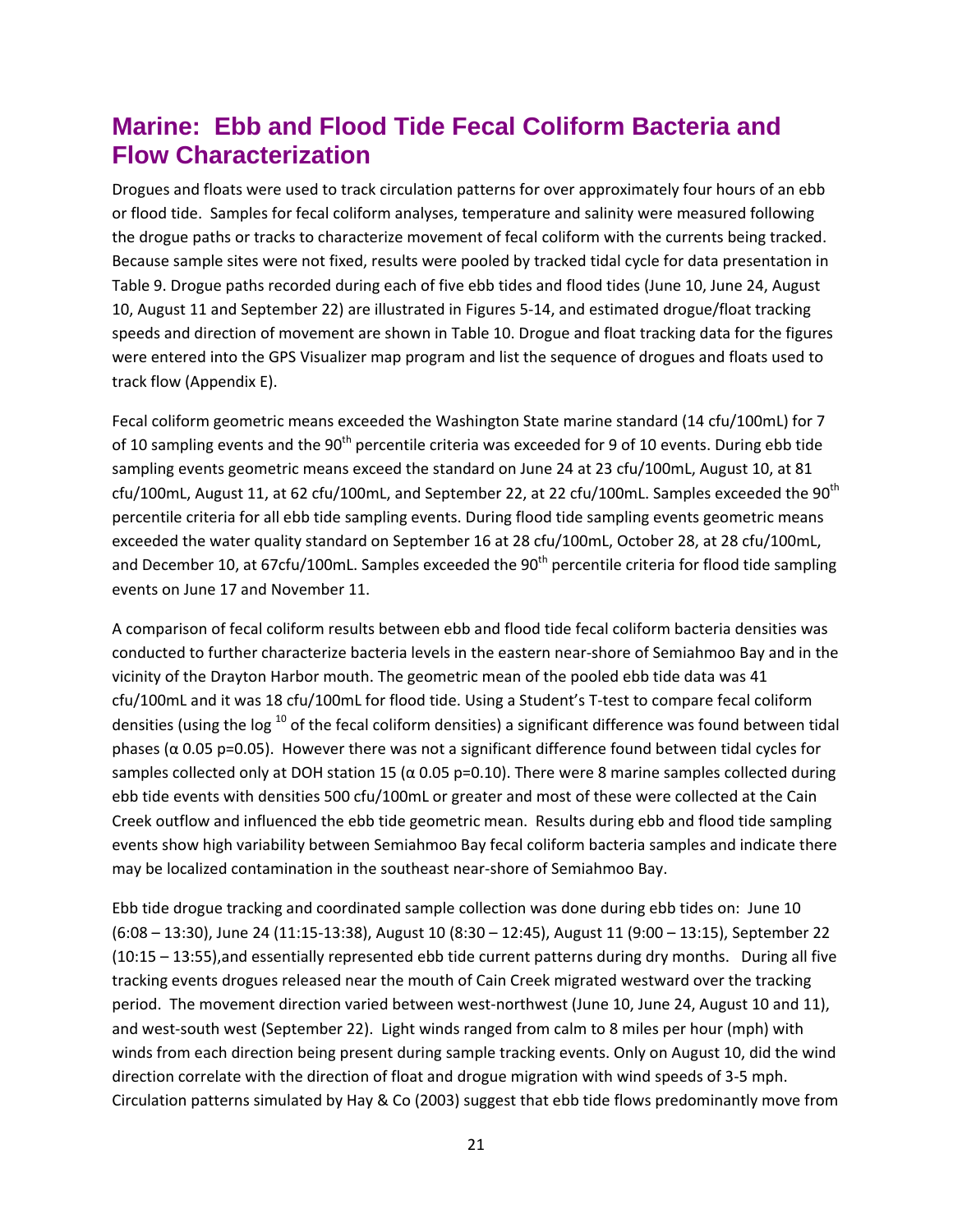## Marine: Ebb and Flood Tide Fecal Coliform Bacteria and Flow Characterization

Drogues and floats were used to track circulation patterns for over approximately four hours of an ebb or flood tide. Samples for fecal coliform analyses, temperature and salinity were measured following the drogue paths or tracks to characterize movement of fecal coliform with the currents being tracked. Because sample sites were not fixed, results were pooled by tracked tidal cycle for data presentation in Table 9. Drogue paths recorded during each of five ebb tides and flood tides (June 10, June 24, August 10, August 11 and September 22) are illustrated in Figures 5-14, and estimated drogue/float tracking speeds and direction of movement are shown in Table 10. Drogue and float tracking data for the figures were entered into the GPS Visualizer map program and list the sequence of drogues and floats used to track flow (Appendix E).

Fecal coliform geometric means exceeded the Washington State marine standard (14 cfu/100mL) for 7 of 10 sampling events and the 90$^{th}$ percentile criteria was exceeded for 9 of 10 events. During ebb tide sampling events geometric means exceed the standard on June 24 at 23 cfu/100mL, August 10, at 81 cfu/100mL, August 11, at 62 cfu/100mL, and September 22, at 22 cfu/100mL. Samples exceeded the 90$^{th}$ percentile criteria for all ebb tide sampling events. During flood tide sampling events geometric means exceeded the water quality standard on September 16 at 28 cfu/100mL, October 28, at 28 cfu/100mL, and December 10, at 67cfu/100mL. Samples exceeded the 90$^{th}$ percentile criteria for flood tide sampling events on June 17 and November 11.

A comparison of fecal coliform results between ebb and flood tide fecal coliform bacteria densities was conducted to further characterize bacteria levels in the eastern near-shore of Semiahmoo Bay and in the vicinity of the Drayton Harbor mouth. The geometric mean of the pooled ebb tide data was 41 cfu/100mL and it was 18 cfu/100mL for flood tide. Using a Student's T-test to compare fecal coliform densities (using the log $^{10}$ of the fecal coliform densities) a significant difference was found between tidal phases ($\alpha$ 0.05 p=0.05). However there was not a significant difference found between tidal cycles for samples collected only at DOH station 15 ($\alpha$ 0.05 p=0.10). There were 8 marine samples collected during ebb tide events with densities 500 cfu/100mL or greater and most of these were collected at the Cain Creek outflow and influenced the ebb tide geometric mean. Results during ebb and flood tide sampling events show high variability between Semiahmoo Bay fecal coliform bacteria samples and indicate there may be localized contamination in the southeast near-shore of Semiahmoo Bay.

Ebb tide drogue tracking and coordinated sample collection was done during ebb tides on: June 10 (6:08 – 13:30), June 24 (11:15-13:38), August 10 (8:30 – 12:45), August 11 (9:00 – 13:15), September 22 (10:15 – 13:55),and essentially represented ebb tide current patterns during dry months. During all five tracking events drogues released near the mouth of Cain Creek migrated westward over the tracking period. The movement direction varied between west-northwest (June 10, June 24, August 10 and 11), and west-south west (September 22). Light winds ranged from calm to 8 miles per hour (mph) with winds from each direction being present during sample tracking events. Only on August 10, did the wind direction correlate with the direction of float and drogue migration with wind speeds of 3-5 mph. Circulation patterns simulated by Hay & Co (2003) suggest that ebb tide flows predominantly move from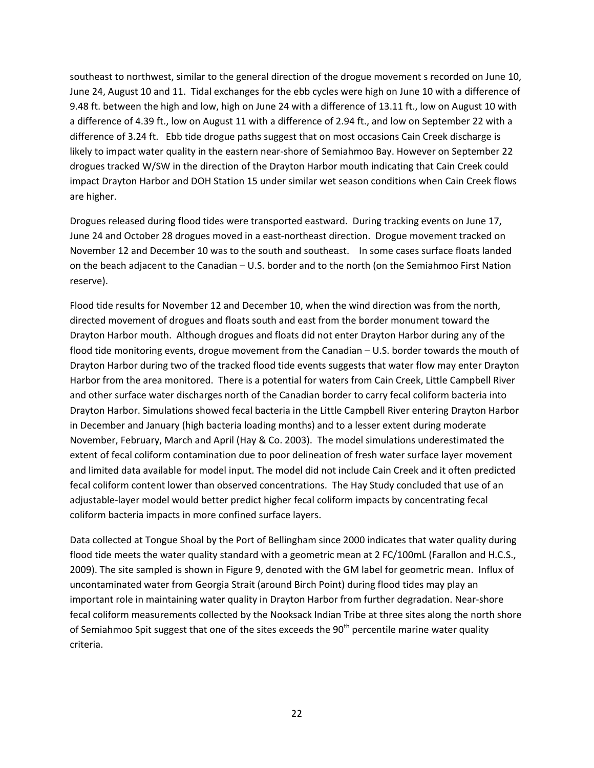southeast to northwest, similar to the general direction of the drogue movement s recorded on June 10, June 24, August 10 and 11. Tidal exchanges for the ebb cycles were high on June 10 with a difference of 9.48 ft. between the high and low, high on June 24 with a difference of 13.11 ft., low on August 10 with a difference of 4.39 ft., low on August 11 with a difference of 2.94 ft., and low on September 22 with a difference of 3.24 ft. Ebb tide drogue paths suggest that on most occasions Cain Creek discharge is likely to impact water quality in the eastern near-shore of Semiahmoo Bay. However on September 22 drogues tracked W/SW in the direction of the Drayton Harbor mouth indicating that Cain Creek could impact Drayton Harbor and DOH Station 15 under similar wet season conditions when Cain Creek flows are higher.

Drogues released during flood tides were transported eastward. During tracking events on June 17, June 24 and October 28 drogues moved in a east-northeast direction. Drogue movement tracked on November 12 and December 10 was to the south and southeast. In some cases surface floats landed on the beach adjacent to the Canadian – U.S. border and to the north (on the Semiahmoo First Nation reserve).

Flood tide results for November 12 and December 10, when the wind direction was from the north, directed movement of drogues and floats south and east from the border monument toward the Drayton Harbor mouth. Although drogues and floats did not enter Drayton Harbor during any of the flood tide monitoring events, drogue movement from the Canadian – U.S. border towards the mouth of Drayton Harbor during two of the tracked flood tide events suggests that water flow may enter Drayton Harbor from the area monitored. There is a potential for waters from Cain Creek, Little Campbell River and other surface water discharges north of the Canadian border to carry fecal coliform bacteria into Drayton Harbor. Simulations showed fecal bacteria in the Little Campbell River entering Drayton Harbor in December and January (high bacteria loading months) and to a lesser extent during moderate November, February, March and April (Hay & Co. 2003). The model simulations underestimated the extent of fecal coliform contamination due to poor delineation of fresh water surface layer movement and limited data available for model input. The model did not include Cain Creek and it often predicted fecal coliform content lower than observed concentrations. The Hay Study concluded that use of an adjustable-layer model would better predict higher fecal coliform impacts by concentrating fecal coliform bacteria impacts in more confined surface layers.

Data collected at Tongue Shoal by the Port of Bellingham since 2000 indicates that water quality during flood tide meets the water quality standard with a geometric mean at 2 FC/100mL (Farallon and H.C.S., 2009). The site sampled is shown in Figure 9, denoted with the GM label for geometric mean. Influx of uncontaminated water from Georgia Strait (around Birch Point) during flood tides may play an important role in maintaining water quality in Drayton Harbor from further degradation. Near-shore fecal coliform measurements collected by the Nooksack Indian Tribe at three sites along the north shore of Semiahmoo Spit suggest that one of the sites exceeds the 90$^{th}$ percentile marine water quality criteria.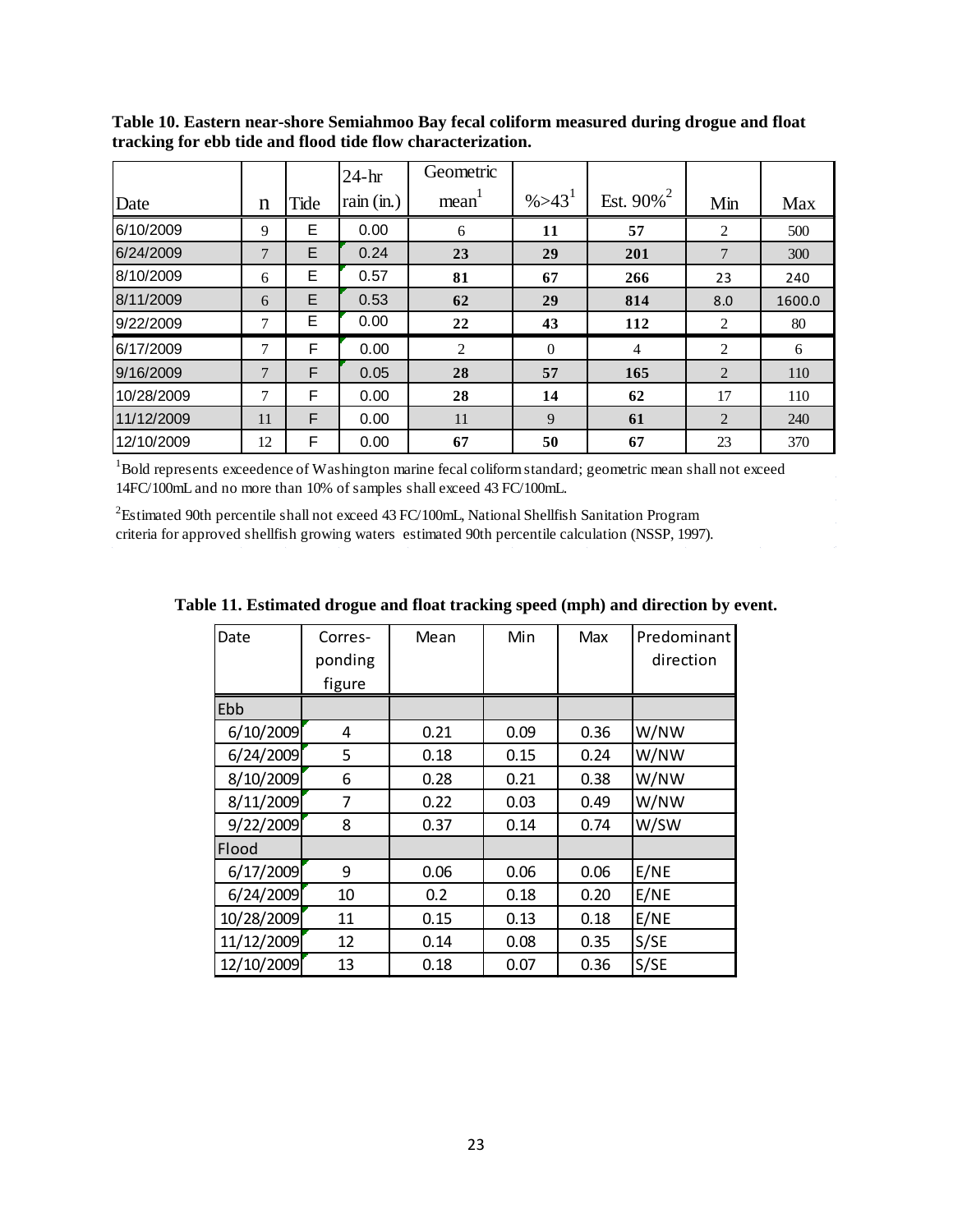**Table 10. Eastern near-shore Semiahmoo Bay fecal coliform measured during drogue and float tracking for ebb tide and flood tide flow characterization.**

| Date | n | Tide | 24-hr rain (in.) | Geometric mean[1] | %>43[1] | Est. 90%[2] | Min | Max |
|---|---|---|---|---|---|---|---|---|
| 6/10/2009 | 9 | E | 0.00 | 6 | **11** | **57** | 2 | 500 |
| 6/24/2009 | 7 | E | 0.24 | **23** | **29** | **201** | 7 | 300 |
| 8/10/2009 | 6 | E | 0.57 | **81** | **67** | **266** | 23 | 240 |
| 8/11/2009 | 6 | E | 0.53 | **62** | **29** | **814** | 8.0 | 1600.0 |
| 9/22/2009 | 7 | E | 0.00 | **22** | **43** | **112** | 2 | 80 |
| 6/17/2009 | 7 | F | 0.00 | 2 | 0 | 4 | 2 | 6 |
| 9/16/2009 | 7 | F | 0.05 | **28** | **57** | **165** | 2 | 110 |
| 10/28/2009 | 7 | F | 0.00 | **28** | **14** | **62** | 17 | 110 |
| 11/12/2009 | 11 | F | 0.00 | 11 | 9 | **61** | 2 | 240 |
| 12/10/2009 | 12 | F | 0.00 | **67** | **50** | **67** | 23 | 370 |

[1]Bold represents exceedence of Washington marine fecal coliform standard; geometric mean shall not exceed 14FC/100mL and no more than 10% of samples shall exceed 43 FC/100mL.

[2]Estimated 90th percentile shall not exceed 43 FC/100mL, National Shellfish Sanitation Program criteria for approved shellfish growing waters estimated 90th percentile calculation (NSSP, 1997).

**Table 11. Estimated drogue and float tracking speed (mph) and direction by event.**

| Date | Corres-ponding figure | Mean | Min | Max | Predominant direction |
|---|---|---|---|---|---|
| Ebb | | | | | |
| 6/10/2009 | 4 | 0.21 | 0.09 | 0.36 | W/NW |
| 6/24/2009 | 5 | 0.18 | 0.15 | 0.24 | W/NW |
| 8/10/2009 | 6 | 0.28 | 0.21 | 0.38 | W/NW |
| 8/11/2009 | 7 | 0.22 | 0.03 | 0.49 | W/NW |
| 9/22/2009 | 8 | 0.37 | 0.14 | 0.74 | W/SW |
| Flood | | | | | |
| 6/17/2009 | 9 | 0.06 | 0.06 | 0.06 | E/NE |
| 6/24/2009 | 10 | 0.2 | 0.18 | 0.20 | E/NE |
| 10/28/2009 | 11 | 0.15 | 0.13 | 0.18 | E/NE |
| 11/12/2009 | 12 | 0.14 | 0.08 | 0.35 | S/SE |
| 12/10/2009 | 13 | 0.18 | 0.07 | 0.36 | S/SE |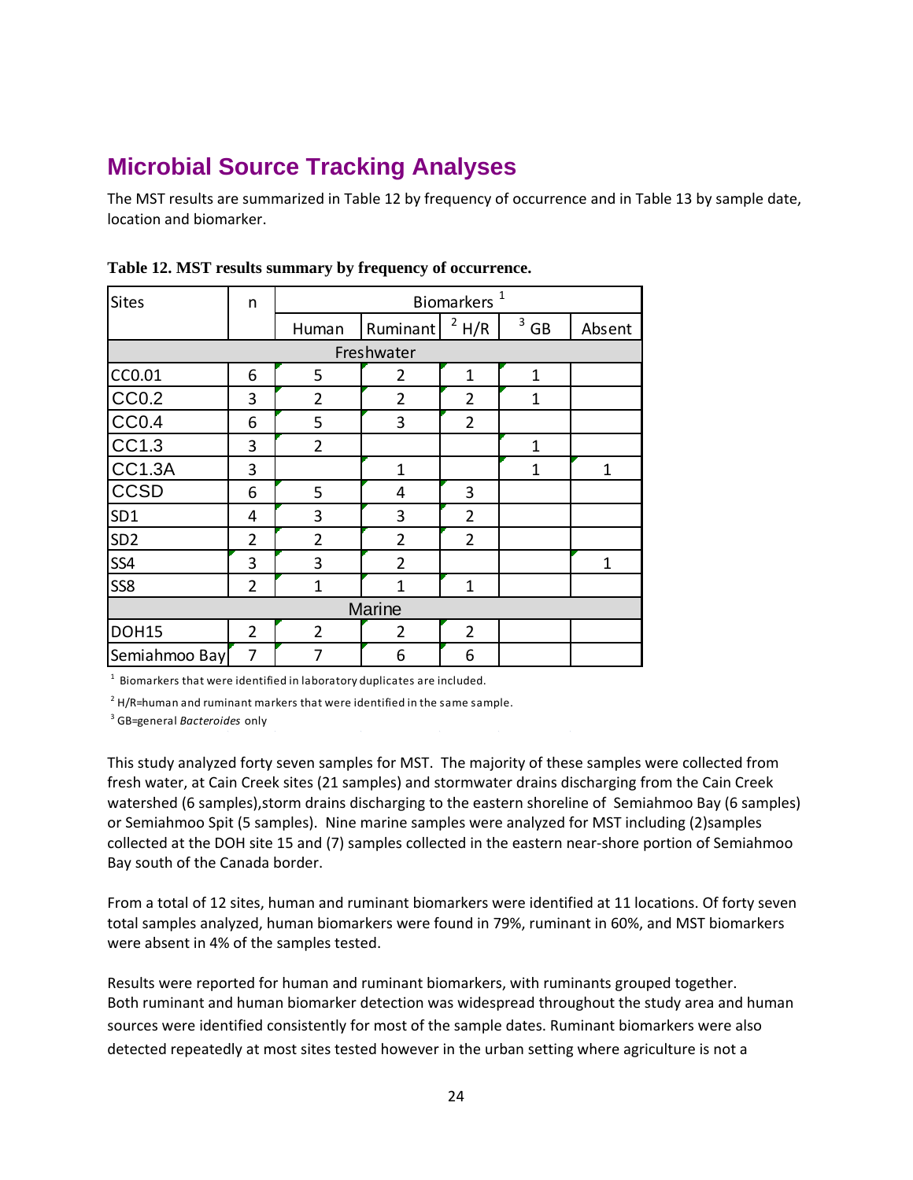## Microbial Source Tracking Analyses

The MST results are summarized in Table 12 by frequency of occurrence and in Table 13 by sample date, location and biomarker.

**Table 12. MST results summary by frequency of occurrence.**

| Sites | n | Biomarkers [1] | | | | |
|---|---|---|---|---|---|---|
| | | Human | Ruminant | [2] H/R | [3] GB | Absent |
| **Freshwater** | | | | | | |
| CC0.01 | 6 | 5 | 2 | 1 | 1 | |
| CC0.2 | 3 | 2 | 2 | 2 | 1 | |
| CC0.4 | 6 | 5 | 3 | 2 | | |
| CC1.3 | 3 | 2 | | | 1 | |
| CC1.3A | 3 | | 1 | | 1 | 1 |
| CCSD | 6 | 5 | 4 | 3 | | |
| SD1 | 4 | 3 | 3 | 2 | | |
| SD2 | 2 | 2 | 2 | 2 | | |
| SS4 | 3 | 3 | 2 | | | 1 |
| SS8 | 2 | 1 | 1 | 1 | | |
| **Marine** | | | | | | |
| DOH15 | 2 | 2 | 2 | 2 | | |
| Semiahmoo Bay | 7 | 7 | 6 | 6 | | |

[1] Biomarkers that were identified in laboratory duplicates are included.

[2] H/R=human and ruminant markers that were identified in the same sample.

[3] GB=general *Bacteroides* only

This study analyzed forty seven samples for MST. The majority of these samples were collected from fresh water, at Cain Creek sites (21 samples) and stormwater drains discharging from the Cain Creek watershed (6 samples),storm drains discharging to the eastern shoreline of Semiahmoo Bay (6 samples) or Semiahmoo Spit (5 samples). Nine marine samples were analyzed for MST including (2)samples collected at the DOH site 15 and (7) samples collected in the eastern near-shore portion of Semiahmoo Bay south of the Canada border.

From a total of 12 sites, human and ruminant biomarkers were identified at 11 locations. Of forty seven total samples analyzed, human biomarkers were found in 79%, ruminant in 60%, and MST biomarkers were absent in 4% of the samples tested.

Results were reported for human and ruminant biomarkers, with ruminants grouped together. Both ruminant and human biomarker detection was widespread throughout the study area and human sources were identified consistently for most of the sample dates. Ruminant biomarkers were also detected repeatedly at most sites tested however in the urban setting where agriculture is not a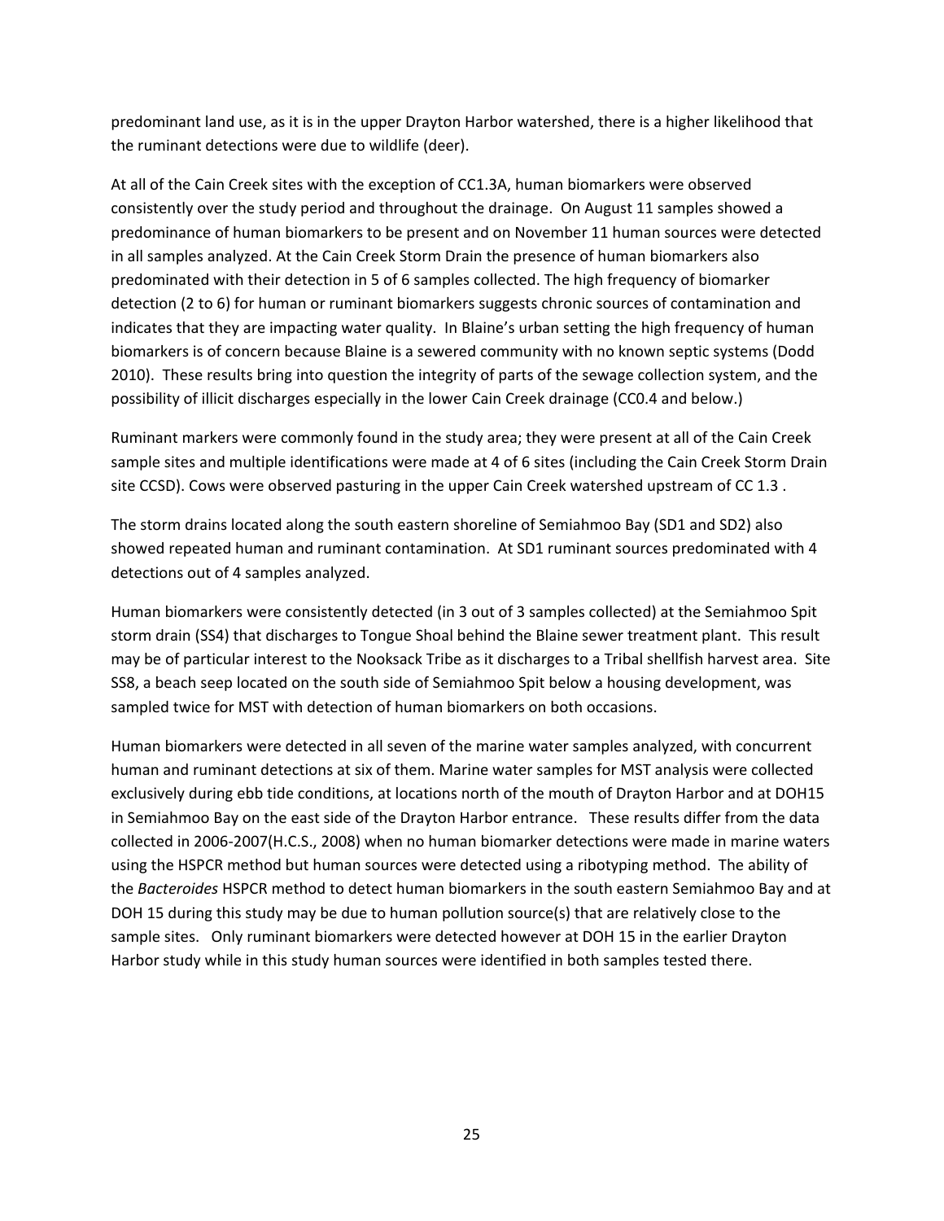predominant land use, as it is in the upper Drayton Harbor watershed, there is a higher likelihood that the ruminant detections were due to wildlife (deer).

At all of the Cain Creek sites with the exception of CC1.3A, human biomarkers were observed consistently over the study period and throughout the drainage. On August 11 samples showed a predominance of human biomarkers to be present and on November 11 human sources were detected in all samples analyzed. At the Cain Creek Storm Drain the presence of human biomarkers also predominated with their detection in 5 of 6 samples collected. The high frequency of biomarker detection (2 to 6) for human or ruminant biomarkers suggests chronic sources of contamination and indicates that they are impacting water quality. In Blaine's urban setting the high frequency of human biomarkers is of concern because Blaine is a sewered community with no known septic systems (Dodd 2010). These results bring into question the integrity of parts of the sewage collection system, and the possibility of illicit discharges especially in the lower Cain Creek drainage (CC0.4 and below.)

Ruminant markers were commonly found in the study area; they were present at all of the Cain Creek sample sites and multiple identifications were made at 4 of 6 sites (including the Cain Creek Storm Drain site CCSD). Cows were observed pasturing in the upper Cain Creek watershed upstream of CC 1.3 .

The storm drains located along the south eastern shoreline of Semiahmoo Bay (SD1 and SD2) also showed repeated human and ruminant contamination. At SD1 ruminant sources predominated with 4 detections out of 4 samples analyzed.

Human biomarkers were consistently detected (in 3 out of 3 samples collected) at the Semiahmoo Spit storm drain (SS4) that discharges to Tongue Shoal behind the Blaine sewer treatment plant. This result may be of particular interest to the Nooksack Tribe as it discharges to a Tribal shellfish harvest area. Site SS8, a beach seep located on the south side of Semiahmoo Spit below a housing development, was sampled twice for MST with detection of human biomarkers on both occasions.

Human biomarkers were detected in all seven of the marine water samples analyzed, with concurrent human and ruminant detections at six of them. Marine water samples for MST analysis were collected exclusively during ebb tide conditions, at locations north of the mouth of Drayton Harbor and at DOH15 in Semiahmoo Bay on the east side of the Drayton Harbor entrance. These results differ from the data collected in 2006-2007(H.C.S., 2008) when no human biomarker detections were made in marine waters using the HSPCR method but human sources were detected using a ribotyping method. The ability of the *Bacteroides* HSPCR method to detect human biomarkers in the south eastern Semiahmoo Bay and at DOH 15 during this study may be due to human pollution source(s) that are relatively close to the sample sites. Only ruminant biomarkers were detected however at DOH 15 in the earlier Drayton Harbor study while in this study human sources were identified in both samples tested there.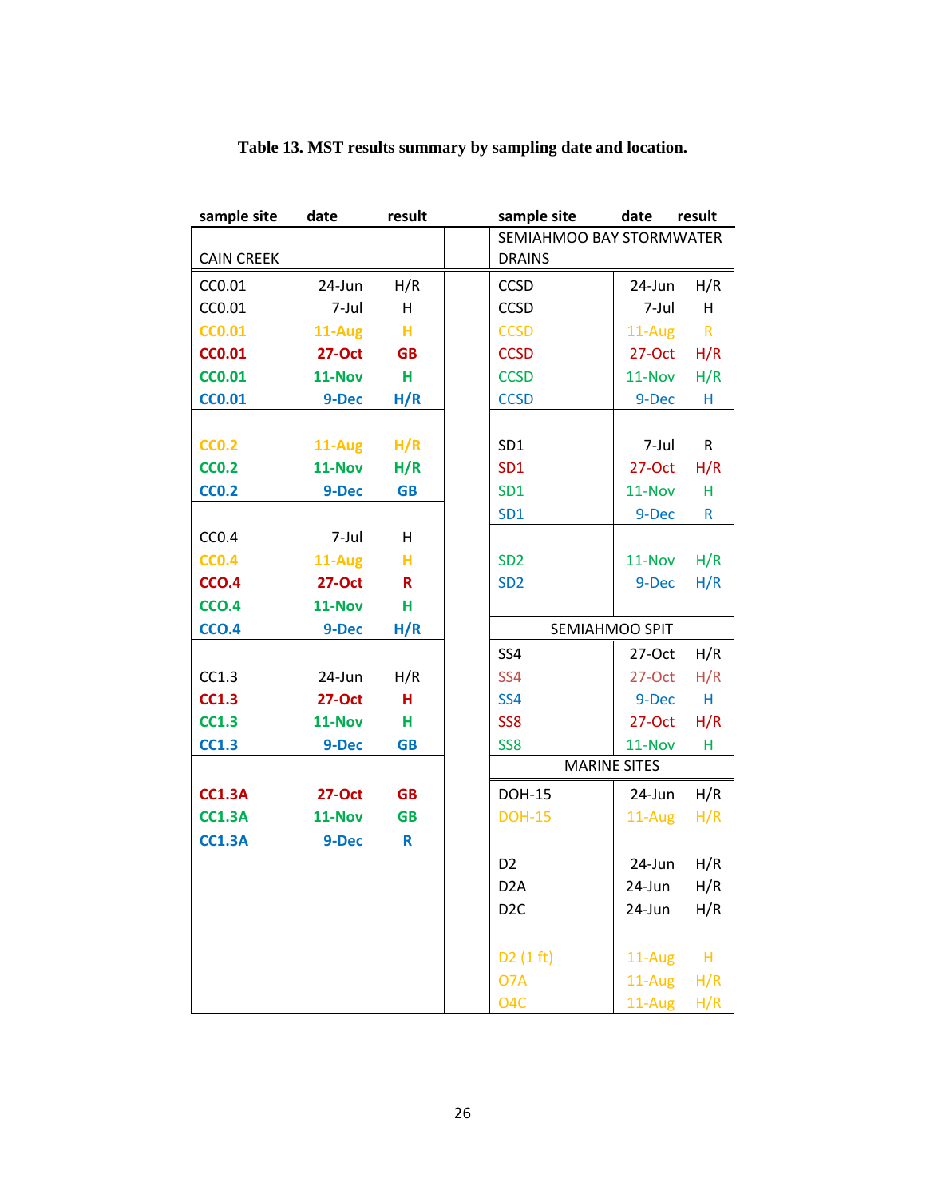**Table 13. MST results summary by sampling date and location.**

| sample site | date | result |
|---|---|---|
| **CAIN CREEK** | | |
| CC0.01 | 24-Jun | H/R |
| CC0.01 | 7-Jul | H |
| CC0.01 | 11-Aug | H |
| CC0.01 | 27-Oct | GB |
| CC0.01 | 11-Nov | H |
| CC0.01 | 9-Dec | H/R |
| CC0.2 | 11-Aug | H/R |
| CC0.2 | 11-Nov | H/R |
| CC0.2 | 9-Dec | GB |
| CC0.4 | 7-Jul | H |
| CC0.4 | 11-Aug | H |
| CCO.4 | 27-Oct | R |
| CCO.4 | 11-Nov | H |
| CCO.4 | 9-Dec | H/R |
| CC1.3 | 24-Jun | H/R |
| CC1.3 | 27-Oct | H |
| CC1.3 | 11-Nov | H |
| CC1.3 | 9-Dec | GB |
| CC1.3A | 27-Oct | GB |
| CC1.3A | 11-Nov | GB |
| CC1.3A | 9-Dec | R |

| sample site | date | result |
|---|---|---|
| **SEMIAHMOO BAY STORMWATER DRAINS** | | |
| CCSD | 24-Jun | H/R |
| CCSD | 7-Jul | H |
| CCSD | 11-Aug | R |
| CCSD | 27-Oct | H/R |
| CCSD | 11-Nov | H/R |
| CCSD | 9-Dec | H |
| SD1 | 7-Jul | R |
| SD1 | 27-Oct | H/R |
| SD1 | 11-Nov | H |
| SD1 | 9-Dec | R |
| SD2 | 11-Nov | H/R |
| SD2 | 9-Dec | H/R |
| **SEMIAHMOO SPIT** | | |
| SS4 | 27-Oct | H/R |
| SS4 | 27-Oct | H/R |
| SS4 | 9-Dec | H |
| SS8 | 27-Oct | H/R |
| SS8 | 11-Nov | H |
| **MARINE SITES** | | |
| DOH-15 | 24-Jun | H/R |
| DOH-15 | 11-Aug | H/R |
| D2 | 24-Jun | H/R |
| D2A | 24-Jun | H/R |
| D2C | 24-Jun | H/R |
| D2 (1 ft) | 11-Aug | H |
| O7A | 11-Aug | H/R |
| O4C | 11-Aug | H/R |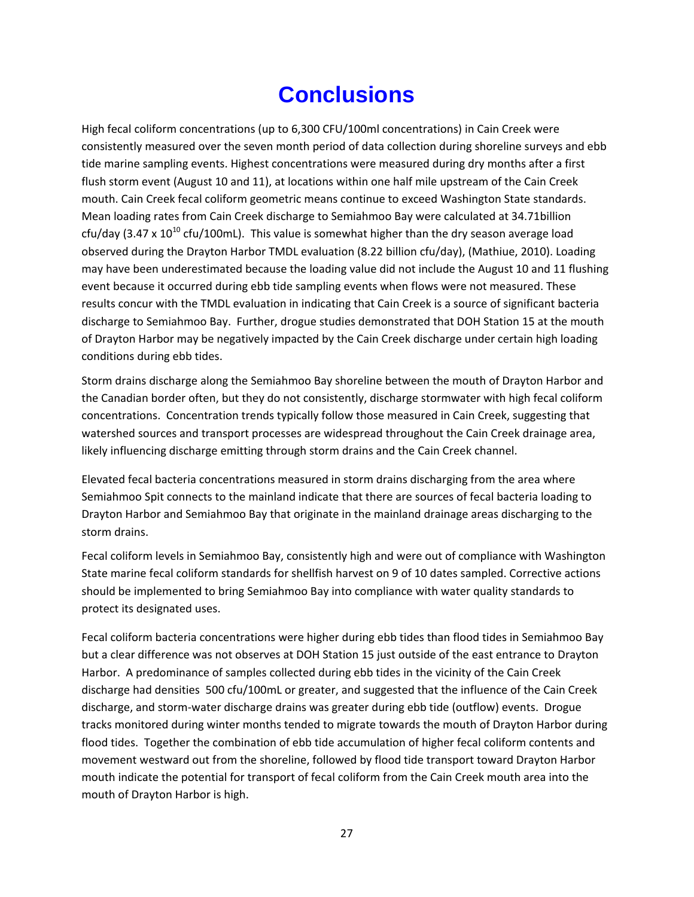# Conclusions

High fecal coliform concentrations (up to 6,300 CFU/100ml concentrations) in Cain Creek were consistently measured over the seven month period of data collection during shoreline surveys and ebb tide marine sampling events. Highest concentrations were measured during dry months after a first flush storm event (August 10 and 11), at locations within one half mile upstream of the Cain Creek mouth. Cain Creek fecal coliform geometric means continue to exceed Washington State standards. Mean loading rates from Cain Creek discharge to Semiahmoo Bay were calculated at 34.71billion cfu/day ($3.47 \times 10^{10}$ cfu/100mL). This value is somewhat higher than the dry season average load observed during the Drayton Harbor TMDL evaluation (8.22 billion cfu/day), (Mathiue, 2010). Loading may have been underestimated because the loading value did not include the August 10 and 11 flushing event because it occurred during ebb tide sampling events when flows were not measured. These results concur with the TMDL evaluation in indicating that Cain Creek is a source of significant bacteria discharge to Semiahmoo Bay. Further, drogue studies demonstrated that DOH Station 15 at the mouth of Drayton Harbor may be negatively impacted by the Cain Creek discharge under certain high loading conditions during ebb tides.

Storm drains discharge along the Semiahmoo Bay shoreline between the mouth of Drayton Harbor and the Canadian border often, but they do not consistently, discharge stormwater with high fecal coliform concentrations. Concentration trends typically follow those measured in Cain Creek, suggesting that watershed sources and transport processes are widespread throughout the Cain Creek drainage area, likely influencing discharge emitting through storm drains and the Cain Creek channel.

Elevated fecal bacteria concentrations measured in storm drains discharging from the area where Semiahmoo Spit connects to the mainland indicate that there are sources of fecal bacteria loading to Drayton Harbor and Semiahmoo Bay that originate in the mainland drainage areas discharging to the storm drains.

Fecal coliform levels in Semiahmoo Bay, consistently high and were out of compliance with Washington State marine fecal coliform standards for shellfish harvest on 9 of 10 dates sampled. Corrective actions should be implemented to bring Semiahmoo Bay into compliance with water quality standards to protect its designated uses.

Fecal coliform bacteria concentrations were higher during ebb tides than flood tides in Semiahmoo Bay but a clear difference was not observes at DOH Station 15 just outside of the east entrance to Drayton Harbor. A predominance of samples collected during ebb tides in the vicinity of the Cain Creek discharge had densities 500 cfu/100mL or greater, and suggested that the influence of the Cain Creek discharge, and storm-water discharge drains was greater during ebb tide (outflow) events. Drogue tracks monitored during winter months tended to migrate towards the mouth of Drayton Harbor during flood tides. Together the combination of ebb tide accumulation of higher fecal coliform contents and movement westward out from the shoreline, followed by flood tide transport toward Drayton Harbor mouth indicate the potential for transport of fecal coliform from the Cain Creek mouth area into the mouth of Drayton Harbor is high.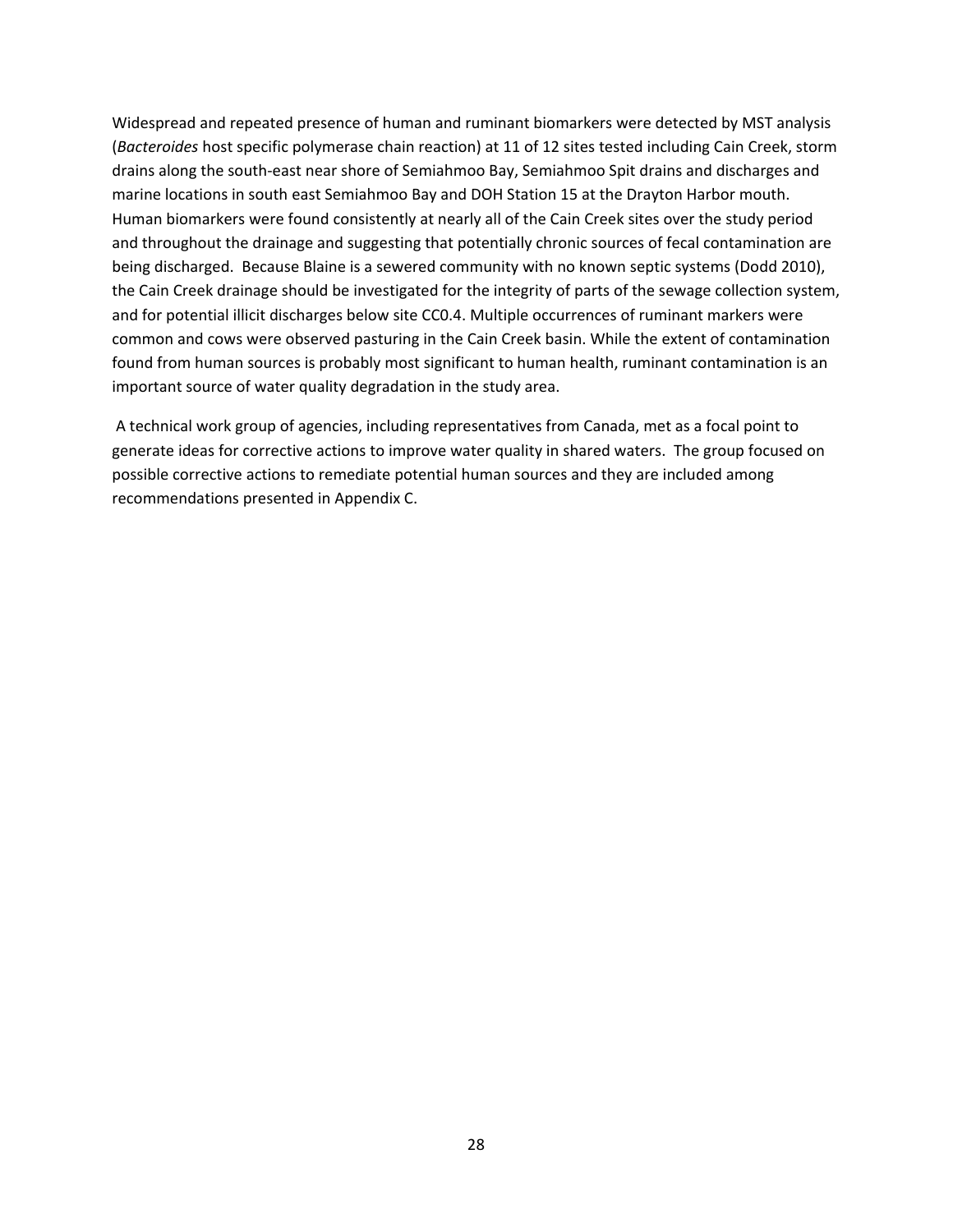Widespread and repeated presence of human and ruminant biomarkers were detected by MST analysis (*Bacteroides* host specific polymerase chain reaction) at 11 of 12 sites tested including Cain Creek, storm drains along the south-east near shore of Semiahmoo Bay, Semiahmoo Spit drains and discharges and marine locations in south east Semiahmoo Bay and DOH Station 15 at the Drayton Harbor mouth. Human biomarkers were found consistently at nearly all of the Cain Creek sites over the study period and throughout the drainage and suggesting that potentially chronic sources of fecal contamination are being discharged. Because Blaine is a sewered community with no known septic systems (Dodd 2010), the Cain Creek drainage should be investigated for the integrity of parts of the sewage collection system, and for potential illicit discharges below site CC0.4. Multiple occurrences of ruminant markers were common and cows were observed pasturing in the Cain Creek basin. While the extent of contamination found from human sources is probably most significant to human health, ruminant contamination is an important source of water quality degradation in the study area.

A technical work group of agencies, including representatives from Canada, met as a focal point to generate ideas for corrective actions to improve water quality in shared waters. The group focused on possible corrective actions to remediate potential human sources and they are included among recommendations presented in Appendix C.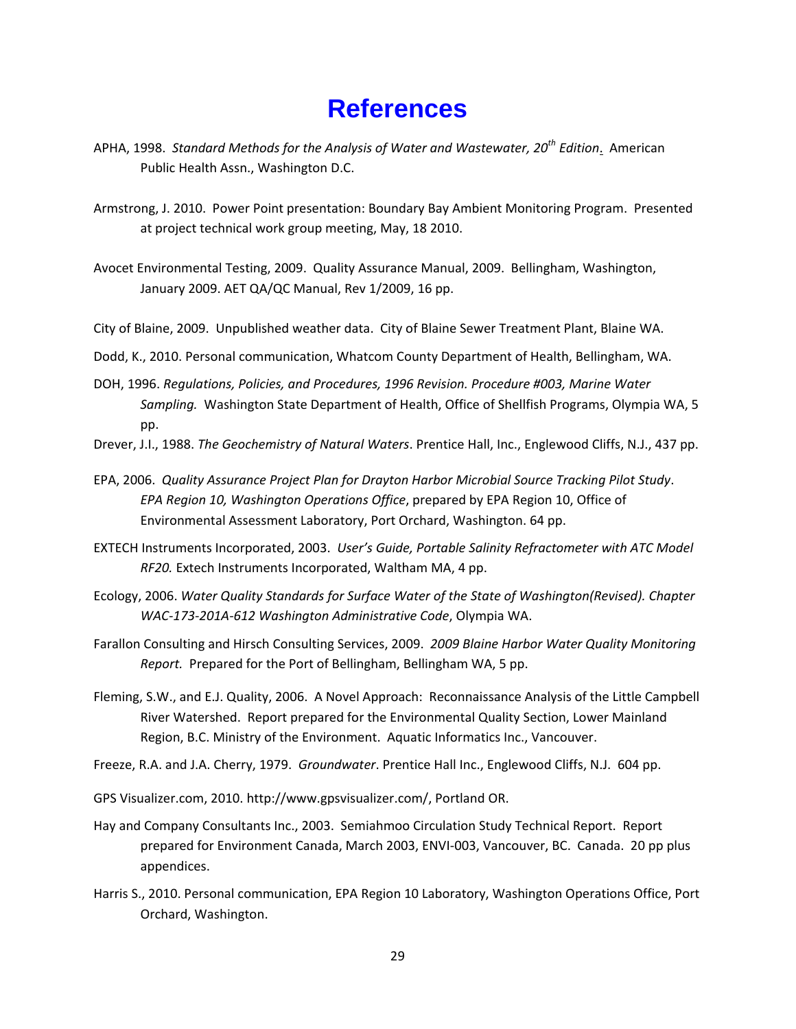# References

APHA, 1998. *Standard Methods for the Analysis of Water and Wastewater, 20th Edition*. American Public Health Assn., Washington D.C.

Armstrong, J. 2010. Power Point presentation: Boundary Bay Ambient Monitoring Program. Presented at project technical work group meeting, May, 18 2010.

Avocet Environmental Testing, 2009. Quality Assurance Manual, 2009. Bellingham, Washington, January 2009. AET QA/QC Manual, Rev 1/2009, 16 pp.

City of Blaine, 2009. Unpublished weather data. City of Blaine Sewer Treatment Plant, Blaine WA.

Dodd, K., 2010. Personal communication, Whatcom County Department of Health, Bellingham, WA.

DOH, 1996. *Regulations, Policies, and Procedures, 1996 Revision. Procedure #003, Marine Water Sampling.* Washington State Department of Health, Office of Shellfish Programs, Olympia WA, 5 pp.

Drever, J.I., 1988. *The Geochemistry of Natural Waters*. Prentice Hall, Inc., Englewood Cliffs, N.J., 437 pp.

EPA, 2006. *Quality Assurance Project Plan for Drayton Harbor Microbial Source Tracking Pilot Study*. *EPA Region 10, Washington Operations Office*, prepared by EPA Region 10, Office of Environmental Assessment Laboratory, Port Orchard, Washington. 64 pp.

EXTECH Instruments Incorporated, 2003. *User's Guide, Portable Salinity Refractometer with ATC Model RF20.* Extech Instruments Incorporated, Waltham MA, 4 pp.

Ecology, 2006. *Water Quality Standards for Surface Water of the State of Washington(Revised). Chapter WAC-173-201A-612 Washington Administrative Code*, Olympia WA.

Farallon Consulting and Hirsch Consulting Services, 2009. *2009 Blaine Harbor Water Quality Monitoring Report.* Prepared for the Port of Bellingham, Bellingham WA, 5 pp.

Fleming, S.W., and E.J. Quality, 2006. A Novel Approach: Reconnaissance Analysis of the Little Campbell River Watershed. Report prepared for the Environmental Quality Section, Lower Mainland Region, B.C. Ministry of the Environment. Aquatic Informatics Inc., Vancouver.

Freeze, R.A. and J.A. Cherry, 1979. *Groundwater*. Prentice Hall Inc., Englewood Cliffs, N.J. 604 pp.

GPS Visualizer.com, 2010. http://www.gpsvisualizer.com/, Portland OR.

Hay and Company Consultants Inc., 2003. Semiahmoo Circulation Study Technical Report. Report prepared for Environment Canada, March 2003, ENVI-003, Vancouver, BC. Canada. 20 pp plus appendices.

Harris S., 2010. Personal communication, EPA Region 10 Laboratory, Washington Operations Office, Port Orchard, Washington.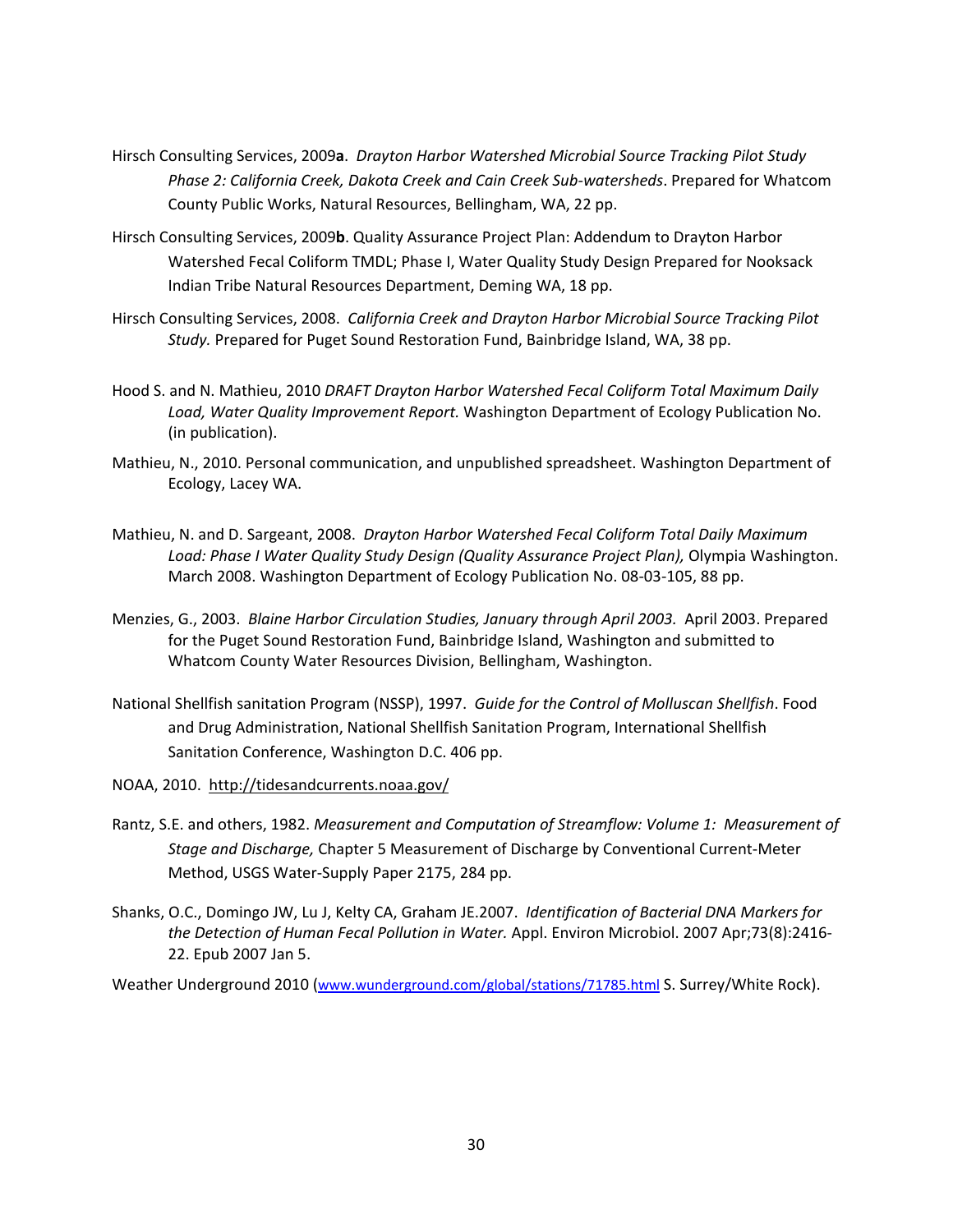Hirsch Consulting Services, 2009**a**. *Drayton Harbor Watershed Microbial Source Tracking Pilot Study Phase 2: California Creek, Dakota Creek and Cain Creek Sub-watersheds*. Prepared for Whatcom County Public Works, Natural Resources, Bellingham, WA, 22 pp.

Hirsch Consulting Services, 2009**b**. Quality Assurance Project Plan: Addendum to Drayton Harbor Watershed Fecal Coliform TMDL; Phase I, Water Quality Study Design Prepared for Nooksack Indian Tribe Natural Resources Department, Deming WA, 18 pp.

Hirsch Consulting Services, 2008. *California Creek and Drayton Harbor Microbial Source Tracking Pilot Study.* Prepared for Puget Sound Restoration Fund, Bainbridge Island, WA, 38 pp.

Hood S. and N. Mathieu, 2010 *DRAFT Drayton Harbor Watershed Fecal Coliform Total Maximum Daily Load, Water Quality Improvement Report.* Washington Department of Ecology Publication No. (in publication).

Mathieu, N., 2010. Personal communication, and unpublished spreadsheet. Washington Department of Ecology, Lacey WA.

Mathieu, N. and D. Sargeant, 2008. *Drayton Harbor Watershed Fecal Coliform Total Daily Maximum Load: Phase I Water Quality Study Design (Quality Assurance Project Plan),* Olympia Washington. March 2008. Washington Department of Ecology Publication No. 08-03-105, 88 pp.

Menzies, G., 2003. *Blaine Harbor Circulation Studies, January through April 2003.* April 2003. Prepared for the Puget Sound Restoration Fund, Bainbridge Island, Washington and submitted to Whatcom County Water Resources Division, Bellingham, Washington.

National Shellfish sanitation Program (NSSP), 1997. *Guide for the Control of Molluscan Shellfish*. Food and Drug Administration, National Shellfish Sanitation Program, International Shellfish Sanitation Conference, Washington D.C. 406 pp.

NOAA, 2010. http://tidesandcurrents.noaa.gov/

Rantz, S.E. and others, 1982. *Measurement and Computation of Streamflow: Volume 1: Measurement of Stage and Discharge,* Chapter 5 Measurement of Discharge by Conventional Current-Meter Method, USGS Water-Supply Paper 2175, 284 pp.

Shanks, O.C., Domingo JW, Lu J, Kelty CA, Graham JE.2007. *Identification of Bacterial DNA Markers for the Detection of Human Fecal Pollution in Water.* Appl. Environ Microbiol. 2007 Apr;73(8):2416-22. Epub 2007 Jan 5.

Weather Underground 2010 (www.wunderground.com/global/stations/71785.html S. Surrey/White Rock).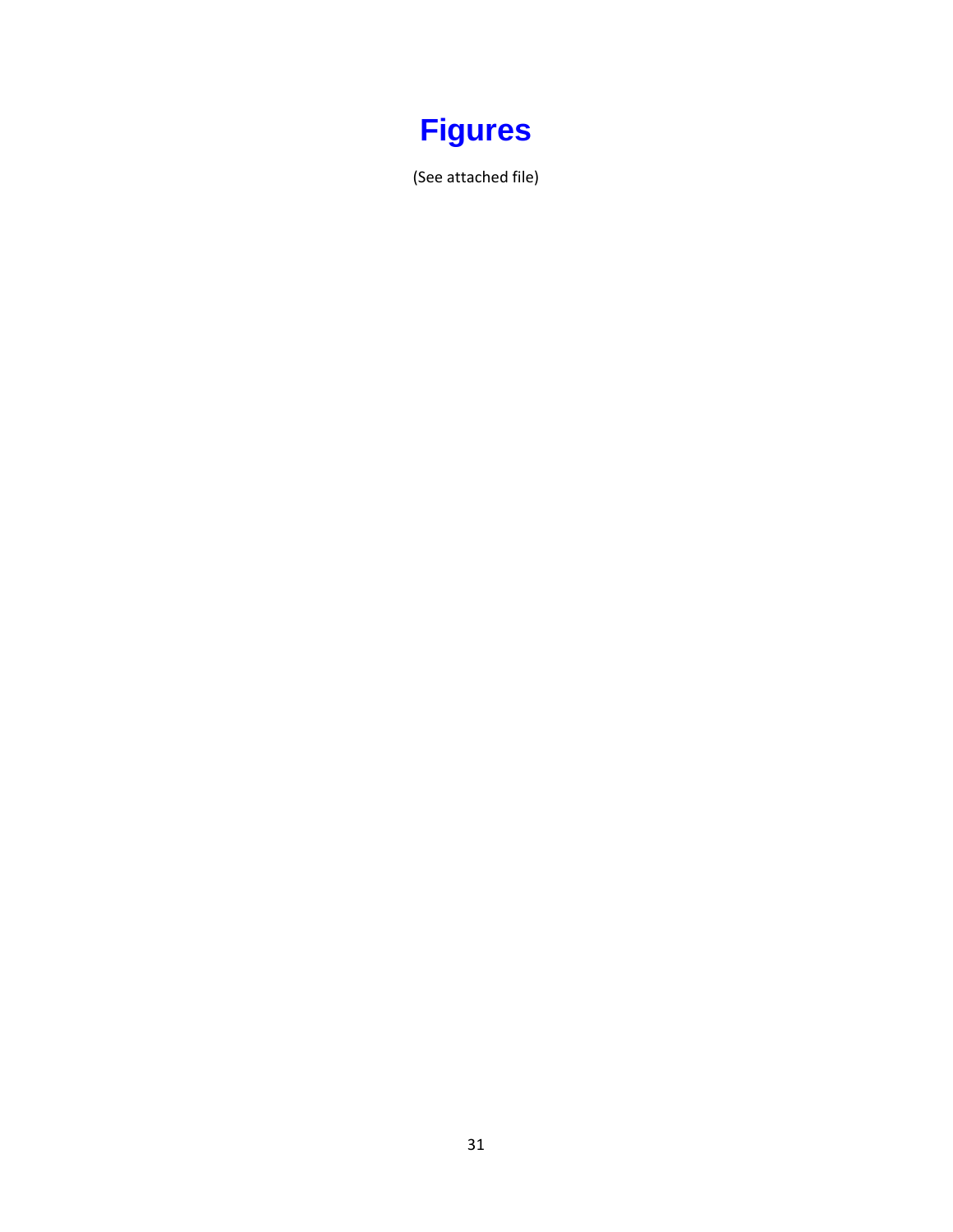# Figures

(See attached file)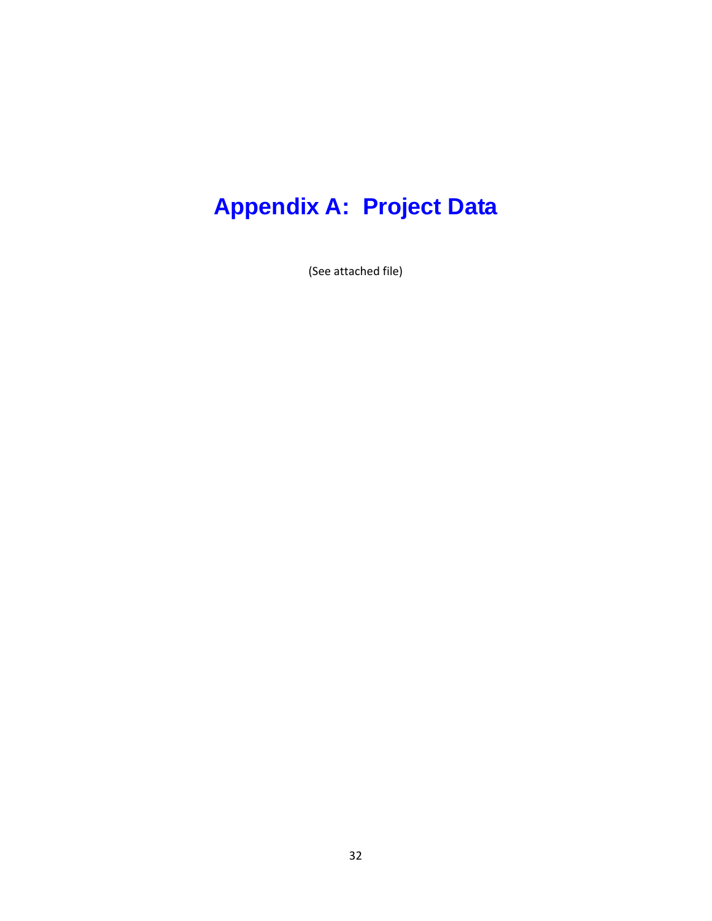# Appendix A: Project Data

(See attached file)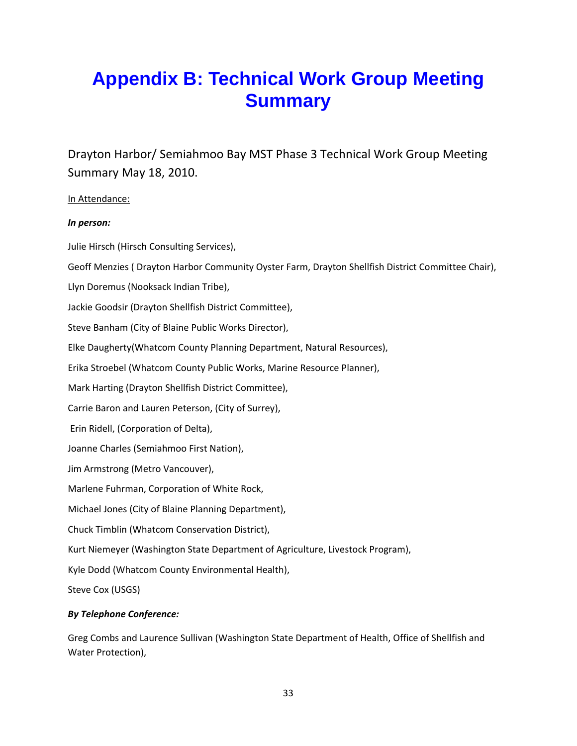# Appendix B: Technical Work Group Meeting Summary

Drayton Harbor/ Semiahmoo Bay MST Phase 3 Technical Work Group Meeting Summary May 18, 2010.

<u>In Attendance:</u>

***In person:***

Julie Hirsch (Hirsch Consulting Services),

Geoff Menzies ( Drayton Harbor Community Oyster Farm, Drayton Shellfish District Committee Chair),

Llyn Doremus (Nooksack Indian Tribe),

Jackie Goodsir (Drayton Shellfish District Committee),

Steve Banham (City of Blaine Public Works Director),

Elke Daugherty(Whatcom County Planning Department, Natural Resources),

Erika Stroebel (Whatcom County Public Works, Marine Resource Planner),

Mark Harting (Drayton Shellfish District Committee),

Carrie Baron and Lauren Peterson, (City of Surrey),

Erin Ridell, (Corporation of Delta),

Joanne Charles (Semiahmoo First Nation),

Jim Armstrong (Metro Vancouver),

Marlene Fuhrman, Corporation of White Rock,

Michael Jones (City of Blaine Planning Department),

Chuck Timblin (Whatcom Conservation District),

Kurt Niemeyer (Washington State Department of Agriculture, Livestock Program),

Kyle Dodd (Whatcom County Environmental Health),

Steve Cox (USGS)

***By Telephone Conference:***

Greg Combs and Laurence Sullivan (Washington State Department of Health, Office of Shellfish and Water Protection),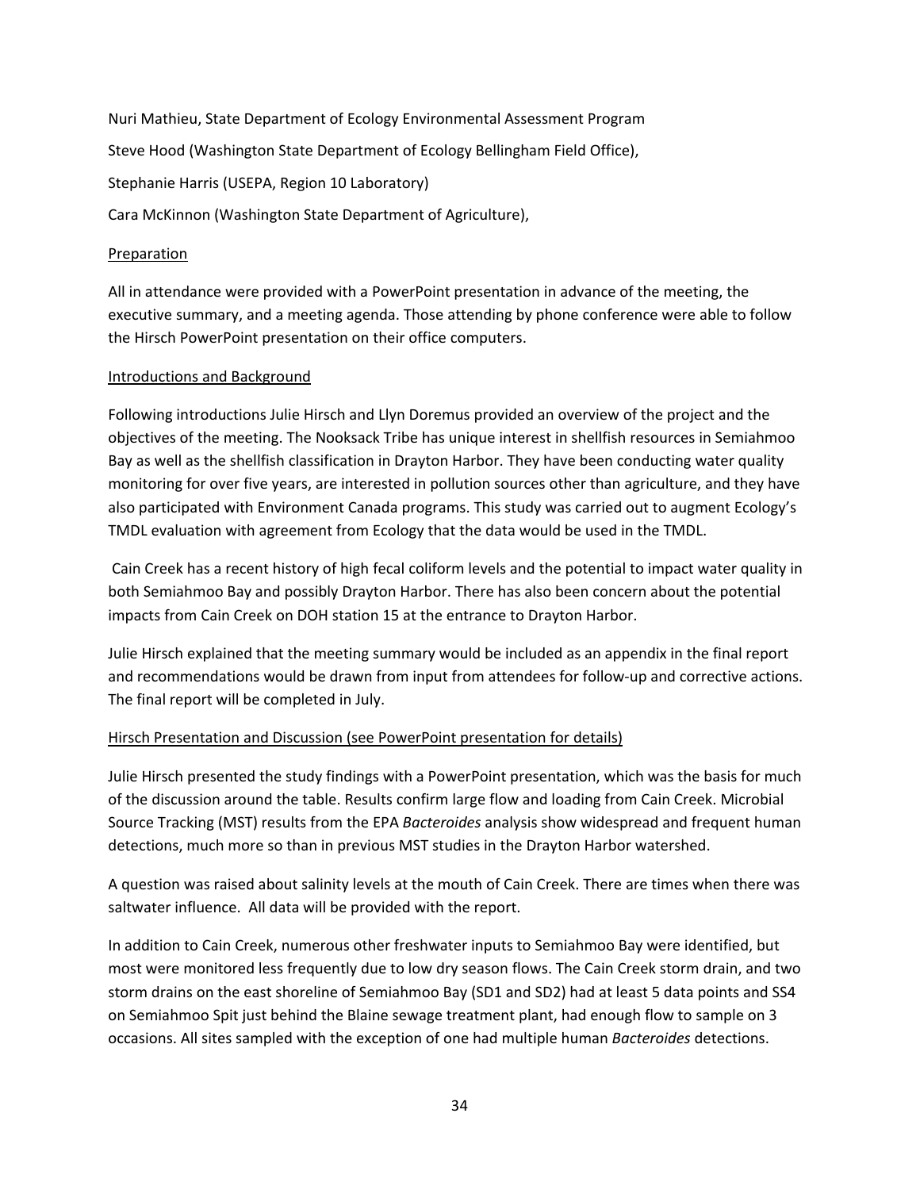Nuri Mathieu, State Department of Ecology Environmental Assessment Program

Steve Hood (Washington State Department of Ecology Bellingham Field Office),

Stephanie Harris (USEPA, Region 10 Laboratory)

Cara McKinnon (Washington State Department of Agriculture),

### Preparation

All in attendance were provided with a PowerPoint presentation in advance of the meeting, the executive summary, and a meeting agenda. Those attending by phone conference were able to follow the Hirsch PowerPoint presentation on their office computers.

### Introductions and Background

Following introductions Julie Hirsch and Llyn Doremus provided an overview of the project and the objectives of the meeting. The Nooksack Tribe has unique interest in shellfish resources in Semiahmoo Bay as well as the shellfish classification in Drayton Harbor. They have been conducting water quality monitoring for over five years, are interested in pollution sources other than agriculture, and they have also participated with Environment Canada programs. This study was carried out to augment Ecology's TMDL evaluation with agreement from Ecology that the data would be used in the TMDL.

Cain Creek has a recent history of high fecal coliform levels and the potential to impact water quality in both Semiahmoo Bay and possibly Drayton Harbor. There has also been concern about the potential impacts from Cain Creek on DOH station 15 at the entrance to Drayton Harbor.

Julie Hirsch explained that the meeting summary would be included as an appendix in the final report and recommendations would be drawn from input from attendees for follow-up and corrective actions. The final report will be completed in July.

### Hirsch Presentation and Discussion (see PowerPoint presentation for details)

Julie Hirsch presented the study findings with a PowerPoint presentation, which was the basis for much of the discussion around the table. Results confirm large flow and loading from Cain Creek. Microbial Source Tracking (MST) results from the EPA *Bacteroides* analysis show widespread and frequent human detections, much more so than in previous MST studies in the Drayton Harbor watershed.

A question was raised about salinity levels at the mouth of Cain Creek. There are times when there was saltwater influence. All data will be provided with the report.

In addition to Cain Creek, numerous other freshwater inputs to Semiahmoo Bay were identified, but most were monitored less frequently due to low dry season flows. The Cain Creek storm drain, and two storm drains on the east shoreline of Semiahmoo Bay (SD1 and SD2) had at least 5 data points and SS4 on Semiahmoo Spit just behind the Blaine sewage treatment plant, had enough flow to sample on 3 occasions. All sites sampled with the exception of one had multiple human *Bacteroides* detections.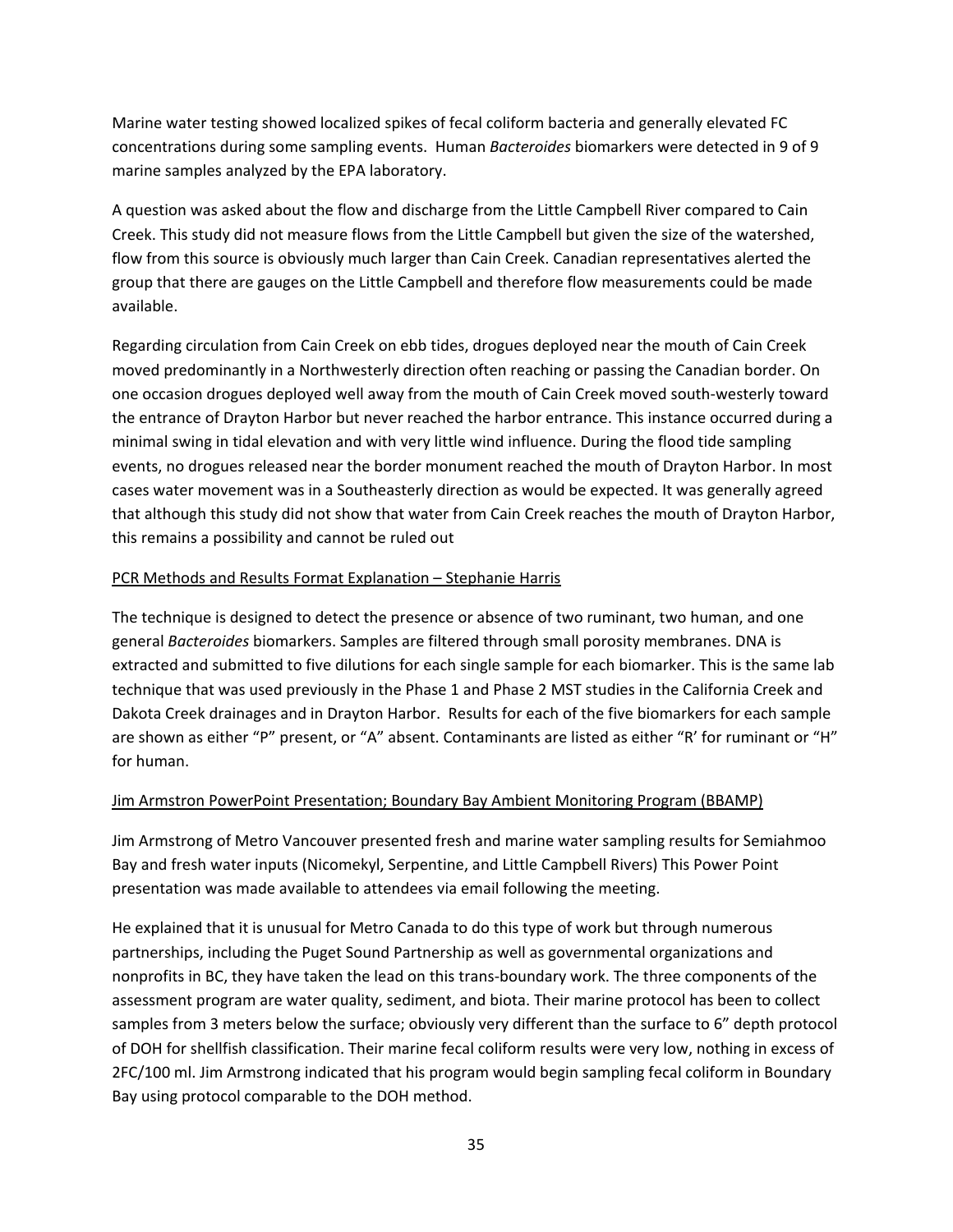Marine water testing showed localized spikes of fecal coliform bacteria and generally elevated FC concentrations during some sampling events. Human *Bacteroides* biomarkers were detected in 9 of 9 marine samples analyzed by the EPA laboratory.

A question was asked about the flow and discharge from the Little Campbell River compared to Cain Creek. This study did not measure flows from the Little Campbell but given the size of the watershed, flow from this source is obviously much larger than Cain Creek. Canadian representatives alerted the group that there are gauges on the Little Campbell and therefore flow measurements could be made available.

Regarding circulation from Cain Creek on ebb tides, drogues deployed near the mouth of Cain Creek moved predominantly in a Northwesterly direction often reaching or passing the Canadian border. On one occasion drogues deployed well away from the mouth of Cain Creek moved south-westerly toward the entrance of Drayton Harbor but never reached the harbor entrance. This instance occurred during a minimal swing in tidal elevation and with very little wind influence. During the flood tide sampling events, no drogues released near the border monument reached the mouth of Drayton Harbor. In most cases water movement was in a Southeasterly direction as would be expected. It was generally agreed that although this study did not show that water from Cain Creek reaches the mouth of Drayton Harbor, this remains a possibility and cannot be ruled out

<u>PCR Methods and Results Format Explanation – Stephanie Harris</u>

The technique is designed to detect the presence or absence of two ruminant, two human, and one general *Bacteroides* biomarkers. Samples are filtered through small porosity membranes. DNA is extracted and submitted to five dilutions for each single sample for each biomarker. This is the same lab technique that was used previously in the Phase 1 and Phase 2 MST studies in the California Creek and Dakota Creek drainages and in Drayton Harbor. Results for each of the five biomarkers for each sample are shown as either "P" present, or "A" absent. Contaminants are listed as either "R' for ruminant or "H" for human.

<u>Jim Armstron PowerPoint Presentation; Boundary Bay Ambient Monitoring Program (BBAMP)</u>

Jim Armstrong of Metro Vancouver presented fresh and marine water sampling results for Semiahmoo Bay and fresh water inputs (Nicomekyl, Serpentine, and Little Campbell Rivers) This Power Point presentation was made available to attendees via email following the meeting.

He explained that it is unusual for Metro Canada to do this type of work but through numerous partnerships, including the Puget Sound Partnership as well as governmental organizations and nonprofits in BC, they have taken the lead on this trans-boundary work. The three components of the assessment program are water quality, sediment, and biota. Their marine protocol has been to collect samples from 3 meters below the surface; obviously very different than the surface to 6" depth protocol of DOH for shellfish classification. Their marine fecal coliform results were very low, nothing in excess of 2FC/100 ml. Jim Armstrong indicated that his program would begin sampling fecal coliform in Boundary Bay using protocol comparable to the DOH method.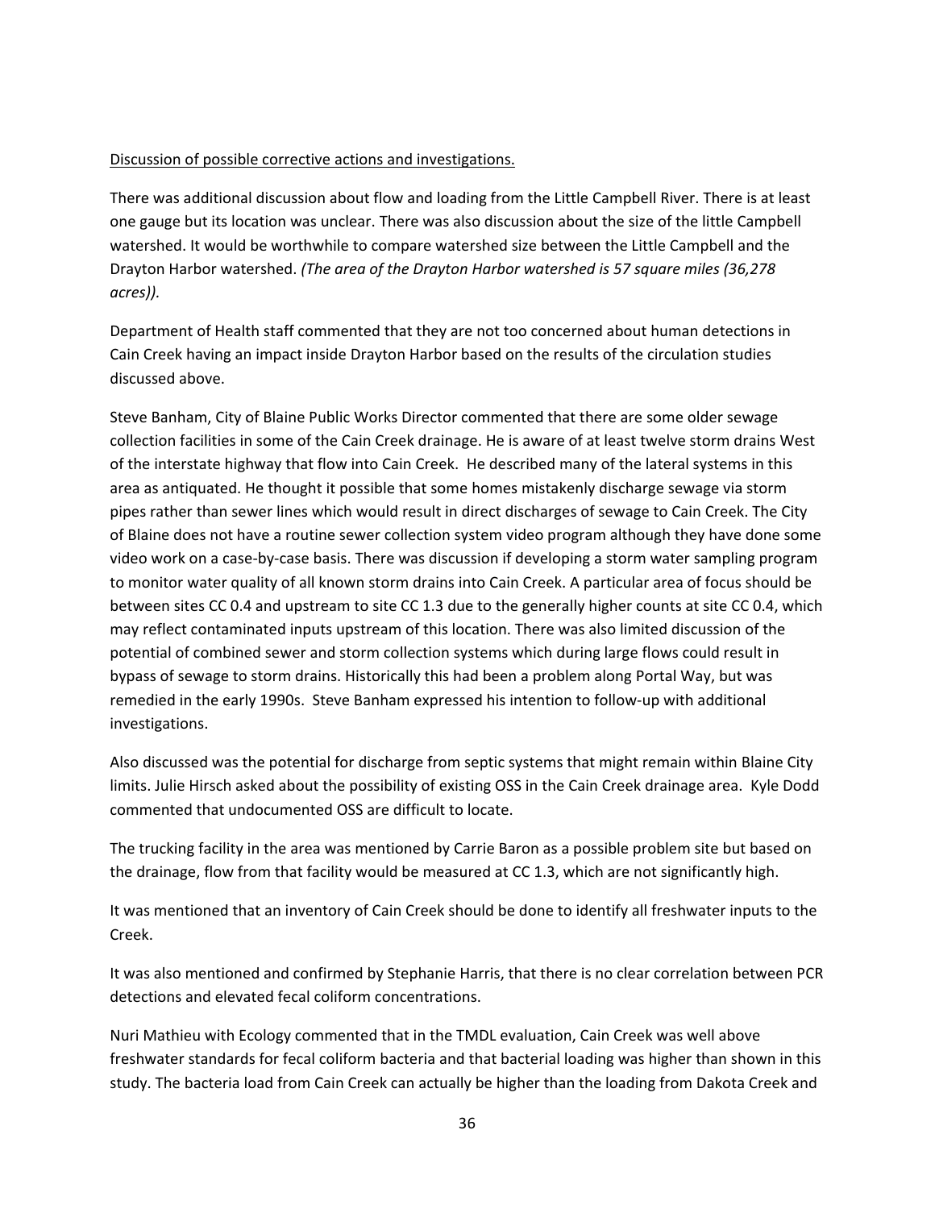Discussion of possible corrective actions and investigations.

There was additional discussion about flow and loading from the Little Campbell River. There is at least one gauge but its location was unclear. There was also discussion about the size of the little Campbell watershed. It would be worthwhile to compare watershed size between the Little Campbell and the Drayton Harbor watershed. *(The area of the Drayton Harbor watershed is 57 square miles (36,278 acres)).*

Department of Health staff commented that they are not too concerned about human detections in Cain Creek having an impact inside Drayton Harbor based on the results of the circulation studies discussed above.

Steve Banham, City of Blaine Public Works Director commented that there are some older sewage collection facilities in some of the Cain Creek drainage. He is aware of at least twelve storm drains West of the interstate highway that flow into Cain Creek. He described many of the lateral systems in this area as antiquated. He thought it possible that some homes mistakenly discharge sewage via storm pipes rather than sewer lines which would result in direct discharges of sewage to Cain Creek. The City of Blaine does not have a routine sewer collection system video program although they have done some video work on a case-by-case basis. There was discussion if developing a storm water sampling program to monitor water quality of all known storm drains into Cain Creek. A particular area of focus should be between sites CC 0.4 and upstream to site CC 1.3 due to the generally higher counts at site CC 0.4, which may reflect contaminated inputs upstream of this location. There was also limited discussion of the potential of combined sewer and storm collection systems which during large flows could result in bypass of sewage to storm drains. Historically this had been a problem along Portal Way, but was remedied in the early 1990s. Steve Banham expressed his intention to follow-up with additional investigations.

Also discussed was the potential for discharge from septic systems that might remain within Blaine City limits. Julie Hirsch asked about the possibility of existing OSS in the Cain Creek drainage area. Kyle Dodd commented that undocumented OSS are difficult to locate.

The trucking facility in the area was mentioned by Carrie Baron as a possible problem site but based on the drainage, flow from that facility would be measured at CC 1.3, which are not significantly high.

It was mentioned that an inventory of Cain Creek should be done to identify all freshwater inputs to the Creek.

It was also mentioned and confirmed by Stephanie Harris, that there is no clear correlation between PCR detections and elevated fecal coliform concentrations.

Nuri Mathieu with Ecology commented that in the TMDL evaluation, Cain Creek was well above freshwater standards for fecal coliform bacteria and that bacterial loading was higher than shown in this study. The bacteria load from Cain Creek can actually be higher than the loading from Dakota Creek and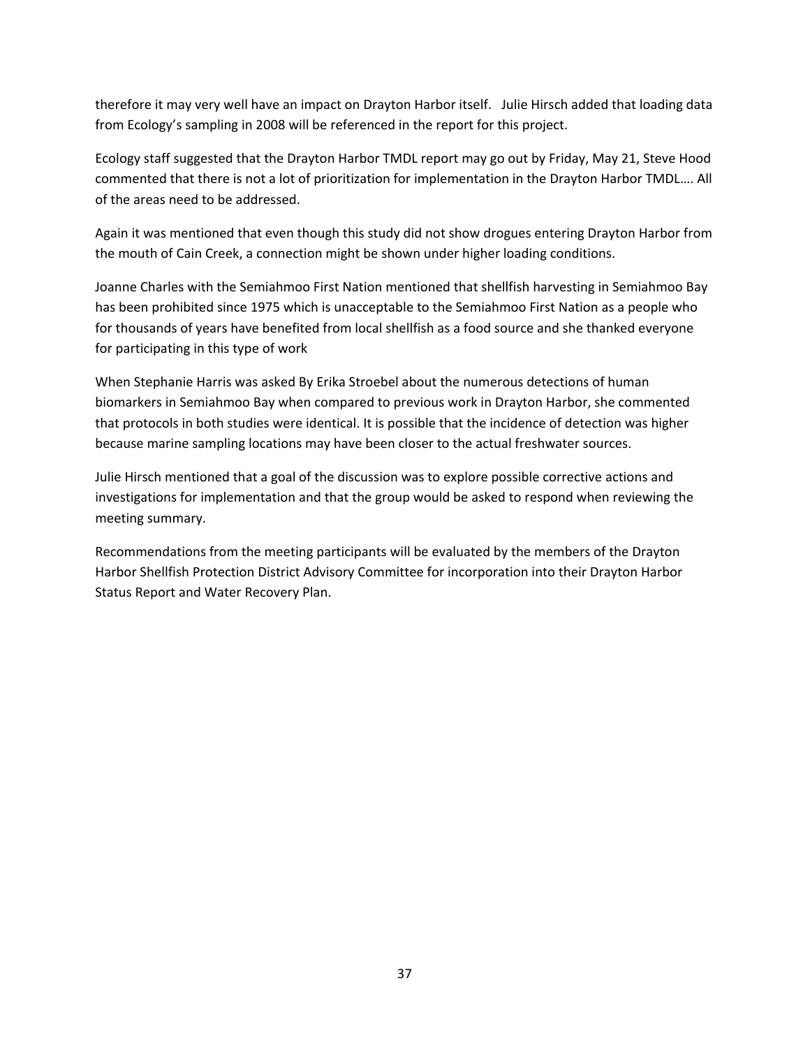therefore it may very well have an impact on Drayton Harbor itself. Julie Hirsch added that loading data from Ecology's sampling in 2008 will be referenced in the report for this project.

Ecology staff suggested that the Drayton Harbor TMDL report may go out by Friday, May 21, Steve Hood commented that there is not a lot of prioritization for implementation in the Drayton Harbor TMDL…. All of the areas need to be addressed.

Again it was mentioned that even though this study did not show drogues entering Drayton Harbor from the mouth of Cain Creek, a connection might be shown under higher loading conditions.

Joanne Charles with the Semiahmoo First Nation mentioned that shellfish harvesting in Semiahmoo Bay has been prohibited since 1975 which is unacceptable to the Semiahmoo First Nation as a people who for thousands of years have benefited from local shellfish as a food source and she thanked everyone for participating in this type of work

When Stephanie Harris was asked By Erika Stroebel about the numerous detections of human biomarkers in Semiahmoo Bay when compared to previous work in Drayton Harbor, she commented that protocols in both studies were identical. It is possible that the incidence of detection was higher because marine sampling locations may have been closer to the actual freshwater sources.

Julie Hirsch mentioned that a goal of the discussion was to explore possible corrective actions and investigations for implementation and that the group would be asked to respond when reviewing the meeting summary.

Recommendations from the meeting participants will be evaluated by the members of the Drayton Harbor Shellfish Protection District Advisory Committee for incorporation into their Drayton Harbor Status Report and Water Recovery Plan.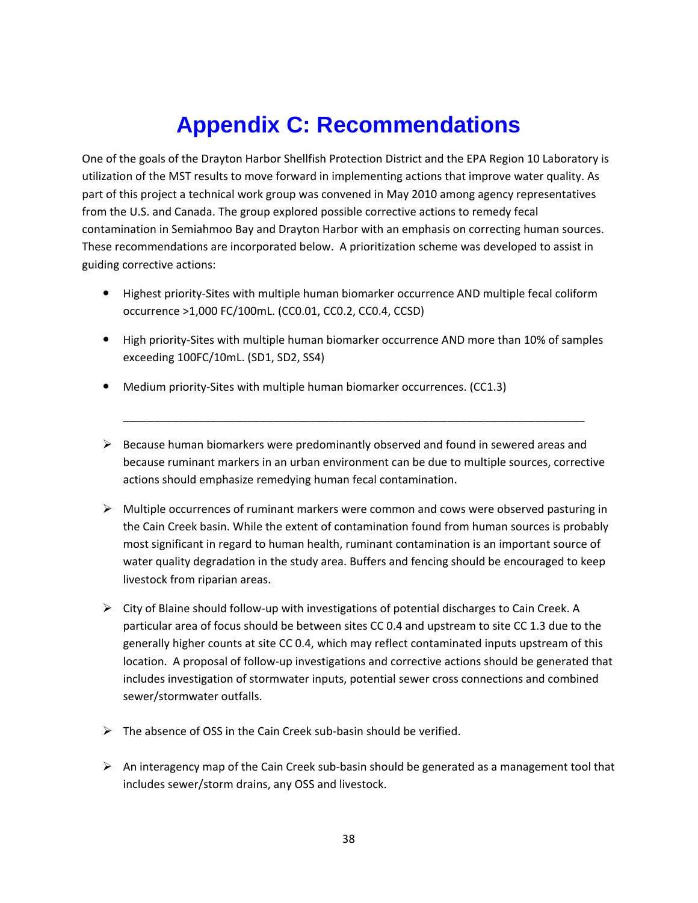# Appendix C: Recommendations

One of the goals of the Drayton Harbor Shellfish Protection District and the EPA Region 10 Laboratory is utilization of the MST results to move forward in implementing actions that improve water quality. As part of this project a technical work group was convened in May 2010 among agency representatives from the U.S. and Canada. The group explored possible corrective actions to remedy fecal contamination in Semiahmoo Bay and Drayton Harbor with an emphasis on correcting human sources. These recommendations are incorporated below. A prioritization scheme was developed to assist in guiding corrective actions:

- Highest priority-Sites with multiple human biomarker occurrence AND multiple fecal coliform occurrence >1,000 FC/100mL. (CC0.01, CC0.2, CC0.4, CCSD)
- High priority-Sites with multiple human biomarker occurrence AND more than 10% of samples exceeding 100FC/10mL. (SD1, SD2, SS4)
- Medium priority-Sites with multiple human biomarker occurrences. (CC1.3)

---

- Because human biomarkers were predominantly observed and found in sewered areas and because ruminant markers in an urban environment can be due to multiple sources, corrective actions should emphasize remedying human fecal contamination.
- Multiple occurrences of ruminant markers were common and cows were observed pasturing in the Cain Creek basin. While the extent of contamination found from human sources is probably most significant in regard to human health, ruminant contamination is an important source of water quality degradation in the study area. Buffers and fencing should be encouraged to keep livestock from riparian areas.
- City of Blaine should follow-up with investigations of potential discharges to Cain Creek. A particular area of focus should be between sites CC 0.4 and upstream to site CC 1.3 due to the generally higher counts at site CC 0.4, which may reflect contaminated inputs upstream of this location. A proposal of follow-up investigations and corrective actions should be generated that includes investigation of stormwater inputs, potential sewer cross connections and combined sewer/stormwater outfalls.
- The absence of OSS in the Cain Creek sub-basin should be verified.
- An interagency map of the Cain Creek sub-basin should be generated as a management tool that includes sewer/storm drains, any OSS and livestock.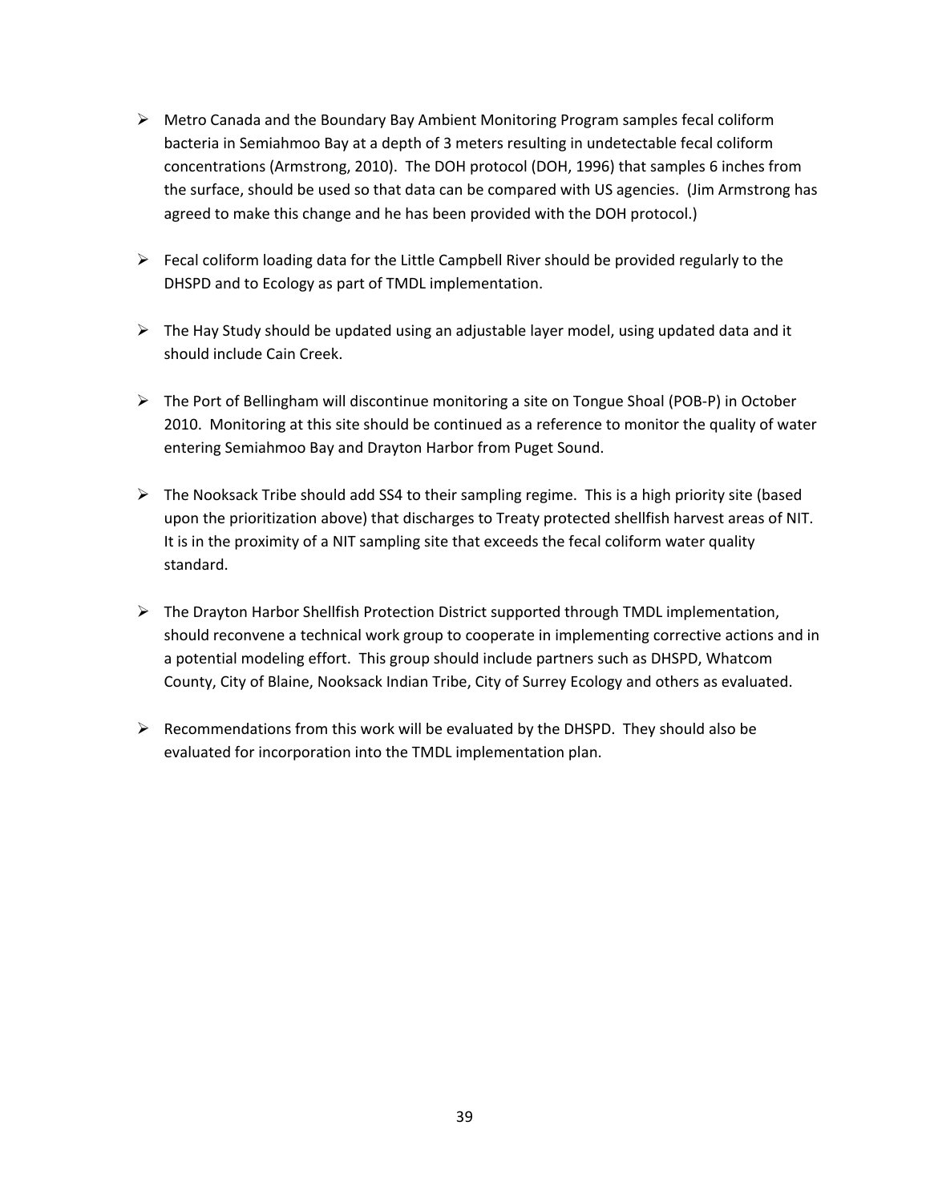- Metro Canada and the Boundary Bay Ambient Monitoring Program samples fecal coliform bacteria in Semiahmoo Bay at a depth of 3 meters resulting in undetectable fecal coliform concentrations (Armstrong, 2010). The DOH protocol (DOH, 1996) that samples 6 inches from the surface, should be used so that data can be compared with US agencies. (Jim Armstrong has agreed to make this change and he has been provided with the DOH protocol.)

- Fecal coliform loading data for the Little Campbell River should be provided regularly to the DHSPD and to Ecology as part of TMDL implementation.

- The Hay Study should be updated using an adjustable layer model, using updated data and it should include Cain Creek.

- The Port of Bellingham will discontinue monitoring a site on Tongue Shoal (POB-P) in October 2010. Monitoring at this site should be continued as a reference to monitor the quality of water entering Semiahmoo Bay and Drayton Harbor from Puget Sound.

- The Nooksack Tribe should add SS4 to their sampling regime. This is a high priority site (based upon the prioritization above) that discharges to Treaty protected shellfish harvest areas of NIT. It is in the proximity of a NIT sampling site that exceeds the fecal coliform water quality standard.

- The Drayton Harbor Shellfish Protection District supported through TMDL implementation, should reconvene a technical work group to cooperate in implementing corrective actions and in a potential modeling effort. This group should include partners such as DHSPD, Whatcom County, City of Blaine, Nooksack Indian Tribe, City of Surrey Ecology and others as evaluated.

- Recommendations from this work will be evaluated by the DHSPD. They should also be evaluated for incorporation into the TMDL implementation plan.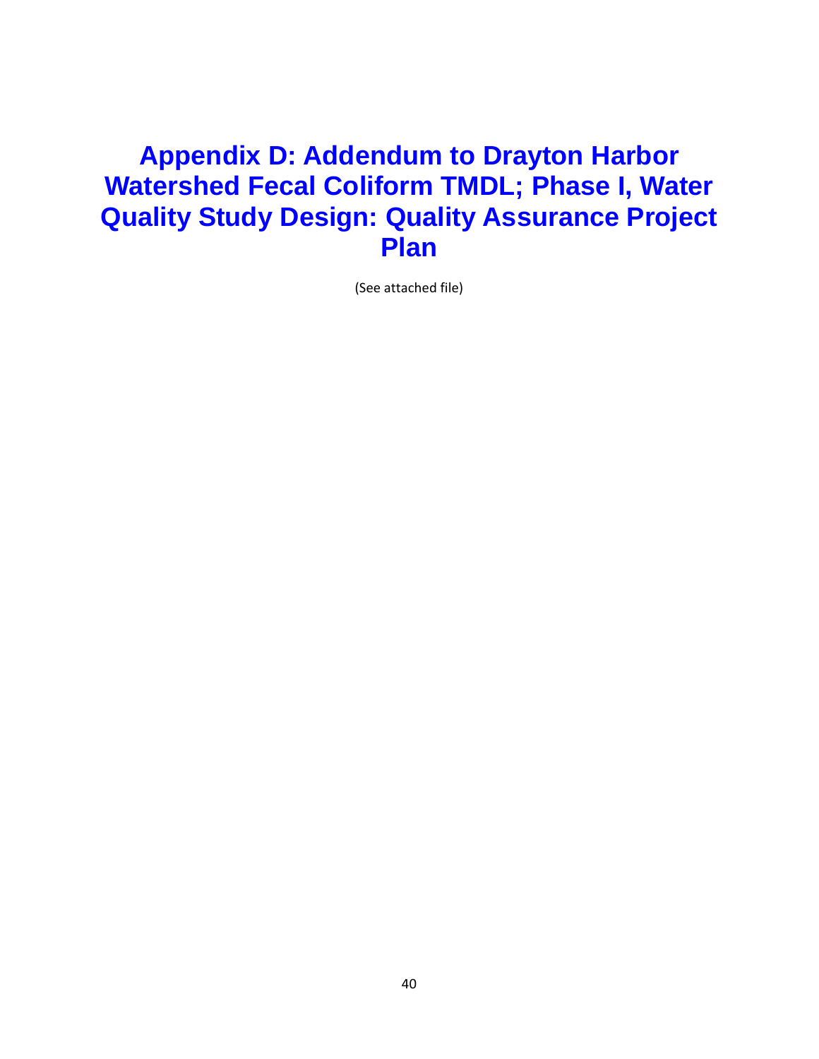# Appendix D: Addendum to Drayton Harbor Watershed Fecal Coliform TMDL; Phase I, Water Quality Study Design: Quality Assurance Project Plan

(See attached file)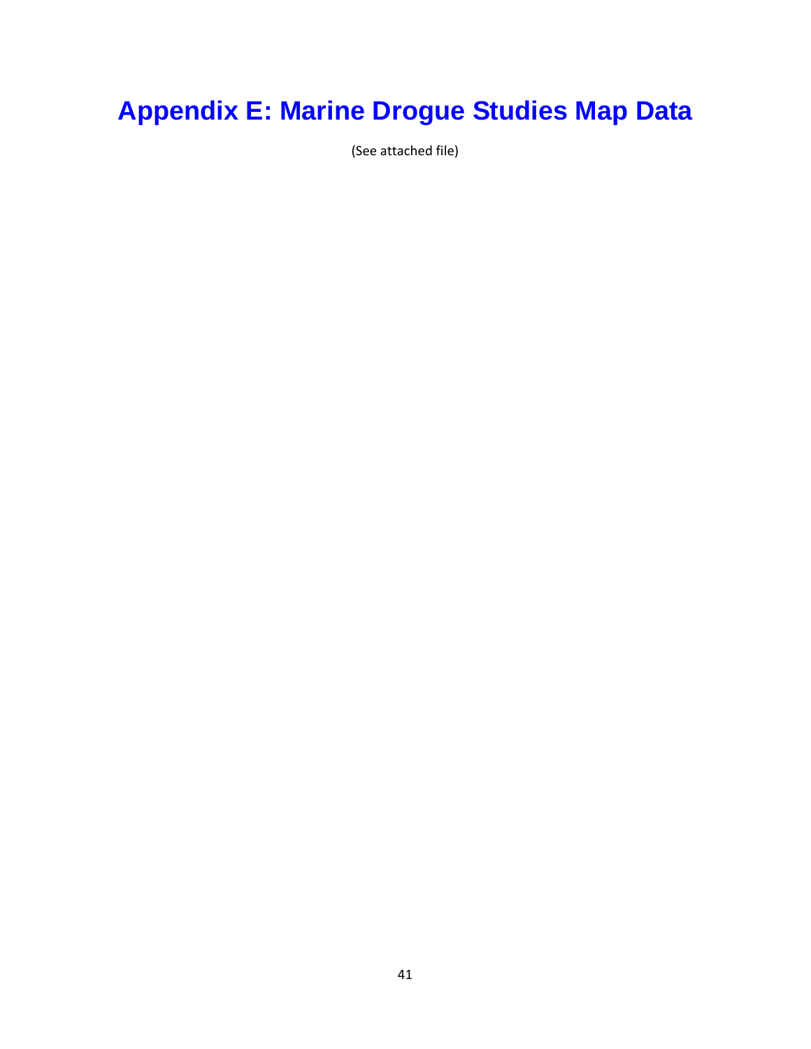# Appendix E: Marine Drogue Studies Map Data

(See attached file)